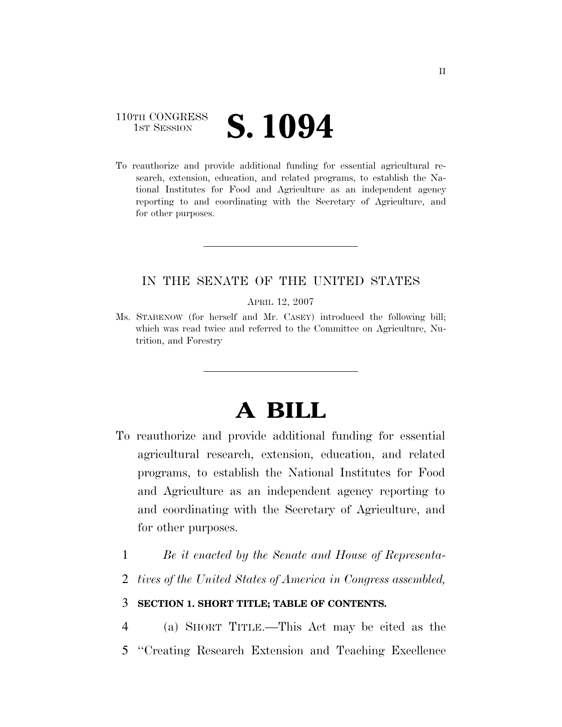110TH CONGRESS
1ST SESSION

# S. 1094

To reauthorize and provide additional funding for essential agricultural research, extension, education, and related programs, to establish the National Institutes for Food and Agriculture as an independent agency reporting to and coordinating with the Secretary of Agriculture, and for other purposes.

---

IN THE SENATE OF THE UNITED STATES

APRIL 12, 2007

Ms. STABENOW (for herself and Mr. CASEY) introduced the following bill; which was read twice and referred to the Committee on Agriculture, Nutrition, and Forestry

---

# A BILL

To reauthorize and provide additional funding for essential agricultural research, extension, education, and related programs, to establish the National Institutes for Food and Agriculture as an independent agency reporting to and coordinating with the Secretary of Agriculture, and for other purposes.

1 *Be it enacted by the Senate and House of Representa-*
2 *tives of the United States of America in Congress assembled,*

3 **SECTION 1. SHORT TITLE; TABLE OF CONTENTS.**

4 (a) SHORT TITLE.—This Act may be cited as the
5 "Creating Research Extension and Teaching Excellence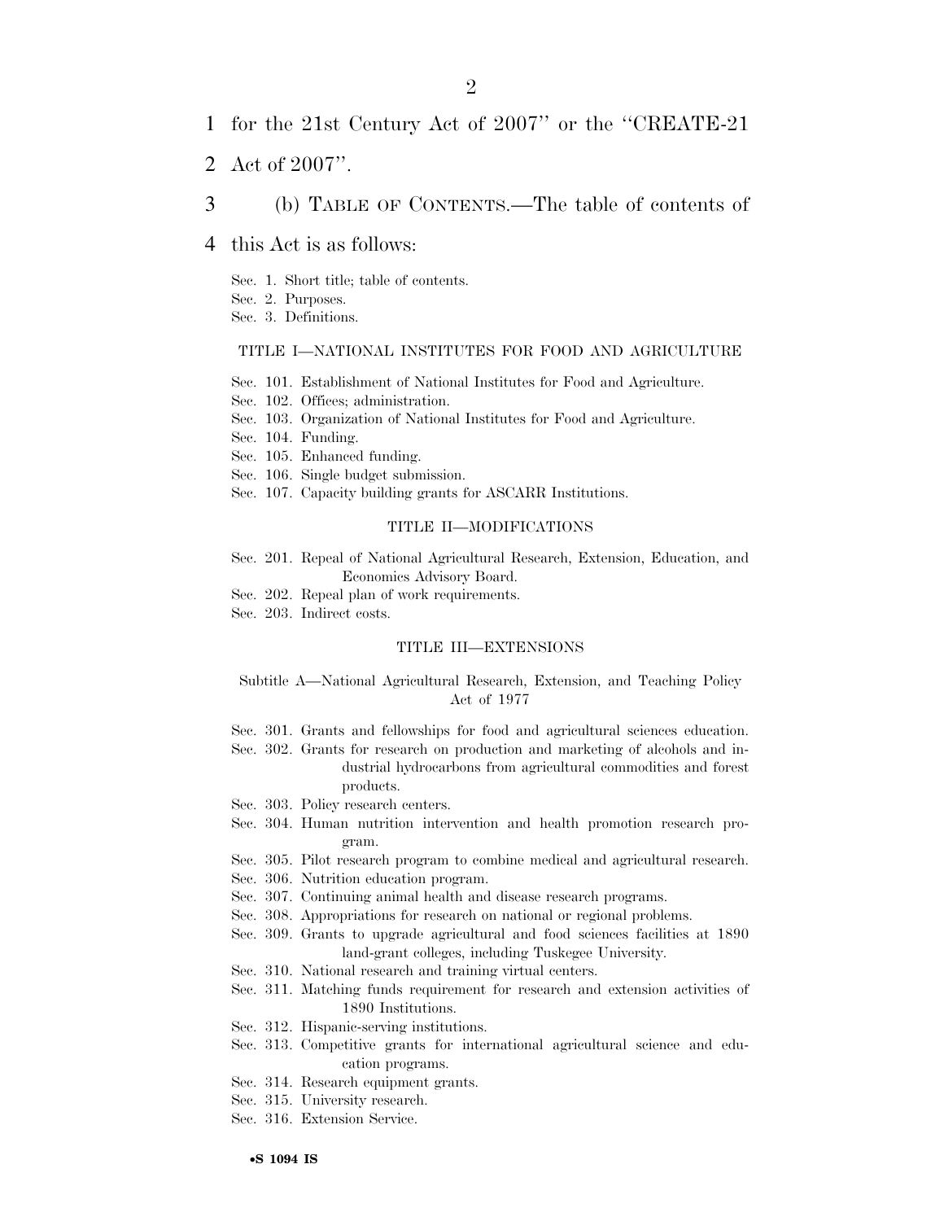for the 21st Century Act of 2007'' or the ''CREATE-21 Act of 2007''.

(b) TABLE OF CONTENTS.—The table of contents of this Act is as follows:

Sec. 1. Short title; table of contents.
Sec. 2. Purposes.
Sec. 3. Definitions.

TITLE I—NATIONAL INSTITUTES FOR FOOD AND AGRICULTURE

Sec. 101. Establishment of National Institutes for Food and Agriculture.
Sec. 102. Offices; administration.
Sec. 103. Organization of National Institutes for Food and Agriculture.
Sec. 104. Funding.
Sec. 105. Enhanced funding.
Sec. 106. Single budget submission.
Sec. 107. Capacity building grants for ASCARR Institutions.

TITLE II—MODIFICATIONS

Sec. 201. Repeal of National Agricultural Research, Extension, Education, and Economics Advisory Board.
Sec. 202. Repeal plan of work requirements.
Sec. 203. Indirect costs.

TITLE III—EXTENSIONS

Subtitle A—National Agricultural Research, Extension, and Teaching Policy Act of 1977

Sec. 301. Grants and fellowships for food and agricultural sciences education.
Sec. 302. Grants for research on production and marketing of alcohols and industrial hydrocarbons from agricultural commodities and forest products.
Sec. 303. Policy research centers.
Sec. 304. Human nutrition intervention and health promotion research program.
Sec. 305. Pilot research program to combine medical and agricultural research.
Sec. 306. Nutrition education program.
Sec. 307. Continuing animal health and disease research programs.
Sec. 308. Appropriations for research on national or regional problems.
Sec. 309. Grants to upgrade agricultural and food sciences facilities at 1890 land-grant colleges, including Tuskegee University.
Sec. 310. National research and training virtual centers.
Sec. 311. Matching funds requirement for research and extension activities of 1890 Institutions.
Sec. 312. Hispanic-serving institutions.
Sec. 313. Competitive grants for international agricultural science and education programs.
Sec. 314. Research equipment grants.
Sec. 315. University research.
Sec. 316. Extension Service.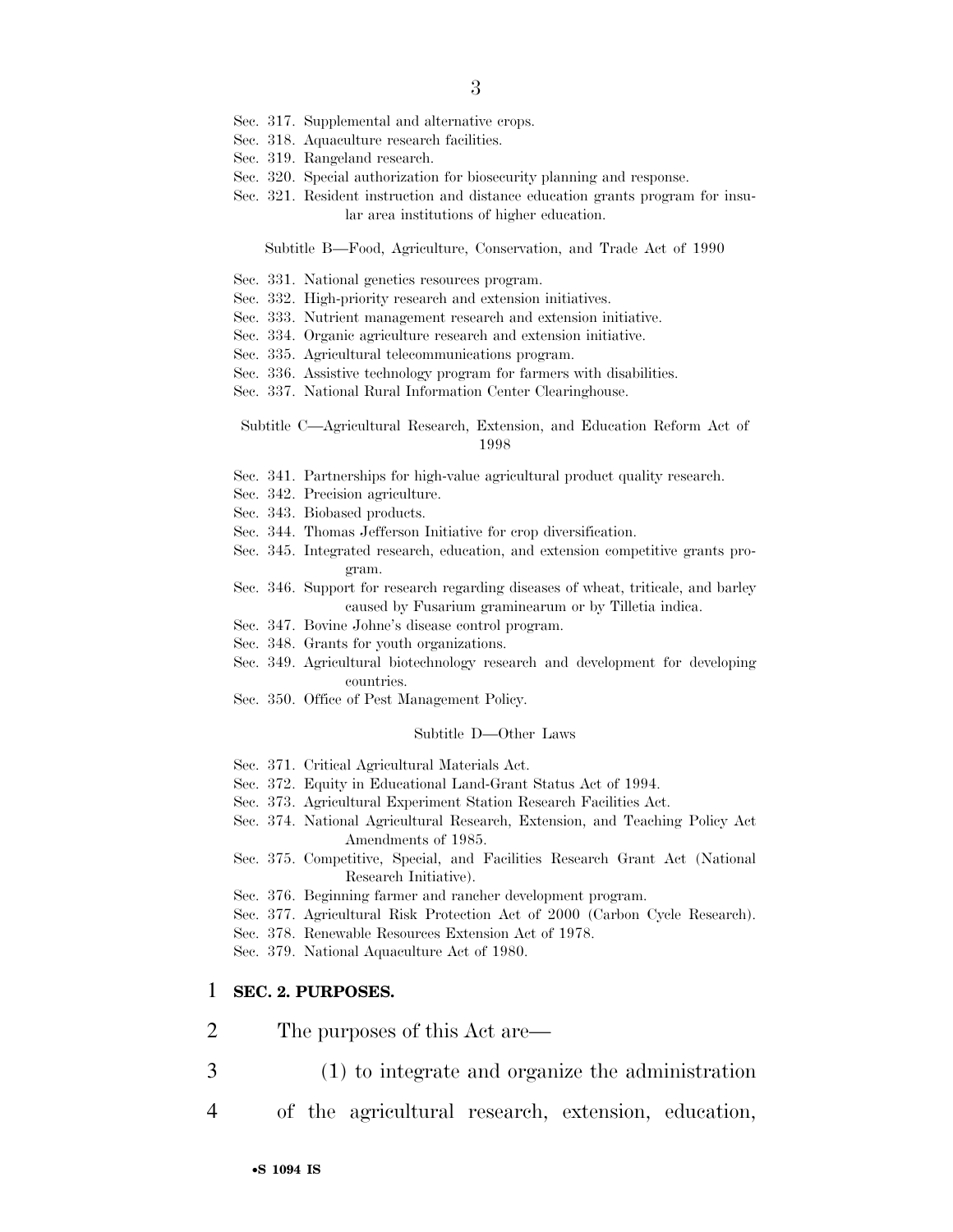Sec. 317. Supplemental and alternative crops.
Sec. 318. Aquaculture research facilities.
Sec. 319. Rangeland research.
Sec. 320. Special authorization for biosecurity planning and response.
Sec. 321. Resident instruction and distance education grants program for insular area institutions of higher education.

Subtitle B—Food, Agriculture, Conservation, and Trade Act of 1990

Sec. 331. National genetics resources program.
Sec. 332. High-priority research and extension initiatives.
Sec. 333. Nutrient management research and extension initiative.
Sec. 334. Organic agriculture research and extension initiative.
Sec. 335. Agricultural telecommunications program.
Sec. 336. Assistive technology program for farmers with disabilities.
Sec. 337. National Rural Information Center Clearinghouse.

Subtitle C—Agricultural Research, Extension, and Education Reform Act of 1998

Sec. 341. Partnerships for high-value agricultural product quality research.
Sec. 342. Precision agriculture.
Sec. 343. Biobased products.
Sec. 344. Thomas Jefferson Initiative for crop diversification.
Sec. 345. Integrated research, education, and extension competitive grants program.
Sec. 346. Support for research regarding diseases of wheat, triticale, and barley caused by Fusarium graminearum or by Tilletia indica.
Sec. 347. Bovine Johne's disease control program.
Sec. 348. Grants for youth organizations.
Sec. 349. Agricultural biotechnology research and development for developing countries.
Sec. 350. Office of Pest Management Policy.

Subtitle D—Other Laws

Sec. 371. Critical Agricultural Materials Act.
Sec. 372. Equity in Educational Land-Grant Status Act of 1994.
Sec. 373. Agricultural Experiment Station Research Facilities Act.
Sec. 374. National Agricultural Research, Extension, and Teaching Policy Act Amendments of 1985.
Sec. 375. Competitive, Special, and Facilities Research Grant Act (National Research Initiative).
Sec. 376. Beginning farmer and rancher development program.
Sec. 377. Agricultural Risk Protection Act of 2000 (Carbon Cycle Research).
Sec. 378. Renewable Resources Extension Act of 1978.
Sec. 379. National Aquaculture Act of 1980.

1 **SEC. 2. PURPOSES.**

2 The purposes of this Act are—

3 (1) to integrate and organize the administration

4 of the agricultural research, extension, education,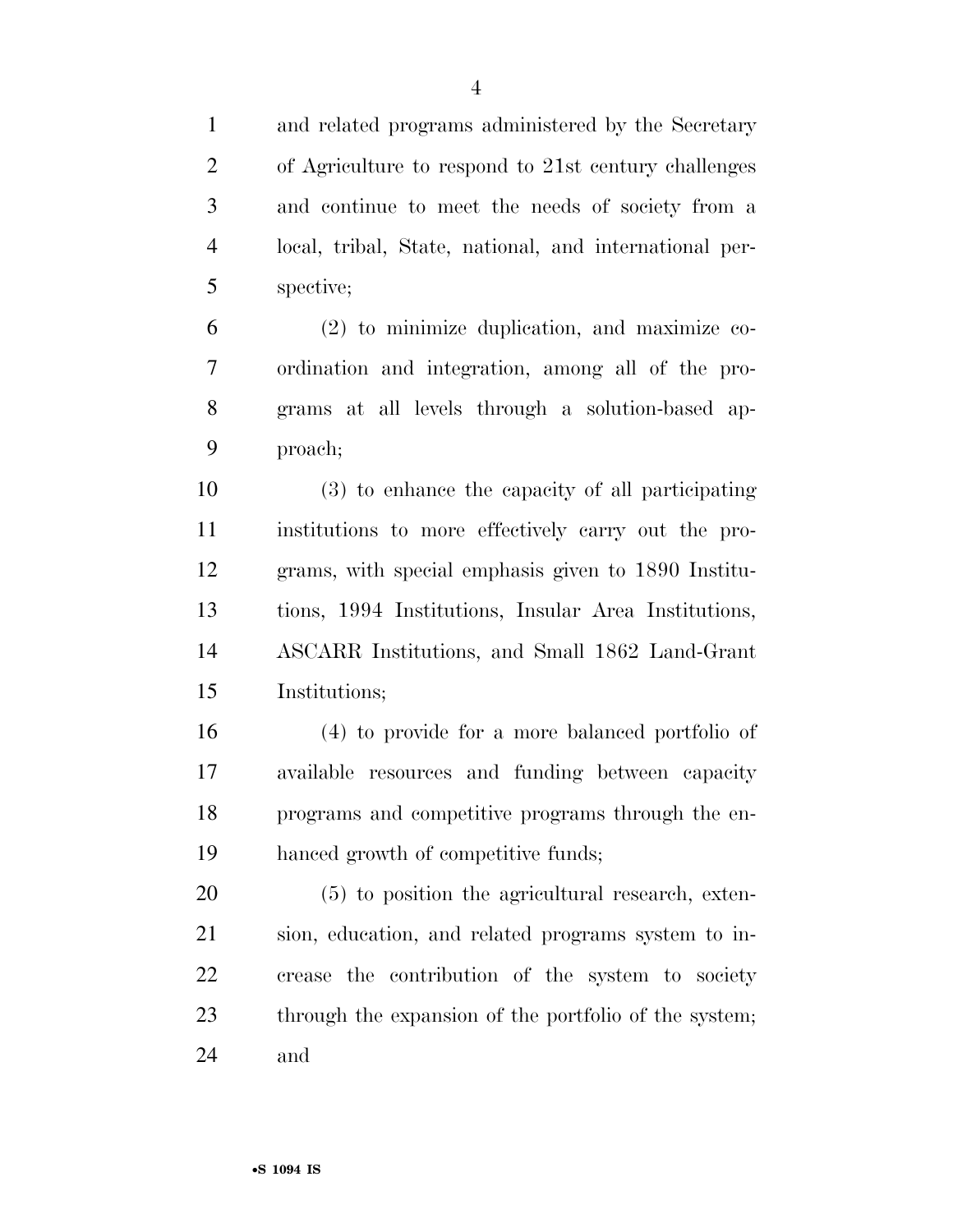and related programs administered by the Secretary of Agriculture to respond to 21st century challenges and continue to meet the needs of society from a local, tribal, State, national, and international perspective;

(2) to minimize duplication, and maximize coordination and integration, among all of the programs at all levels through a solution-based approach;

(3) to enhance the capacity of all participating institutions to more effectively carry out the programs, with special emphasis given to 1890 Institutions, 1994 Institutions, Insular Area Institutions, ASCARR Institutions, and Small 1862 Land-Grant Institutions;

(4) to provide for a more balanced portfolio of available resources and funding between capacity programs and competitive programs through the enhanced growth of competitive funds;

(5) to position the agricultural research, extension, education, and related programs system to increase the contribution of the system to society through the expansion of the portfolio of the system; and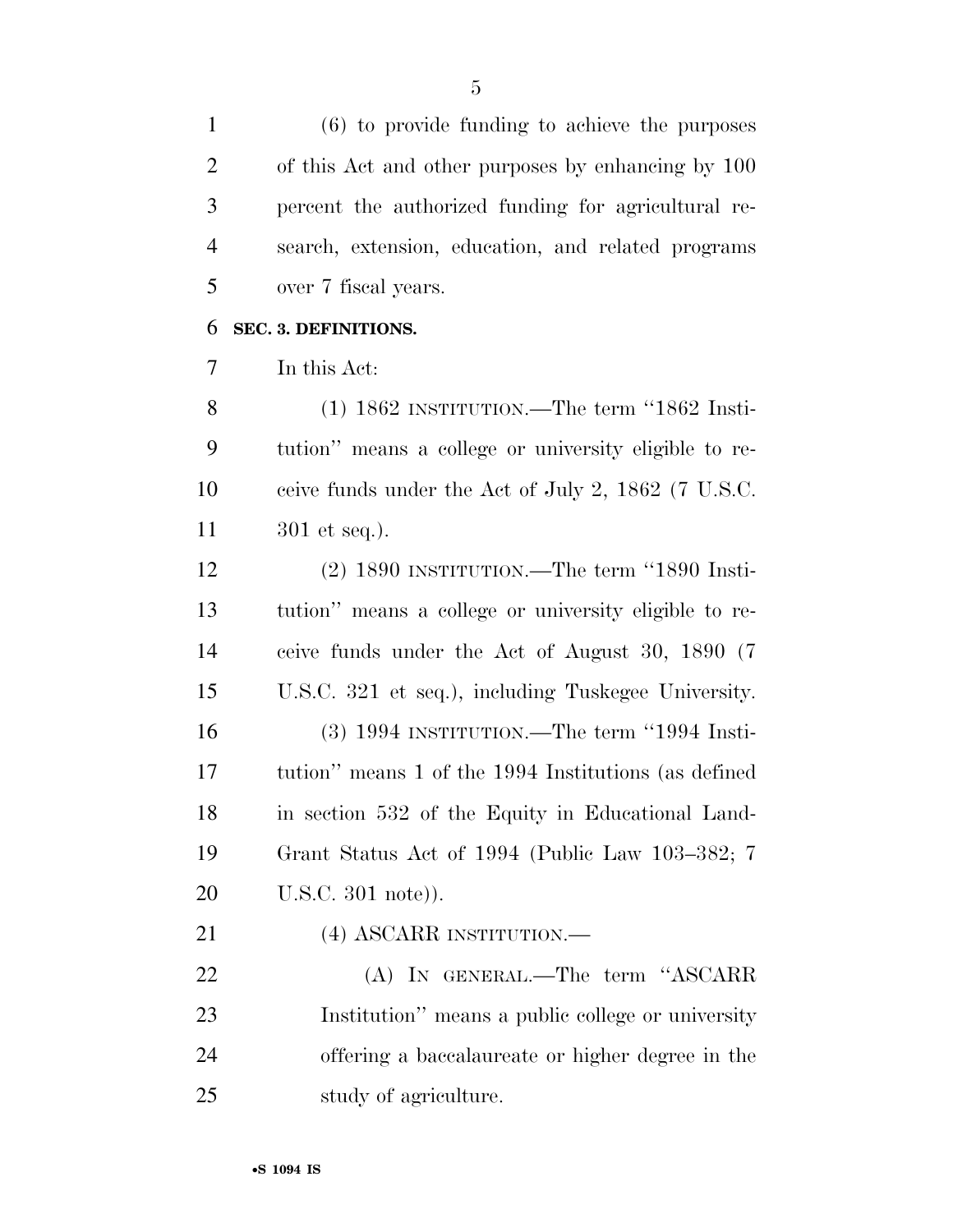(6) to provide funding to achieve the purposes of this Act and other purposes by enhancing by 100 percent the authorized funding for agricultural research, extension, education, and related programs over 7 fiscal years.

**SEC. 3. DEFINITIONS.**

In this Act:

(1) 1862 INSTITUTION.—The term ''1862 Institution'' means a college or university eligible to receive funds under the Act of July 2, 1862 (7 U.S.C. 301 et seq.).

(2) 1890 INSTITUTION.—The term ''1890 Institution'' means a college or university eligible to receive funds under the Act of August 30, 1890 (7 U.S.C. 321 et seq.), including Tuskegee University.

(3) 1994 INSTITUTION.—The term ''1994 Institution'' means 1 of the 1994 Institutions (as defined in section 532 of the Equity in Educational Land-Grant Status Act of 1994 (Public Law 103–382; 7 U.S.C. 301 note)).

(4) ASCARR INSTITUTION.—

(A) IN GENERAL.—The term ''ASCARR Institution'' means a public college or university offering a baccalaureate or higher degree in the study of agriculture.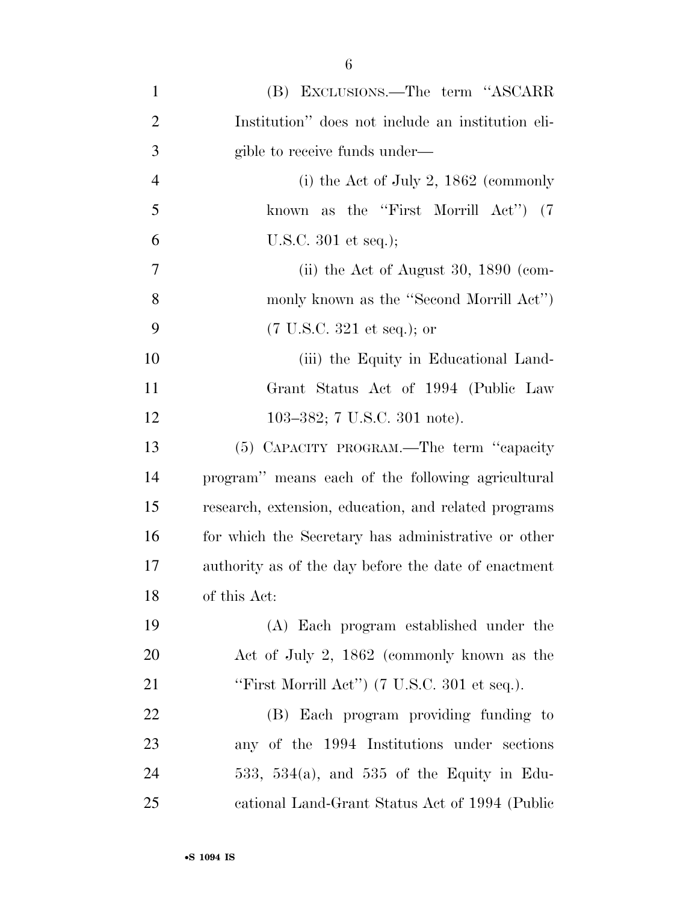(B) EXCLUSIONS.—The term "ASCARR Institution" does not include an institution eligible to receive funds under—

(i) the Act of July 2, 1862 (commonly known as the "First Morrill Act") (7 U.S.C. 301 et seq.);

(ii) the Act of August 30, 1890 (commonly known as the "Second Morrill Act") (7 U.S.C. 321 et seq.); or

(iii) the Equity in Educational Land-Grant Status Act of 1994 (Public Law 103–382; 7 U.S.C. 301 note).

(5) CAPACITY PROGRAM.—The term "capacity program" means each of the following agricultural research, extension, education, and related programs for which the Secretary has administrative or other authority as of the day before the date of enactment of this Act:

(A) Each program established under the Act of July 2, 1862 (commonly known as the "First Morrill Act") (7 U.S.C. 301 et seq.).

(B) Each program providing funding to any of the 1994 Institutions under sections 533, 534(a), and 535 of the Equity in Educational Land-Grant Status Act of 1994 (Public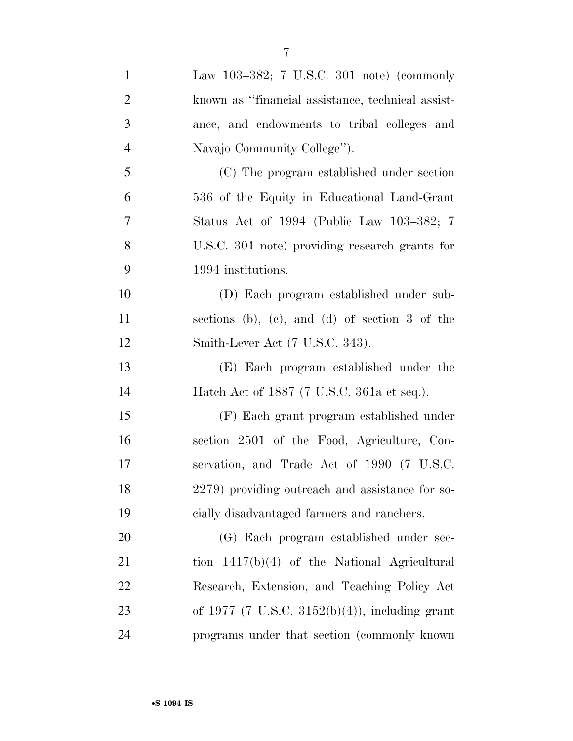Law 103–382; 7 U.S.C. 301 note) (commonly known as "financial assistance, technical assistance, and endowments to tribal colleges and Navajo Community College").

(C) The program established under section 536 of the Equity in Educational Land-Grant Status Act of 1994 (Public Law 103–382; 7 U.S.C. 301 note) providing research grants for 1994 institutions.

(D) Each program established under subsections (b), (c), and (d) of section 3 of the Smith-Lever Act (7 U.S.C. 343).

(E) Each program established under the Hatch Act of 1887 (7 U.S.C. 361a et seq.).

(F) Each grant program established under section 2501 of the Food, Agriculture, Conservation, and Trade Act of 1990 (7 U.S.C. 2279) providing outreach and assistance for socially disadvantaged farmers and ranchers.

(G) Each program established under section 1417(b)(4) of the National Agricultural Research, Extension, and Teaching Policy Act of 1977 (7 U.S.C. 3152(b)(4)), including grant programs under that section (commonly known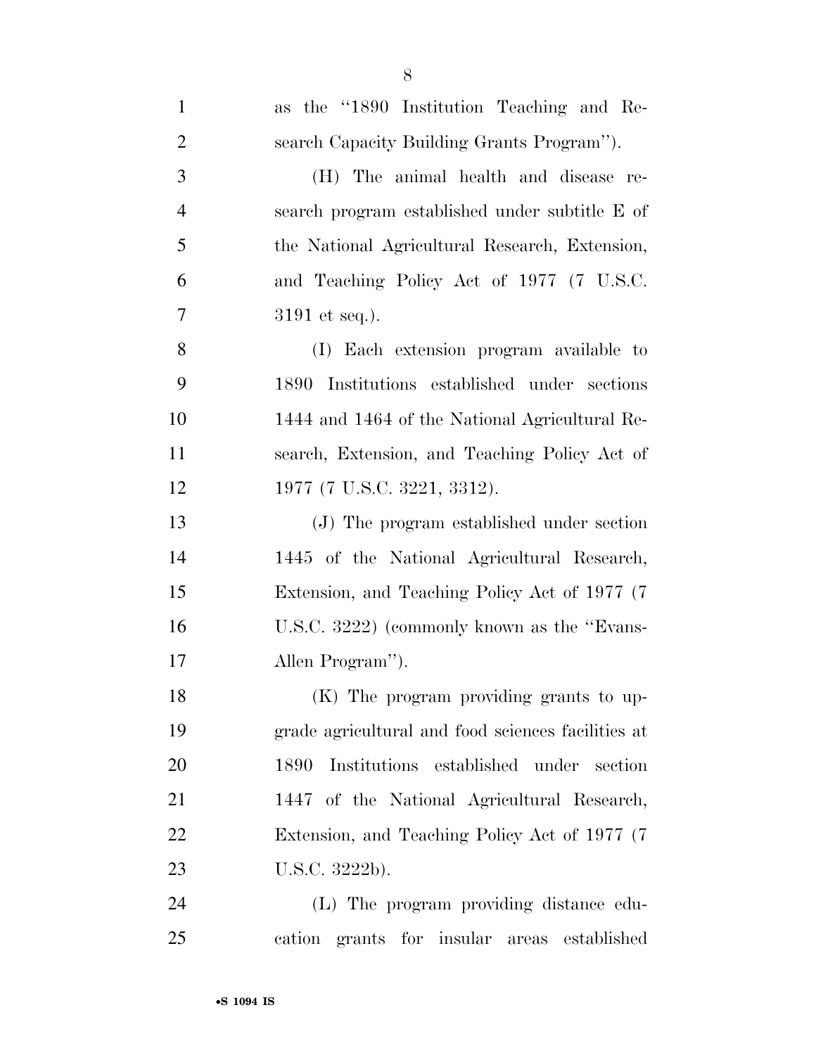as the "1890 Institution Teaching and Research Capacity Building Grants Program").

(H) The animal health and disease research program established under subtitle E of the National Agricultural Research, Extension, and Teaching Policy Act of 1977 (7 U.S.C. 3191 et seq.).

(I) Each extension program available to 1890 Institutions established under sections 1444 and 1464 of the National Agricultural Research, Extension, and Teaching Policy Act of 1977 (7 U.S.C. 3221, 3312).

(J) The program established under section 1445 of the National Agricultural Research, Extension, and Teaching Policy Act of 1977 (7 U.S.C. 3222) (commonly known as the "Evans-Allen Program").

(K) The program providing grants to upgrade agricultural and food sciences facilities at 1890 Institutions established under section 1447 of the National Agricultural Research, Extension, and Teaching Policy Act of 1977 (7 U.S.C. 3222b).

(L) The program providing distance education grants for insular areas established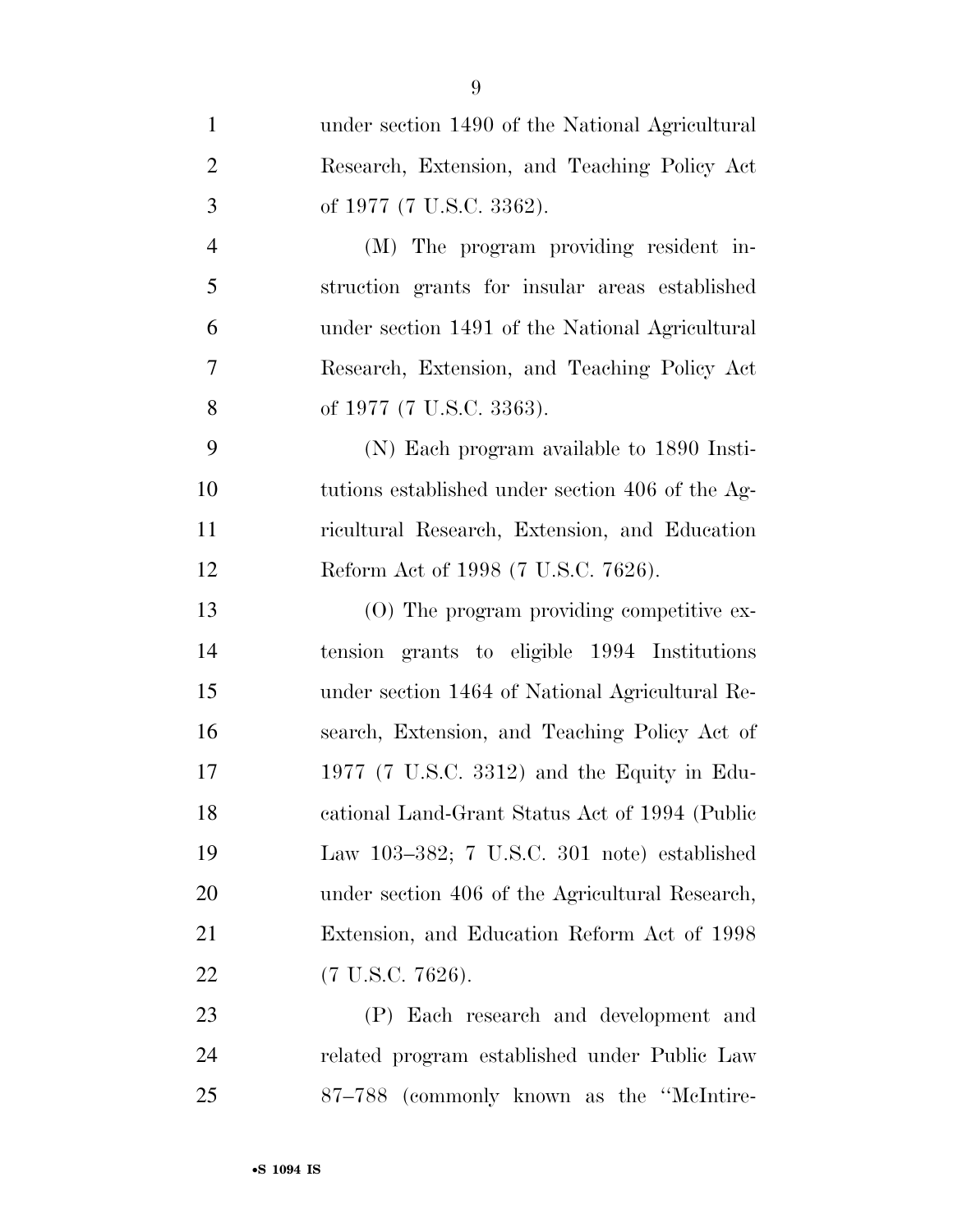under section 1490 of the National Agricultural Research, Extension, and Teaching Policy Act of 1977 (7 U.S.C. 3362).

(M) The program providing resident instruction grants for insular areas established under section 1491 of the National Agricultural Research, Extension, and Teaching Policy Act of 1977 (7 U.S.C. 3363).

(N) Each program available to 1890 Institutions established under section 406 of the Agricultural Research, Extension, and Education Reform Act of 1998 (7 U.S.C. 7626).

(O) The program providing competitive extension grants to eligible 1994 Institutions under section 1464 of National Agricultural Research, Extension, and Teaching Policy Act of 1977 (7 U.S.C. 3312) and the Equity in Educational Land-Grant Status Act of 1994 (Public Law 103–382; 7 U.S.C. 301 note) established under section 406 of the Agricultural Research, Extension, and Education Reform Act of 1998 (7 U.S.C. 7626).

(P) Each research and development and related program established under Public Law 87–788 (commonly known as the "McIntire-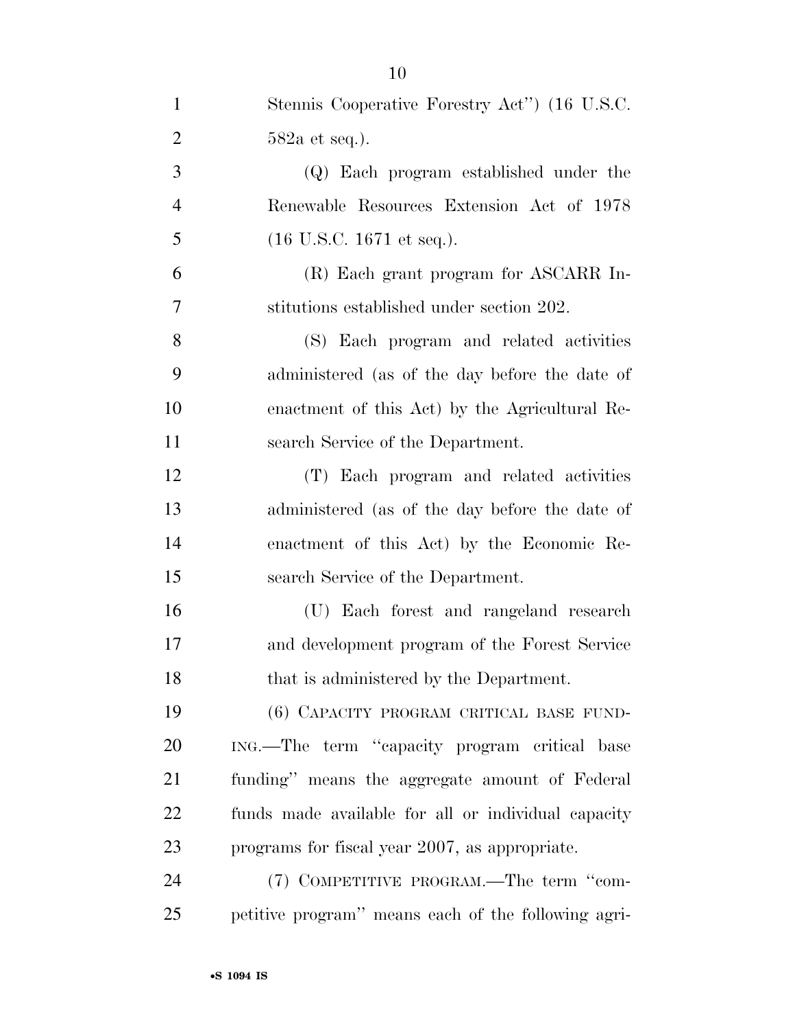Stennis Cooperative Forestry Act'') (16 U.S.C. 582a et seq.).

(Q) Each program established under the Renewable Resources Extension Act of 1978 (16 U.S.C. 1671 et seq.).

(R) Each grant program for ASCARR Institutions established under section 202.

(S) Each program and related activities administered (as of the day before the date of enactment of this Act) by the Agricultural Research Service of the Department.

(T) Each program and related activities administered (as of the day before the date of enactment of this Act) by the Economic Research Service of the Department.

(U) Each forest and rangeland research and development program of the Forest Service that is administered by the Department.

(6) CAPACITY PROGRAM CRITICAL BASE FUNDING.—The term ''capacity program critical base funding'' means the aggregate amount of Federal funds made available for all or individual capacity programs for fiscal year 2007, as appropriate.

(7) COMPETITIVE PROGRAM.—The term ''competitive program'' means each of the following agri-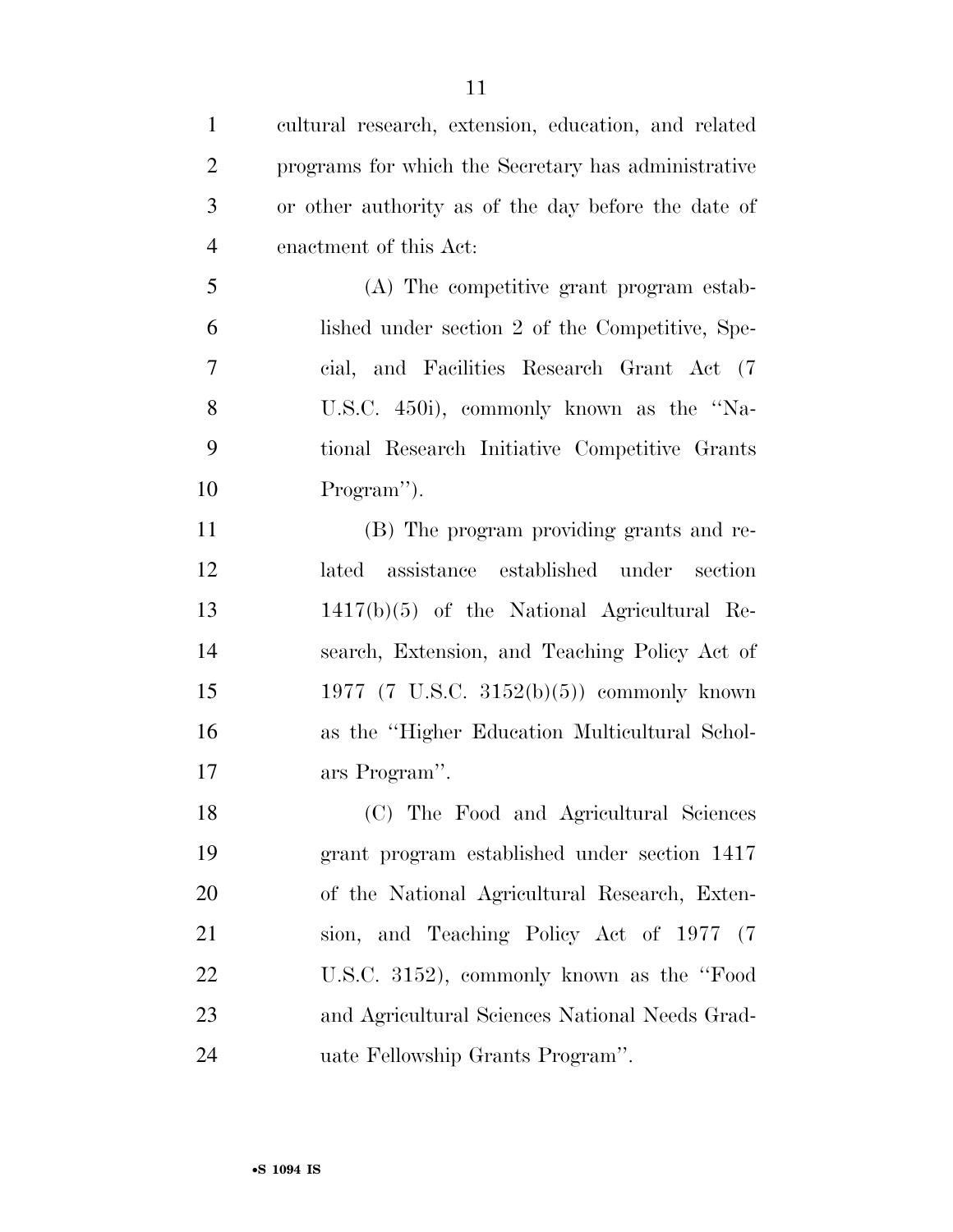cultural research, extension, education, and related programs for which the Secretary has administrative or other authority as of the day before the date of enactment of this Act:

(A) The competitive grant program established under section 2 of the Competitive, Special, and Facilities Research Grant Act (7 U.S.C. 450i), commonly known as the ''National Research Initiative Competitive Grants Program'').

(B) The program providing grants and related assistance established under section 1417(b)(5) of the National Agricultural Research, Extension, and Teaching Policy Act of 1977 (7 U.S.C. 3152(b)(5)) commonly known as the ''Higher Education Multicultural Scholars Program''.

(C) The Food and Agricultural Sciences grant program established under section 1417 of the National Agricultural Research, Extension, and Teaching Policy Act of 1977 (7 U.S.C. 3152), commonly known as the ''Food and Agricultural Sciences National Needs Graduate Fellowship Grants Program''.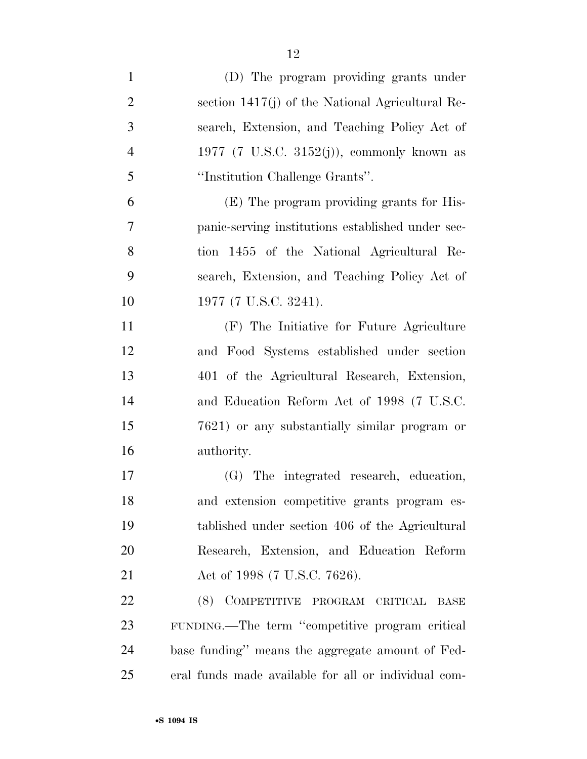(D) The program providing grants under section 1417(j) of the National Agricultural Research, Extension, and Teaching Policy Act of 1977 (7 U.S.C. 3152(j)), commonly known as ''Institution Challenge Grants''.

(E) The program providing grants for Hispanic-serving institutions established under section 1455 of the National Agricultural Research, Extension, and Teaching Policy Act of 1977 (7 U.S.C. 3241).

(F) The Initiative for Future Agriculture and Food Systems established under section 401 of the Agricultural Research, Extension, and Education Reform Act of 1998 (7 U.S.C. 7621) or any substantially similar program or authority.

(G) The integrated research, education, and extension competitive grants program established under section 406 of the Agricultural Research, Extension, and Education Reform Act of 1998 (7 U.S.C. 7626).

(8) COMPETITIVE PROGRAM CRITICAL BASE FUNDING.—The term ''competitive program critical base funding'' means the aggregate amount of Federal funds made available for all or individual com-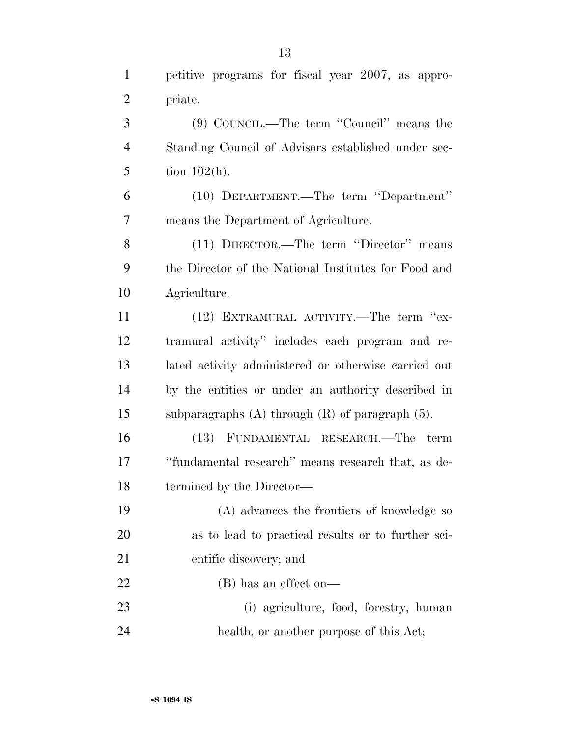petitive programs for fiscal year 2007, as appropriate.

(9) COUNCIL.—The term ''Council'' means the Standing Council of Advisors established under section 102(h).

(10) DEPARTMENT.—The term ''Department'' means the Department of Agriculture.

(11) DIRECTOR.—The term ''Director'' means the Director of the National Institutes for Food and Agriculture.

(12) EXTRAMURAL ACTIVITY.—The term ''extramural activity'' includes each program and related activity administered or otherwise carried out by the entities or under an authority described in subparagraphs (A) through (R) of paragraph (5).

(13) FUNDAMENTAL RESEARCH.—The term ''fundamental research'' means research that, as determined by the Director—

(A) advances the frontiers of knowledge so as to lead to practical results or to further scientific discovery; and

(B) has an effect on—

(i) agriculture, food, forestry, human health, or another purpose of this Act;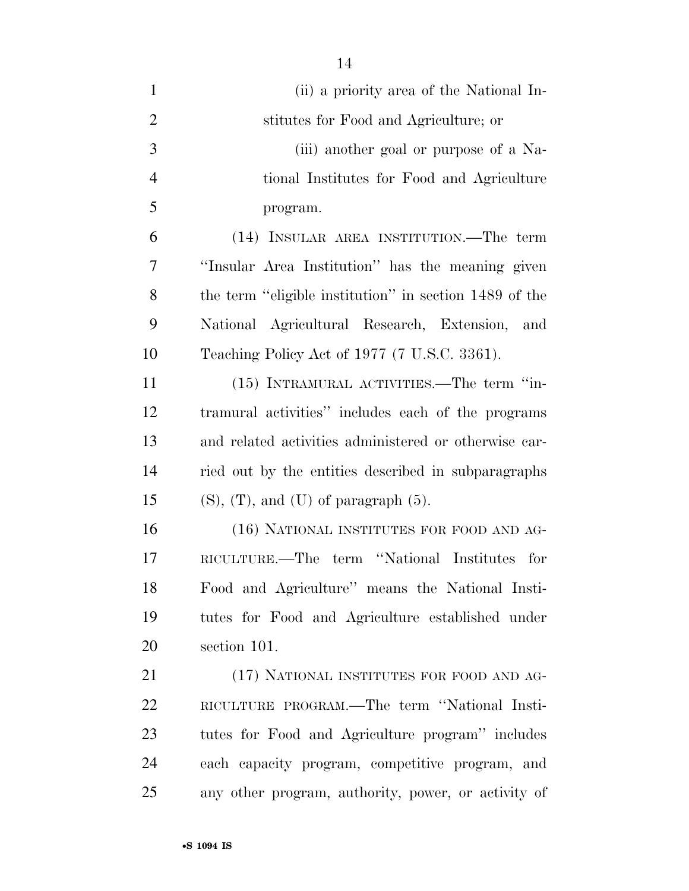(ii) a priority area of the National Institutes for Food and Agriculture; or

(iii) another goal or purpose of a National Institutes for Food and Agriculture program.

(14) INSULAR AREA INSTITUTION.—The term ''Insular Area Institution'' has the meaning given the term ''eligible institution'' in section 1489 of the National Agricultural Research, Extension, and Teaching Policy Act of 1977 (7 U.S.C. 3361).

(15) INTRAMURAL ACTIVITIES.—The term ''intramural activities'' includes each of the programs and related activities administered or otherwise carried out by the entities described in subparagraphs (S), (T), and (U) of paragraph (5).

(16) NATIONAL INSTITUTES FOR FOOD AND AGRICULTURE.—The term ''National Institutes for Food and Agriculture'' means the National Institutes for Food and Agriculture established under section 101.

(17) NATIONAL INSTITUTES FOR FOOD AND AGRICULTURE PROGRAM.—The term ''National Institutes for Food and Agriculture program'' includes each capacity program, competitive program, and any other program, authority, power, or activity of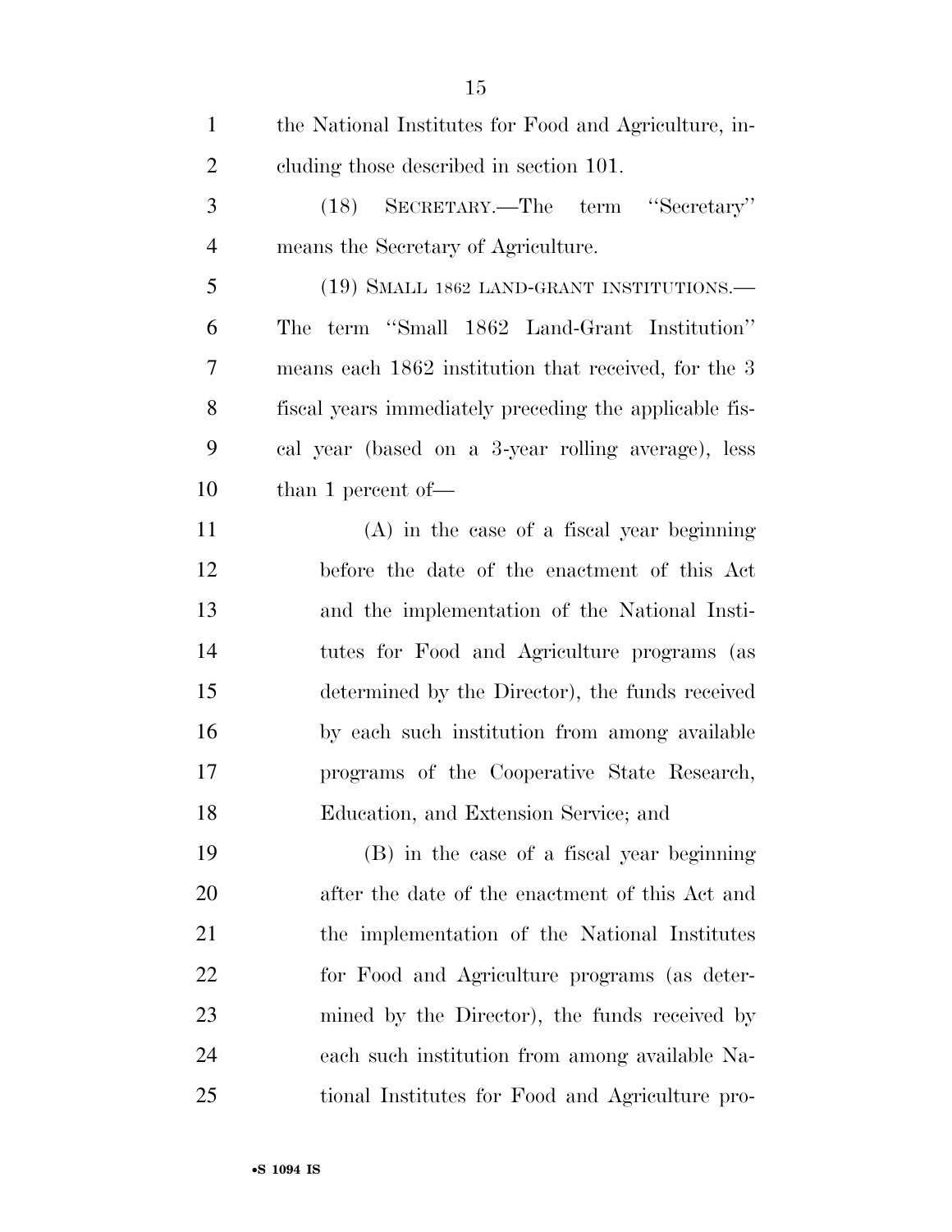the National Institutes for Food and Agriculture, including those described in section 101.

(18) SECRETARY.—The term ''Secretary'' means the Secretary of Agriculture.

(19) SMALL 1862 LAND-GRANT INSTITUTIONS.— The term ''Small 1862 Land-Grant Institution'' means each 1862 institution that received, for the 3 fiscal years immediately preceding the applicable fiscal year (based on a 3-year rolling average), less than 1 percent of—

(A) in the case of a fiscal year beginning before the date of the enactment of this Act and the implementation of the National Institutes for Food and Agriculture programs (as determined by the Director), the funds received by each such institution from among available programs of the Cooperative State Research, Education, and Extension Service; and

(B) in the case of a fiscal year beginning after the date of the enactment of this Act and the implementation of the National Institutes for Food and Agriculture programs (as determined by the Director), the funds received by each such institution from among available National Institutes for Food and Agriculture pro-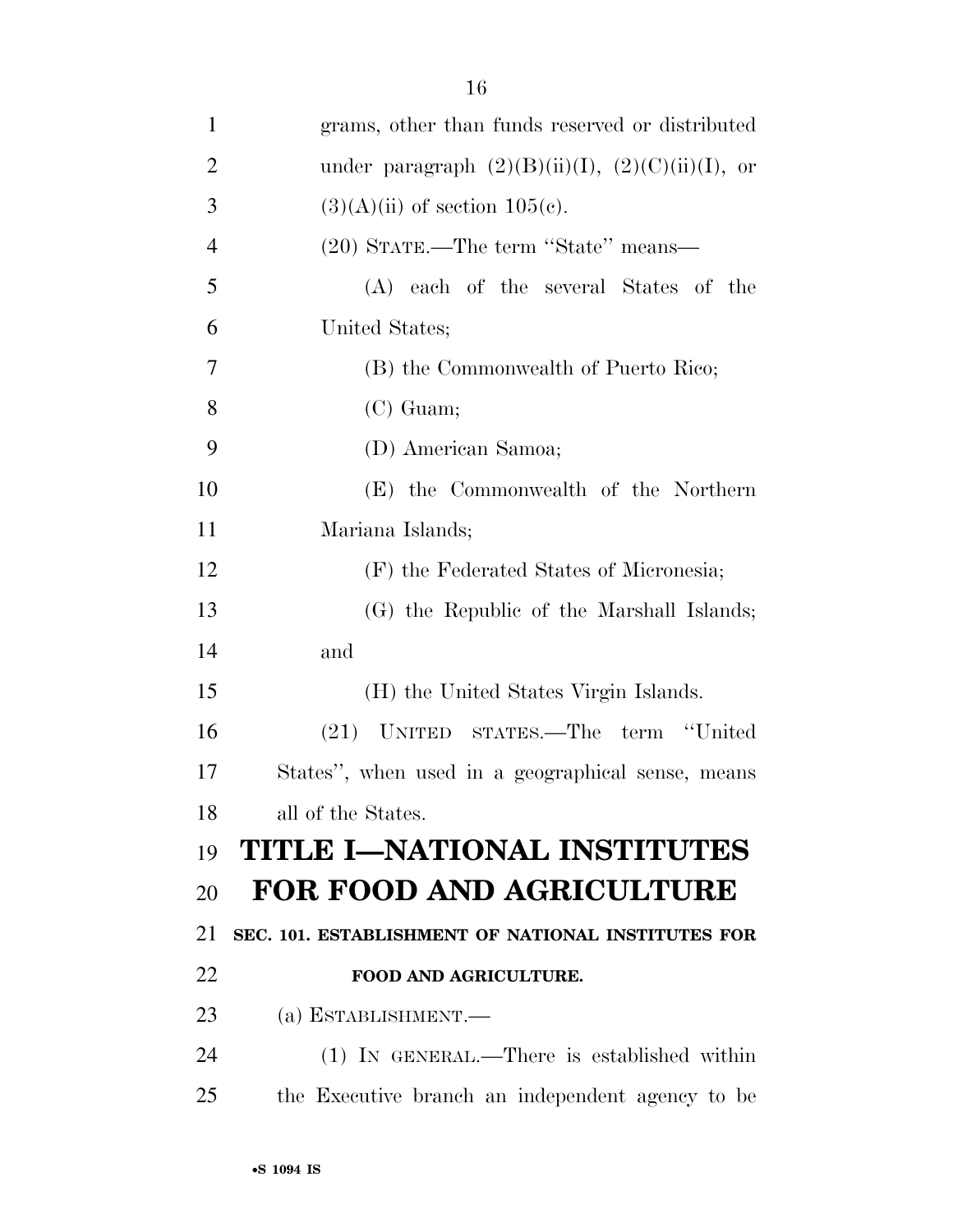grams, other than funds reserved or distributed under paragraph (2)(B)(ii)(I), (2)(C)(ii)(I), or (3)(A)(ii) of section 105(c).

(20) STATE.—The term "State" means—

(A) each of the several States of the United States;

(B) the Commonwealth of Puerto Rico;

(C) Guam;

(D) American Samoa;

(E) the Commonwealth of the Northern Mariana Islands;

(F) the Federated States of Micronesia;

(G) the Republic of the Marshall Islands; and

(H) the United States Virgin Islands.

(21) UNITED STATES.—The term "United States", when used in a geographical sense, means all of the States.

# TITLE I—NATIONAL INSTITUTES FOR FOOD AND AGRICULTURE

### SEC. 101. ESTABLISHMENT OF NATIONAL INSTITUTES FOR FOOD AND AGRICULTURE.

(a) ESTABLISHMENT.—

(1) IN GENERAL.—There is established within the Executive branch an independent agency to be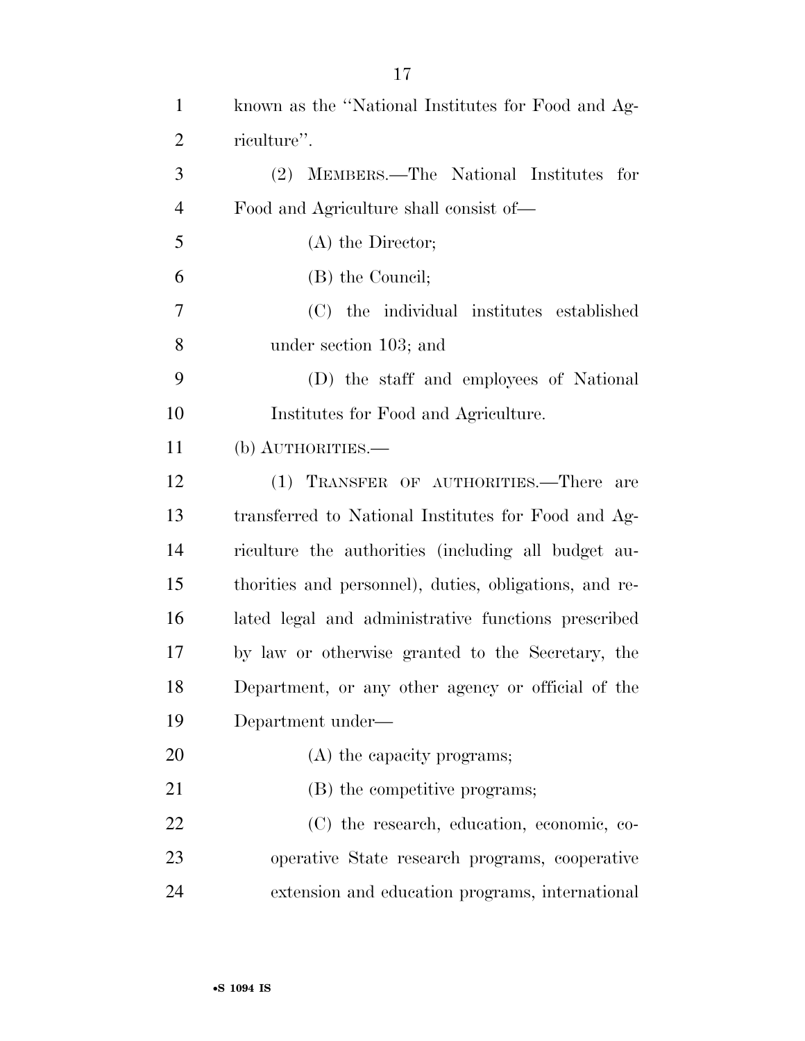known as the "National Institutes for Food and Agriculture".

(2) MEMBERS.—The National Institutes for Food and Agriculture shall consist of—

(A) the Director;

(B) the Council;

(C) the individual institutes established under section 103; and

(D) the staff and employees of National Institutes for Food and Agriculture.

(b) AUTHORITIES.—

(1) TRANSFER OF AUTHORITIES.—There are transferred to National Institutes for Food and Agriculture the authorities (including all budget authorities and personnel), duties, obligations, and related legal and administrative functions prescribed by law or otherwise granted to the Secretary, the Department, or any other agency or official of the Department under—

(A) the capacity programs;

(B) the competitive programs;

(C) the research, education, economic, cooperative State research programs, cooperative extension and education programs, international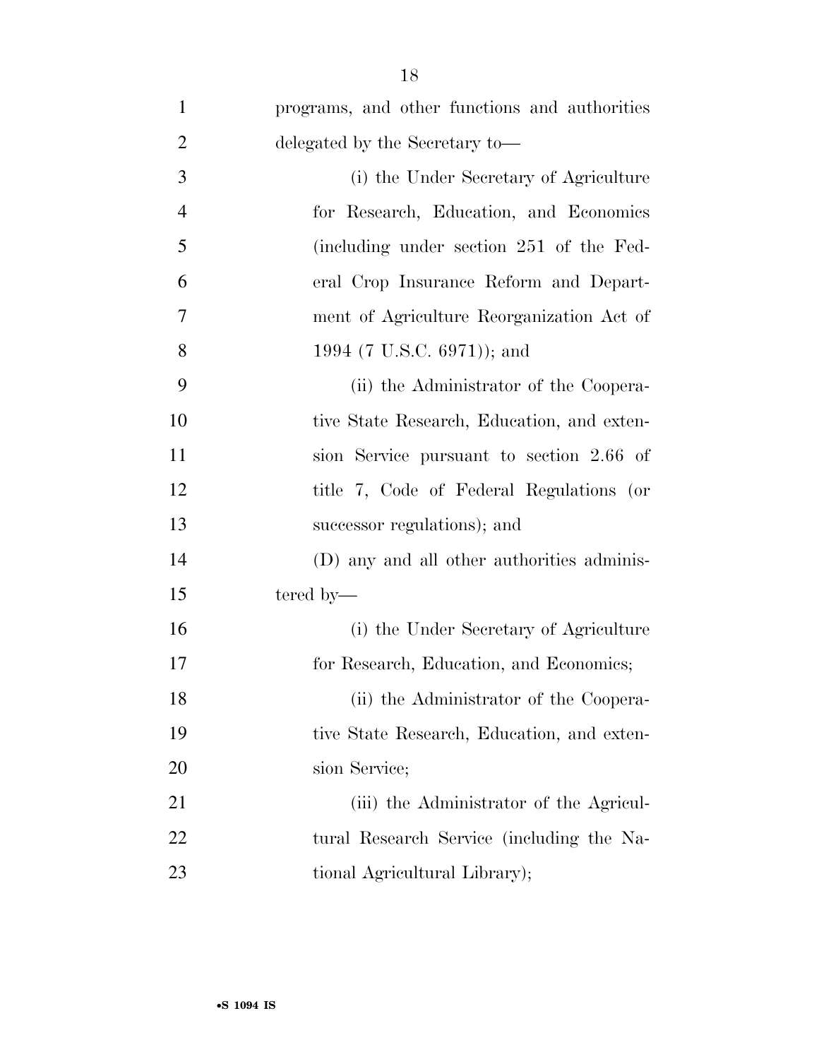programs, and other functions and authorities delegated by the Secretary to—

(i) the Under Secretary of Agriculture for Research, Education, and Economics (including under section 251 of the Federal Crop Insurance Reform and Department of Agriculture Reorganization Act of 1994 (7 U.S.C. 6971)); and

(ii) the Administrator of the Cooperative State Research, Education, and extension Service pursuant to section 2.66 of title 7, Code of Federal Regulations (or successor regulations); and

(D) any and all other authorities administered by—

(i) the Under Secretary of Agriculture for Research, Education, and Economics;

(ii) the Administrator of the Cooperative State Research, Education, and extension Service;

(iii) the Administrator of the Agricultural Research Service (including the National Agricultural Library);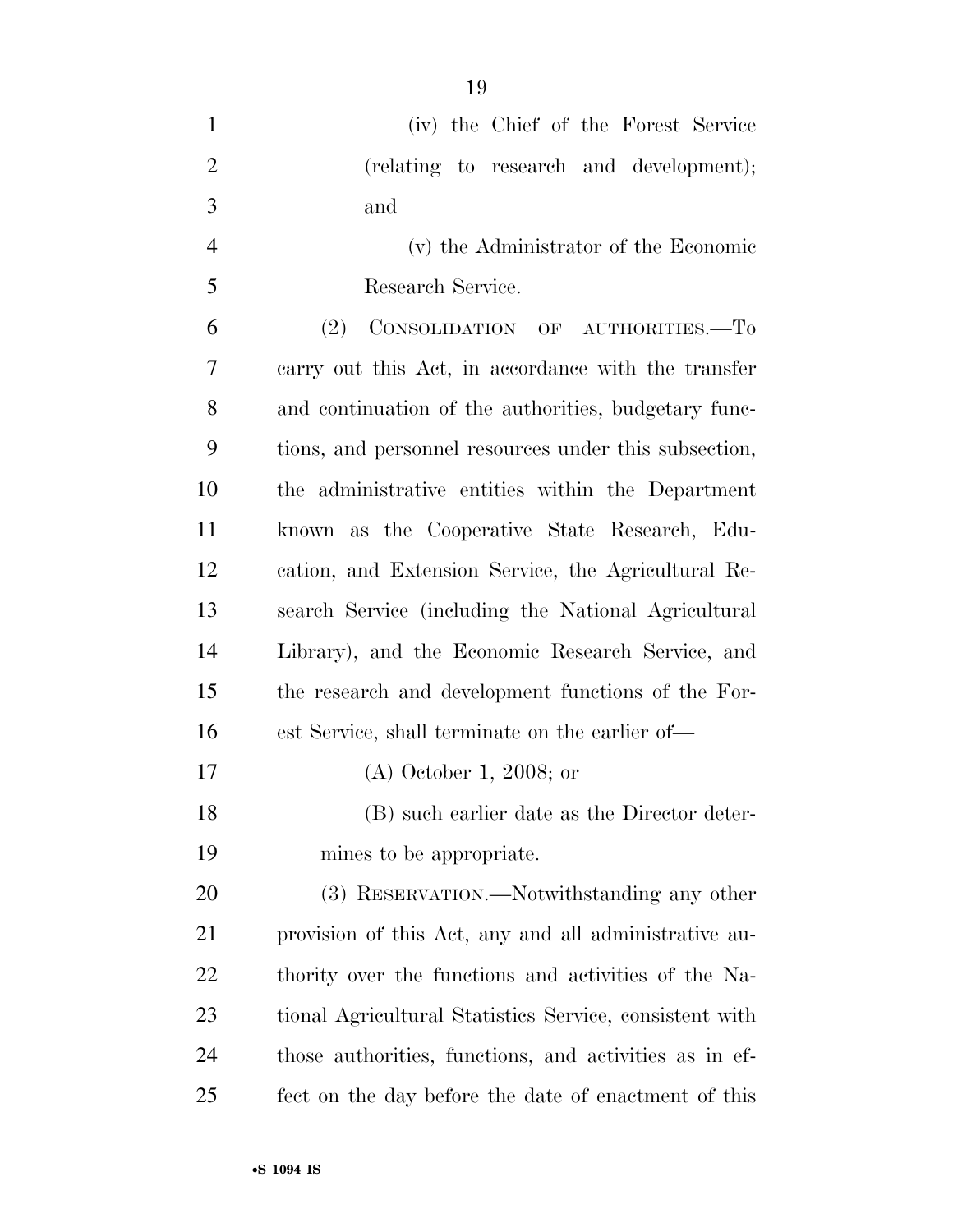(iv) the Chief of the Forest Service (relating to research and development); and

(v) the Administrator of the Economic Research Service.

(2) CONSOLIDATION OF AUTHORITIES.—To carry out this Act, in accordance with the transfer and continuation of the authorities, budgetary functions, and personnel resources under this subsection, the administrative entities within the Department known as the Cooperative State Research, Education, and Extension Service, the Agricultural Research Service (including the National Agricultural Library), and the Economic Research Service, and the research and development functions of the Forest Service, shall terminate on the earlier of—

(A) October 1, 2008; or

(B) such earlier date as the Director determines to be appropriate.

(3) RESERVATION.—Notwithstanding any other provision of this Act, any and all administrative authority over the functions and activities of the National Agricultural Statistics Service, consistent with those authorities, functions, and activities as in effect on the day before the date of enactment of this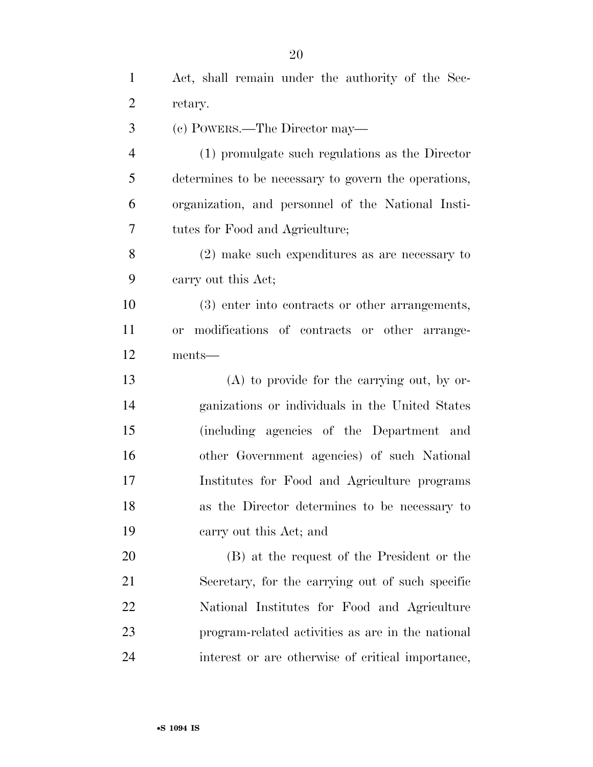Act, shall remain under the authority of the Secretary.

(c) POWERS.—The Director may—

(1) promulgate such regulations as the Director determines to be necessary to govern the operations, organization, and personnel of the National Institutes for Food and Agriculture;

(2) make such expenditures as are necessary to carry out this Act;

(3) enter into contracts or other arrangements, or modifications of contracts or other arrangements—

(A) to provide for the carrying out, by organizations or individuals in the United States (including agencies of the Department and other Government agencies) of such National Institutes for Food and Agriculture programs as the Director determines to be necessary to carry out this Act; and

(B) at the request of the President or the Secretary, for the carrying out of such specific National Institutes for Food and Agriculture program-related activities as are in the national interest or are otherwise of critical importance,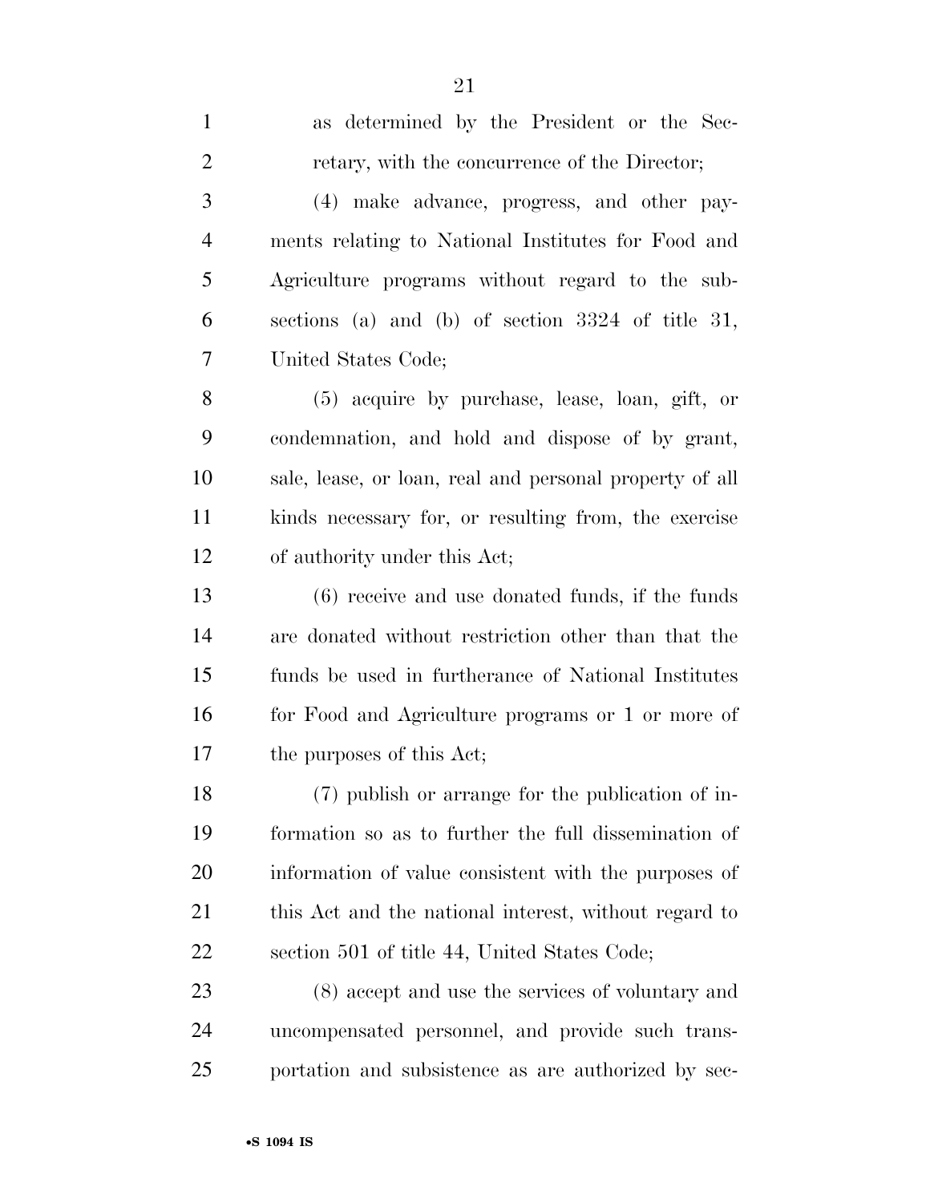as determined by the President or the Secretary, with the concurrence of the Director;

(4) make advance, progress, and other payments relating to National Institutes for Food and Agriculture programs without regard to the subsections (a) and (b) of section 3324 of title 31, United States Code;

(5) acquire by purchase, lease, loan, gift, or condemnation, and hold and dispose of by grant, sale, lease, or loan, real and personal property of all kinds necessary for, or resulting from, the exercise of authority under this Act;

(6) receive and use donated funds, if the funds are donated without restriction other than that the funds be used in furtherance of National Institutes for Food and Agriculture programs or 1 or more of the purposes of this Act;

(7) publish or arrange for the publication of information so as to further the full dissemination of information of value consistent with the purposes of this Act and the national interest, without regard to section 501 of title 44, United States Code;

(8) accept and use the services of voluntary and uncompensated personnel, and provide such transportation and subsistence as are authorized by sec-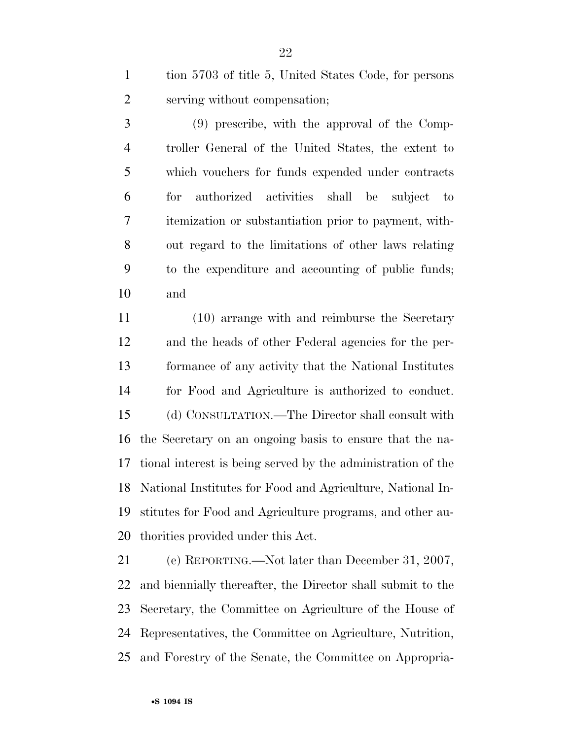tion 5703 of title 5, United States Code, for persons serving without compensation;

(9) prescribe, with the approval of the Comptroller General of the United States, the extent to which vouchers for funds expended under contracts for authorized activities shall be subject to itemization or substantiation prior to payment, without regard to the limitations of other laws relating to the expenditure and accounting of public funds; and

(10) arrange with and reimburse the Secretary and the heads of other Federal agencies for the performance of any activity that the National Institutes for Food and Agriculture is authorized to conduct.

(d) CONSULTATION.—The Director shall consult with the Secretary on an ongoing basis to ensure that the national interest is being served by the administration of the National Institutes for Food and Agriculture, National Institutes for Food and Agriculture programs, and other authorities provided under this Act.

(e) REPORTING.—Not later than December 31, 2007, and biennially thereafter, the Director shall submit to the Secretary, the Committee on Agriculture of the House of Representatives, the Committee on Agriculture, Nutrition, and Forestry of the Senate, the Committee on Appropria-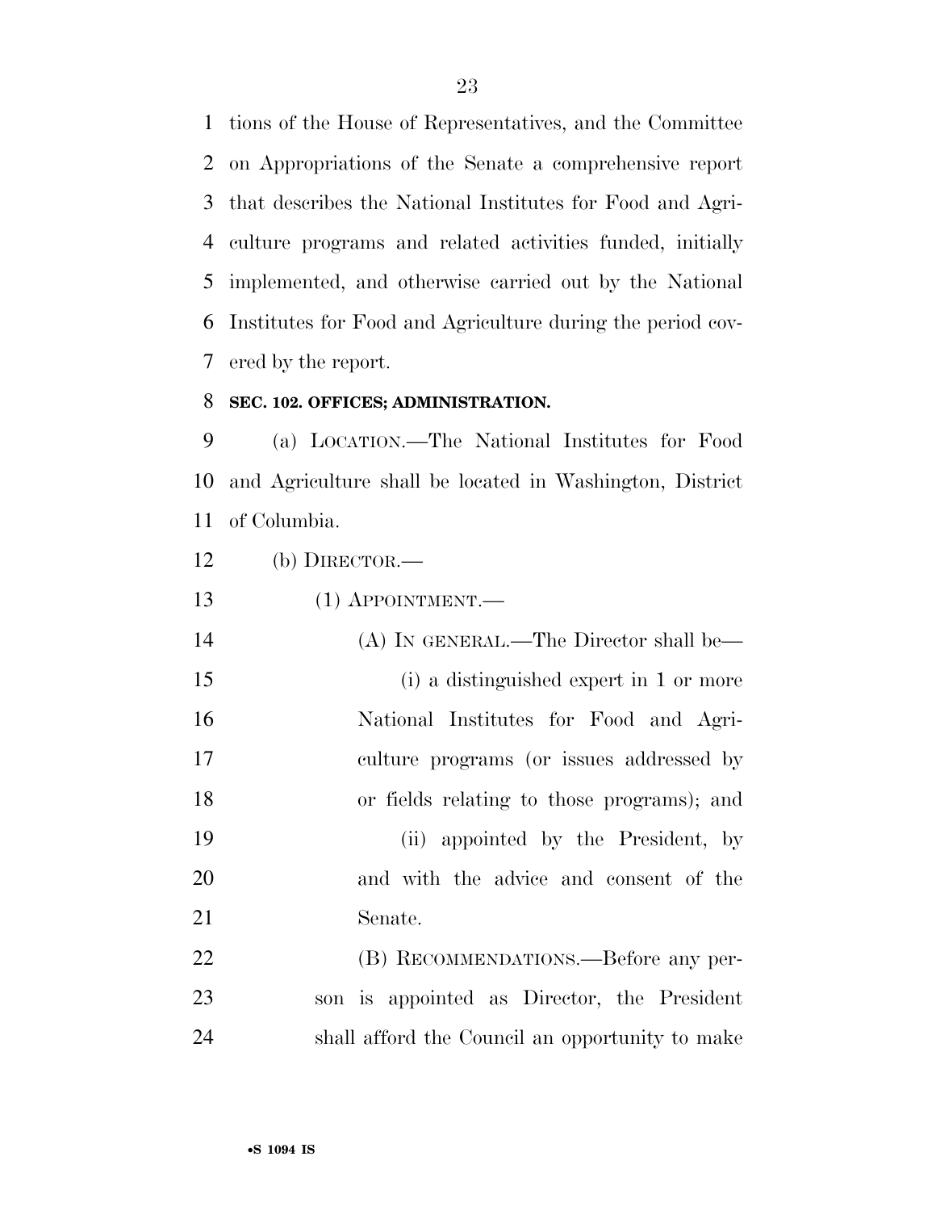tions of the House of Representatives, and the Committee on Appropriations of the Senate a comprehensive report that describes the National Institutes for Food and Agriculture programs and related activities funded, initially implemented, and otherwise carried out by the National Institutes for Food and Agriculture during the period covered by the report.

**SEC. 102. OFFICES; ADMINISTRATION.**

(a) LOCATION.—The National Institutes for Food and Agriculture shall be located in Washington, District of Columbia.

(b) DIRECTOR.—

(1) APPOINTMENT.—

(A) IN GENERAL.—The Director shall be—

(i) a distinguished expert in 1 or more National Institutes for Food and Agriculture programs (or issues addressed by or fields relating to those programs); and

(ii) appointed by the President, by and with the advice and consent of the Senate.

(B) RECOMMENDATIONS.—Before any person is appointed as Director, the President shall afford the Council an opportunity to make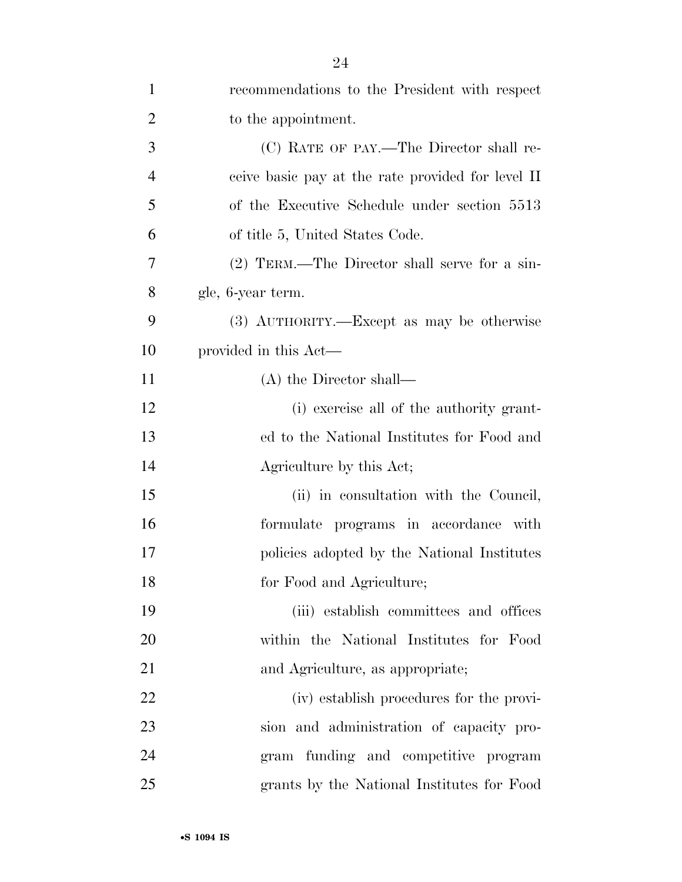recommendations to the President with respect to the appointment.

(C) RATE OF PAY.—The Director shall receive basic pay at the rate provided for level II of the Executive Schedule under section 5513 of title 5, United States Code.

(2) TERM.—The Director shall serve for a single, 6-year term.

(3) AUTHORITY.—Except as may be otherwise provided in this Act—

(A) the Director shall—

(i) exercise all of the authority granted to the National Institutes for Food and Agriculture by this Act;

(ii) in consultation with the Council, formulate programs in accordance with policies adopted by the National Institutes for Food and Agriculture;

(iii) establish committees and offices within the National Institutes for Food and Agriculture, as appropriate;

(iv) establish procedures for the provision and administration of capacity program funding and competitive program grants by the National Institutes for Food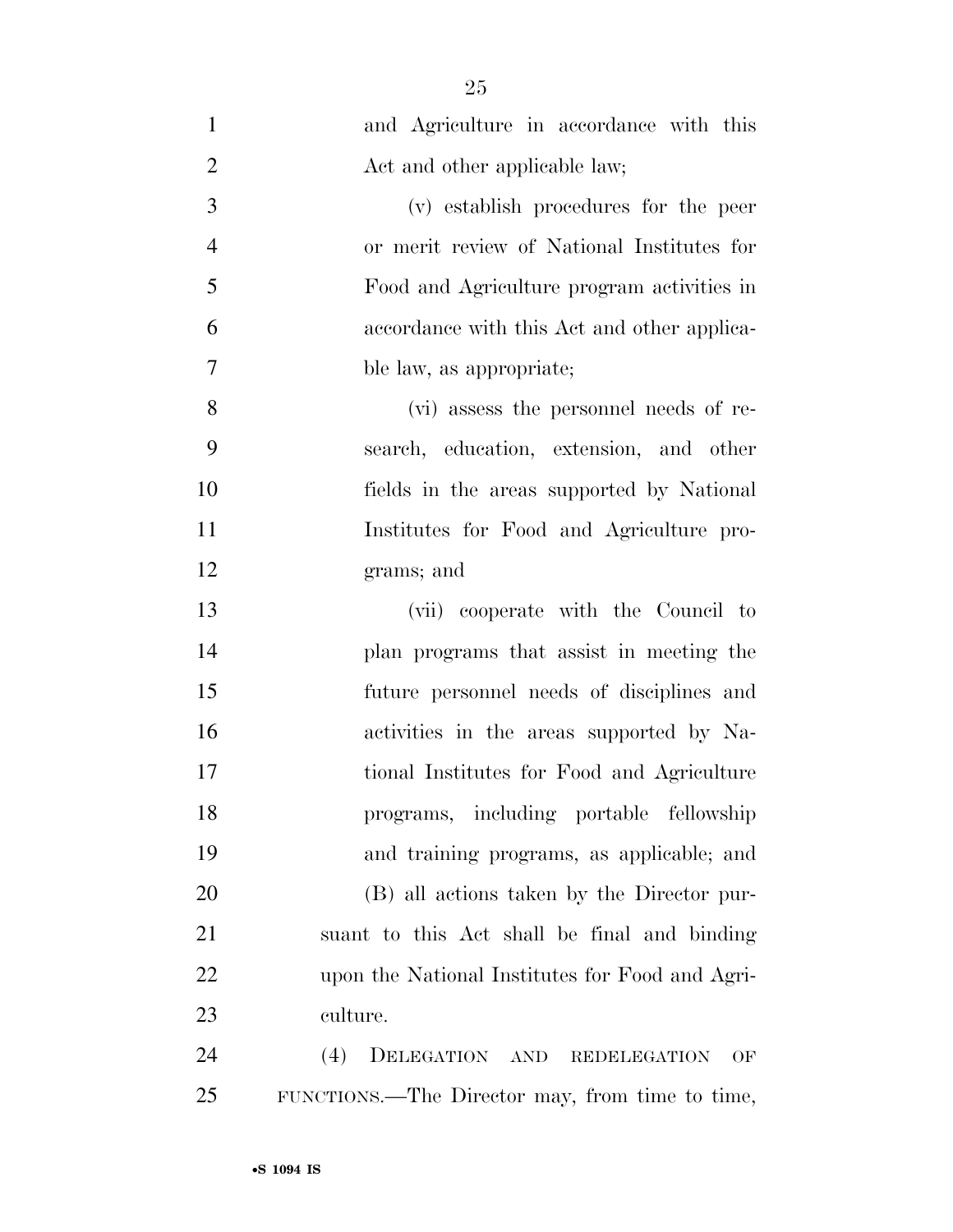and Agriculture in accordance with this Act and other applicable law;

(v) establish procedures for the peer or merit review of National Institutes for Food and Agriculture program activities in accordance with this Act and other applicable law, as appropriate;

(vi) assess the personnel needs of research, education, extension, and other fields in the areas supported by National Institutes for Food and Agriculture programs; and

(vii) cooperate with the Council to plan programs that assist in meeting the future personnel needs of disciplines and activities in the areas supported by National Institutes for Food and Agriculture programs, including portable fellowship and training programs, as applicable; and

(B) all actions taken by the Director pursuant to this Act shall be final and binding upon the National Institutes for Food and Agriculture.

(4) DELEGATION AND REDELEGATION OF FUNCTIONS.—The Director may, from time to time,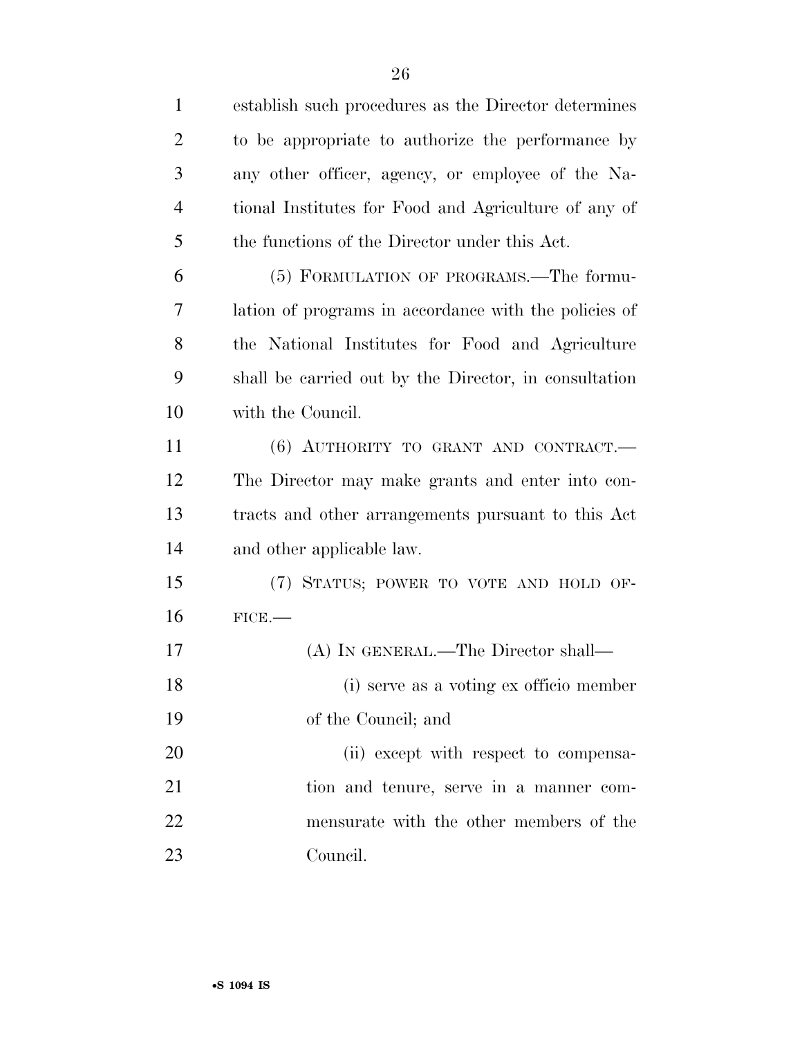establish such procedures as the Director determines to be appropriate to authorize the performance by any other officer, agency, or employee of the National Institutes for Food and Agriculture of any of the functions of the Director under this Act.

(5) FORMULATION OF PROGRAMS.—The formulation of programs in accordance with the policies of the National Institutes for Food and Agriculture shall be carried out by the Director, in consultation with the Council.

(6) AUTHORITY TO GRANT AND CONTRACT.—The Director may make grants and enter into contracts and other arrangements pursuant to this Act and other applicable law.

(7) STATUS; POWER TO VOTE AND HOLD OFFICE.—

(A) IN GENERAL.—The Director shall—

(i) serve as a voting ex officio member of the Council; and

(ii) except with respect to compensation and tenure, serve in a manner commensurate with the other members of the Council.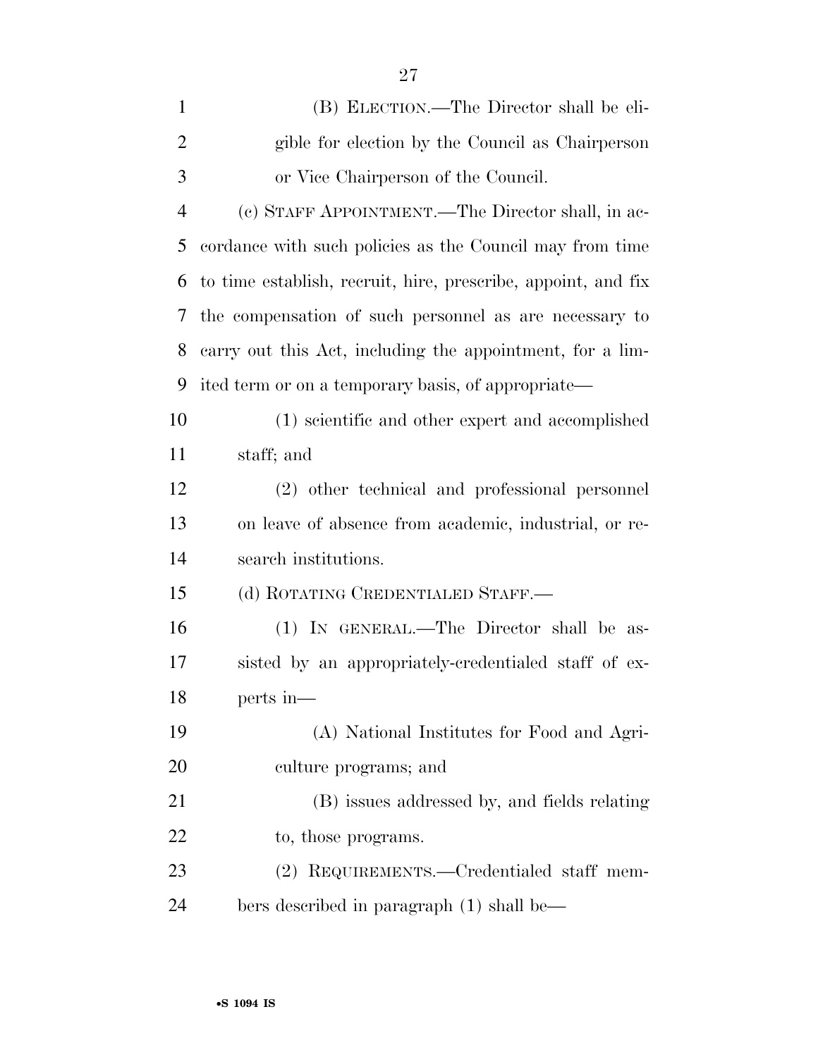(B) ELECTION.—The Director shall be eligible for election by the Council as Chairperson or Vice Chairperson of the Council.

(c) STAFF APPOINTMENT.—The Director shall, in accordance with such policies as the Council may from time to time establish, recruit, hire, prescribe, appoint, and fix the compensation of such personnel as are necessary to carry out this Act, including the appointment, for a limited term or on a temporary basis, of appropriate—

(1) scientific and other expert and accomplished staff; and

(2) other technical and professional personnel on leave of absence from academic, industrial, or research institutions.

(d) ROTATING CREDENTIALED STAFF.—

(1) IN GENERAL.—The Director shall be assisted by an appropriately-credentialed staff of experts in—

(A) National Institutes for Food and Agriculture programs; and

(B) issues addressed by, and fields relating to, those programs.

(2) REQUIREMENTS.—Credentialed staff members described in paragraph (1) shall be—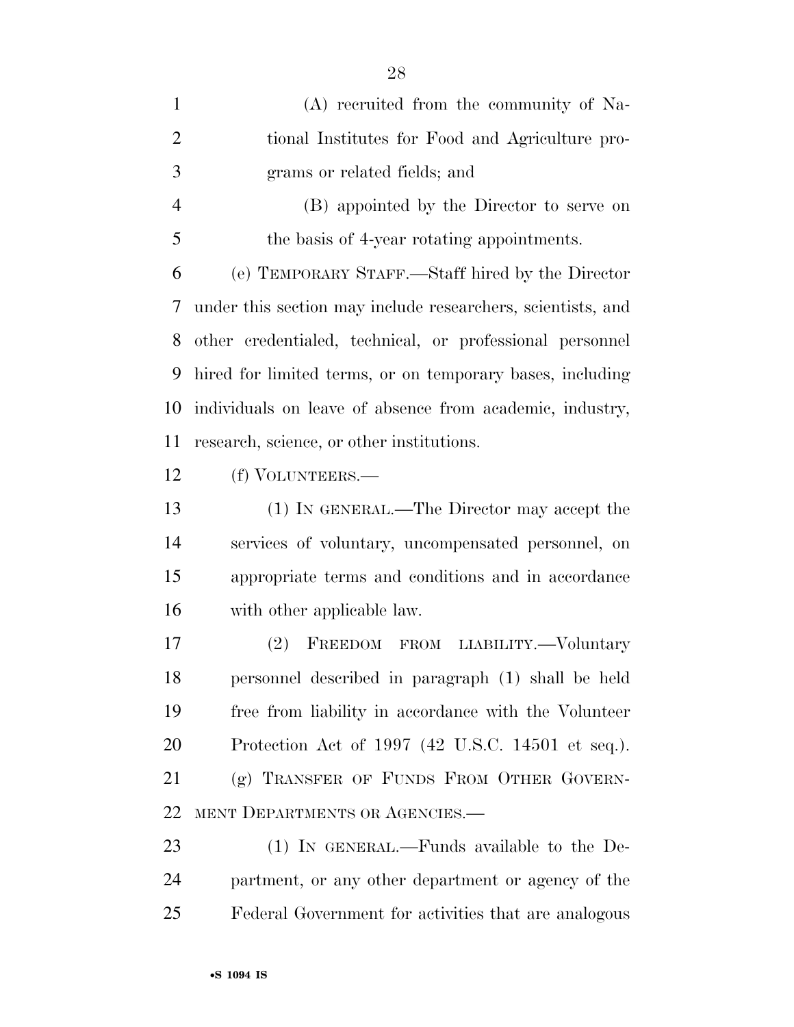(A) recruited from the community of National Institutes for Food and Agriculture programs or related fields; and

(B) appointed by the Director to serve on the basis of 4-year rotating appointments.

(e) TEMPORARY STAFF.—Staff hired by the Director under this section may include researchers, scientists, and other credentialed, technical, or professional personnel hired for limited terms, or on temporary bases, including individuals on leave of absence from academic, industry, research, science, or other institutions.

(f) VOLUNTEERS.—

(1) IN GENERAL.—The Director may accept the services of voluntary, uncompensated personnel, on appropriate terms and conditions and in accordance with other applicable law.

(2) FREEDOM FROM LIABILITY.—Voluntary personnel described in paragraph (1) shall be held free from liability in accordance with the Volunteer Protection Act of 1997 (42 U.S.C. 14501 et seq.).

(g) TRANSFER OF FUNDS FROM OTHER GOVERNMENT DEPARTMENTS OR AGENCIES.—

(1) IN GENERAL.—Funds available to the Department, or any other department or agency of the Federal Government for activities that are analogous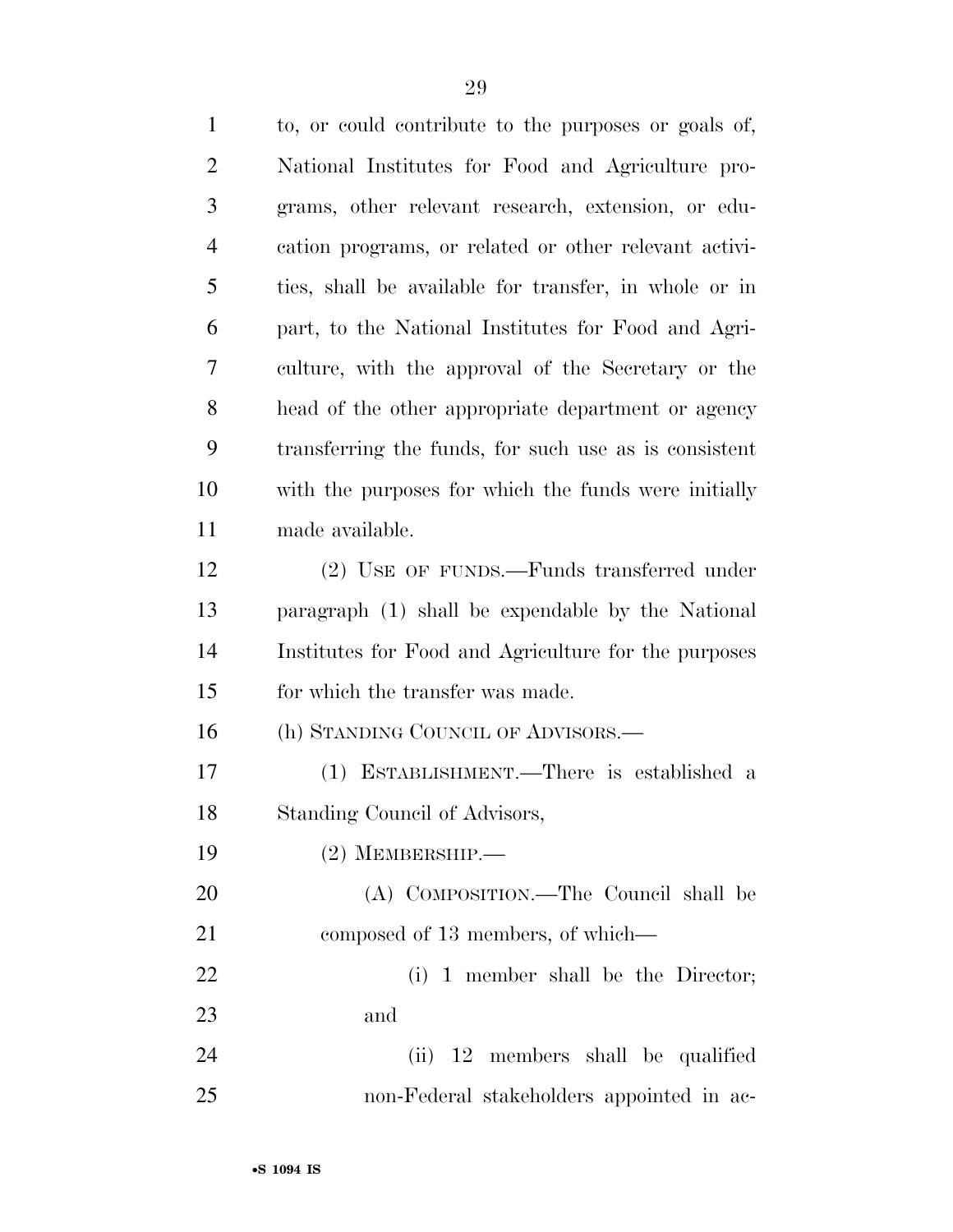to, or could contribute to the purposes or goals of, National Institutes for Food and Agriculture programs, other relevant research, extension, or education programs, or related or other relevant activities, shall be available for transfer, in whole or in part, to the National Institutes for Food and Agriculture, with the approval of the Secretary or the head of the other appropriate department or agency transferring the funds, for such use as is consistent with the purposes for which the funds were initially made available.

(2) USE OF FUNDS.—Funds transferred under paragraph (1) shall be expendable by the National Institutes for Food and Agriculture for the purposes for which the transfer was made.

(h) STANDING COUNCIL OF ADVISORS.—

(1) ESTABLISHMENT.—There is established a Standing Council of Advisors,

(2) MEMBERSHIP.—

(A) COMPOSITION.—The Council shall be composed of 13 members, of which—

(i) 1 member shall be the Director; and

(ii) 12 members shall be qualified non-Federal stakeholders appointed in ac-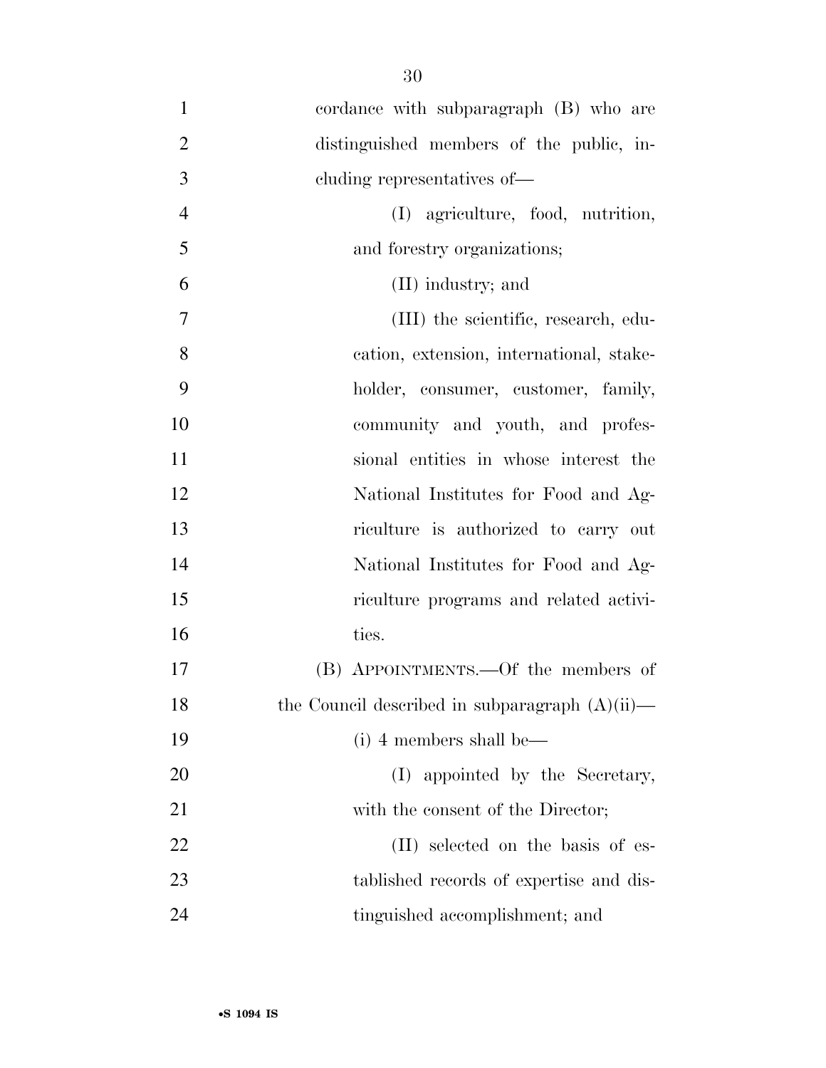cordance with subparagraph (B) who are distinguished members of the public, including representatives of—

(I) agriculture, food, nutrition, and forestry organizations;

(II) industry; and

(III) the scientific, research, education, extension, international, stakeholder, consumer, customer, family, community and youth, and professional entities in whose interest the National Institutes for Food and Agriculture is authorized to carry out National Institutes for Food and Agriculture programs and related activities.

(B) APPOINTMENTS.—Of the members of the Council described in subparagraph (A)(ii)—

(i) 4 members shall be—

(I) appointed by the Secretary, with the consent of the Director;

(II) selected on the basis of established records of expertise and distinguished accomplishment; and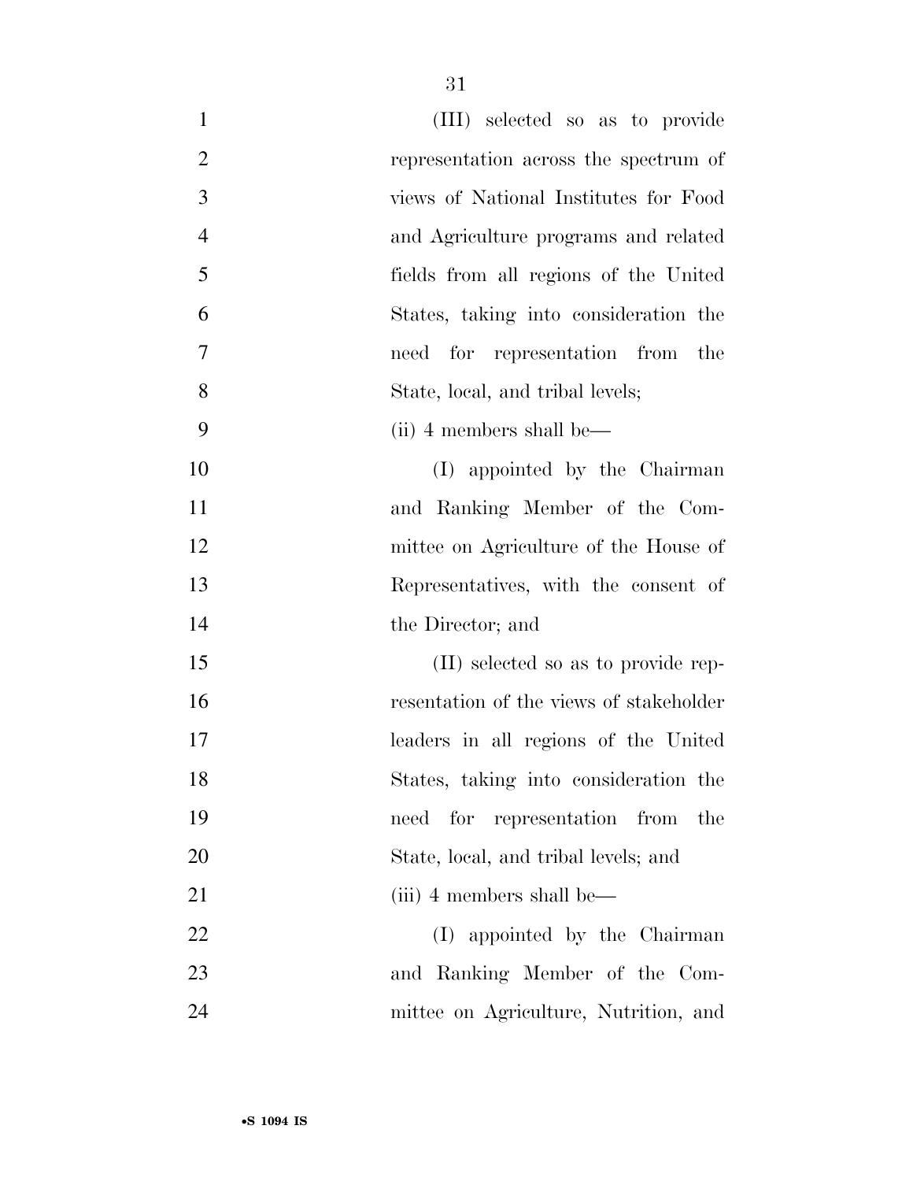(III) selected so as to provide representation across the spectrum of views of National Institutes for Food and Agriculture programs and related fields from all regions of the United States, taking into consideration the need for representation from the State, local, and tribal levels;

(ii) 4 members shall be—

(I) appointed by the Chairman and Ranking Member of the Committee on Agriculture of the House of Representatives, with the consent of the Director; and

(II) selected so as to provide representation of the views of stakeholder leaders in all regions of the United States, taking into consideration the need for representation from the State, local, and tribal levels; and

(iii) 4 members shall be—

(I) appointed by the Chairman and Ranking Member of the Committee on Agriculture, Nutrition, and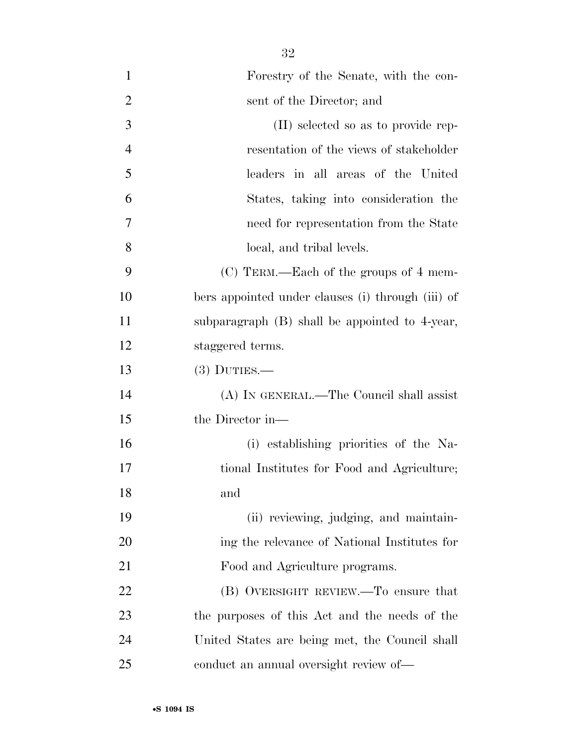Forestry of the Senate, with the consent of the Director; and

(II) selected so as to provide representation of the views of stakeholder leaders in all areas of the United States, taking into consideration the need for representation from the State local, and tribal levels.

(C) TERM.—Each of the groups of 4 members appointed under clauses (i) through (iii) of subparagraph (B) shall be appointed to 4-year, staggered terms.

(3) DUTIES.—

(A) IN GENERAL.—The Council shall assist the Director in—

(i) establishing priorities of the National Institutes for Food and Agriculture; and

(ii) reviewing, judging, and maintaining the relevance of National Institutes for Food and Agriculture programs.

(B) OVERSIGHT REVIEW.—To ensure that the purposes of this Act and the needs of the United States are being met, the Council shall conduct an annual oversight review of—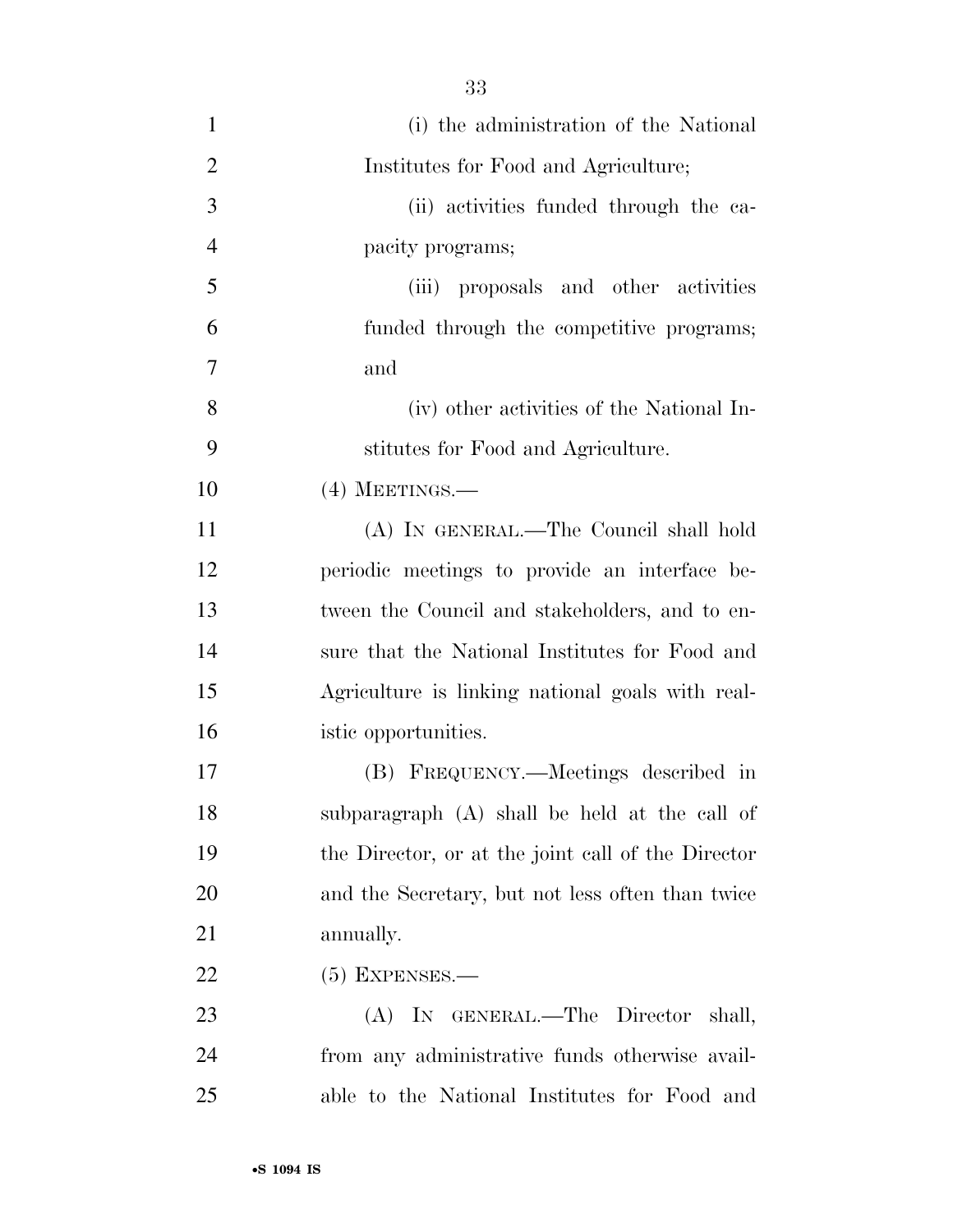(i) the administration of the National Institutes for Food and Agriculture;

(ii) activities funded through the capacity programs;

(iii) proposals and other activities funded through the competitive programs; and

(iv) other activities of the National Institutes for Food and Agriculture.

(4) MEETINGS.—

(A) IN GENERAL.—The Council shall hold periodic meetings to provide an interface between the Council and stakeholders, and to ensure that the National Institutes for Food and Agriculture is linking national goals with realistic opportunities.

(B) FREQUENCY.—Meetings described in subparagraph (A) shall be held at the call of the Director, or at the joint call of the Director and the Secretary, but not less often than twice annually.

(5) EXPENSES.—

(A) IN GENERAL.—The Director shall, from any administrative funds otherwise available to the National Institutes for Food and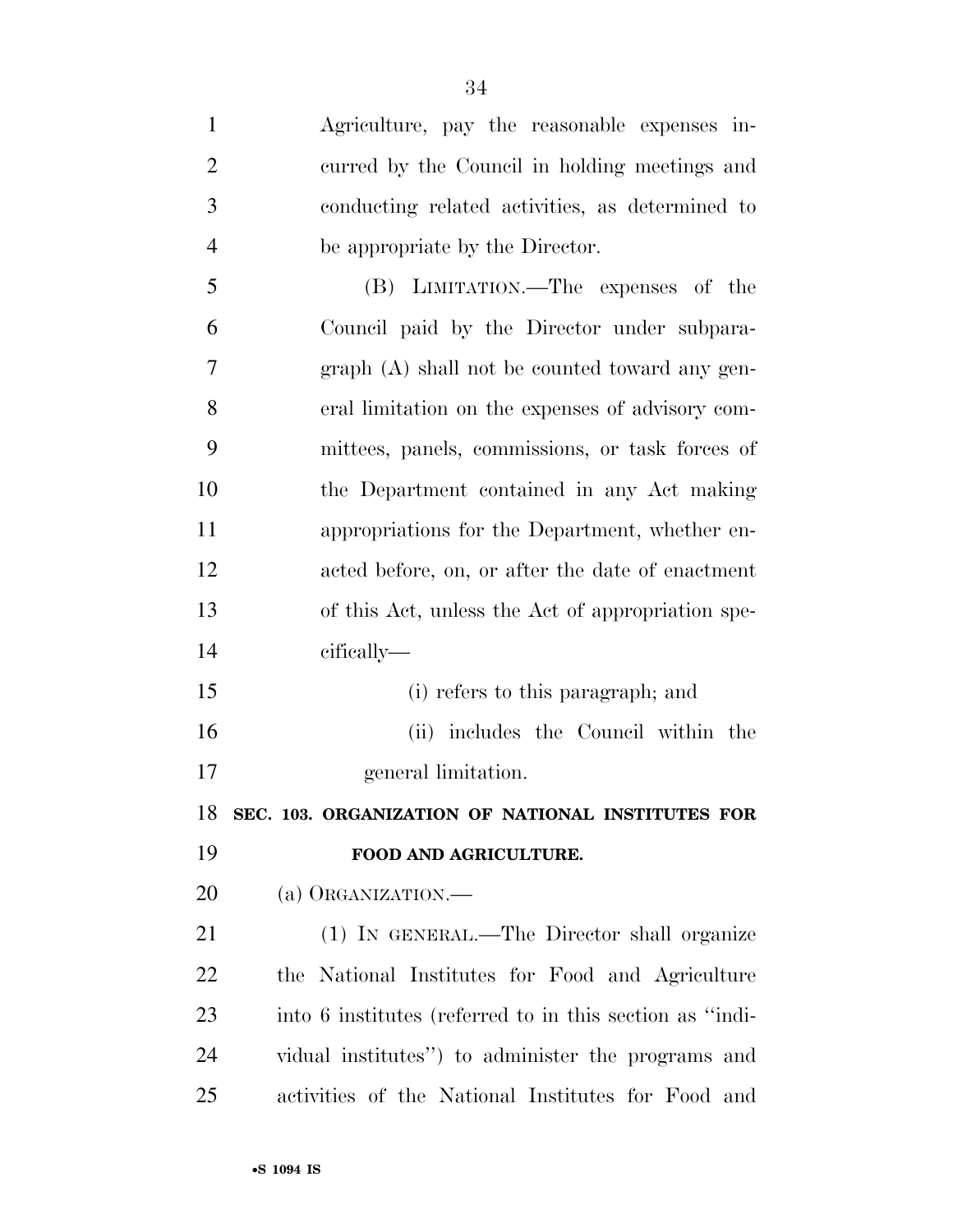Agriculture, pay the reasonable expenses incurred by the Council in holding meetings and conducting related activities, as determined to be appropriate by the Director.

(B) LIMITATION.—The expenses of the Council paid by the Director under subparagraph (A) shall not be counted toward any general limitation on the expenses of advisory committees, panels, commissions, or task forces of the Department contained in any Act making appropriations for the Department, whether enacted before, on, or after the date of enactment of this Act, unless the Act of appropriation specifically—

(i) refers to this paragraph; and

(ii) includes the Council within the general limitation.

**SEC. 103. ORGANIZATION OF NATIONAL INSTITUTES FOR FOOD AND AGRICULTURE.**

(a) ORGANIZATION.—

(1) IN GENERAL.—The Director shall organize the National Institutes for Food and Agriculture into 6 institutes (referred to in this section as "individual institutes") to administer the programs and activities of the National Institutes for Food and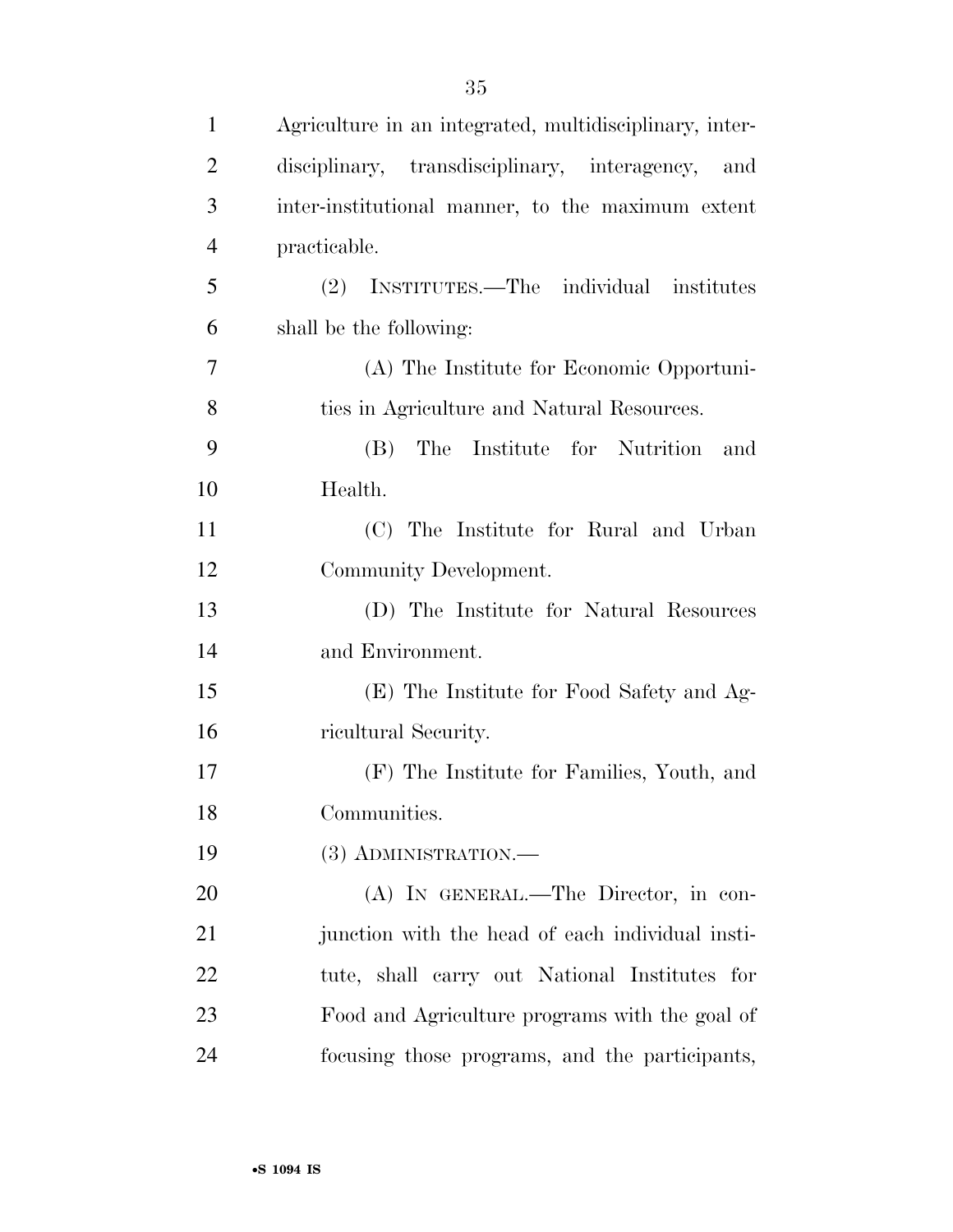Agriculture in an integrated, multidisciplinary, interdisciplinary, transdisciplinary, interagency, and inter-institutional manner, to the maximum extent practicable.

(2) INSTITUTES.—The individual institutes shall be the following:

(A) The Institute for Economic Opportunities in Agriculture and Natural Resources.

(B) The Institute for Nutrition and Health.

(C) The Institute for Rural and Urban Community Development.

(D) The Institute for Natural Resources and Environment.

(E) The Institute for Food Safety and Agricultural Security.

(F) The Institute for Families, Youth, and Communities.

(3) ADMINISTRATION.—

(A) IN GENERAL.—The Director, in conjunction with the head of each individual institute, shall carry out National Institutes for Food and Agriculture programs with the goal of focusing those programs, and the participants,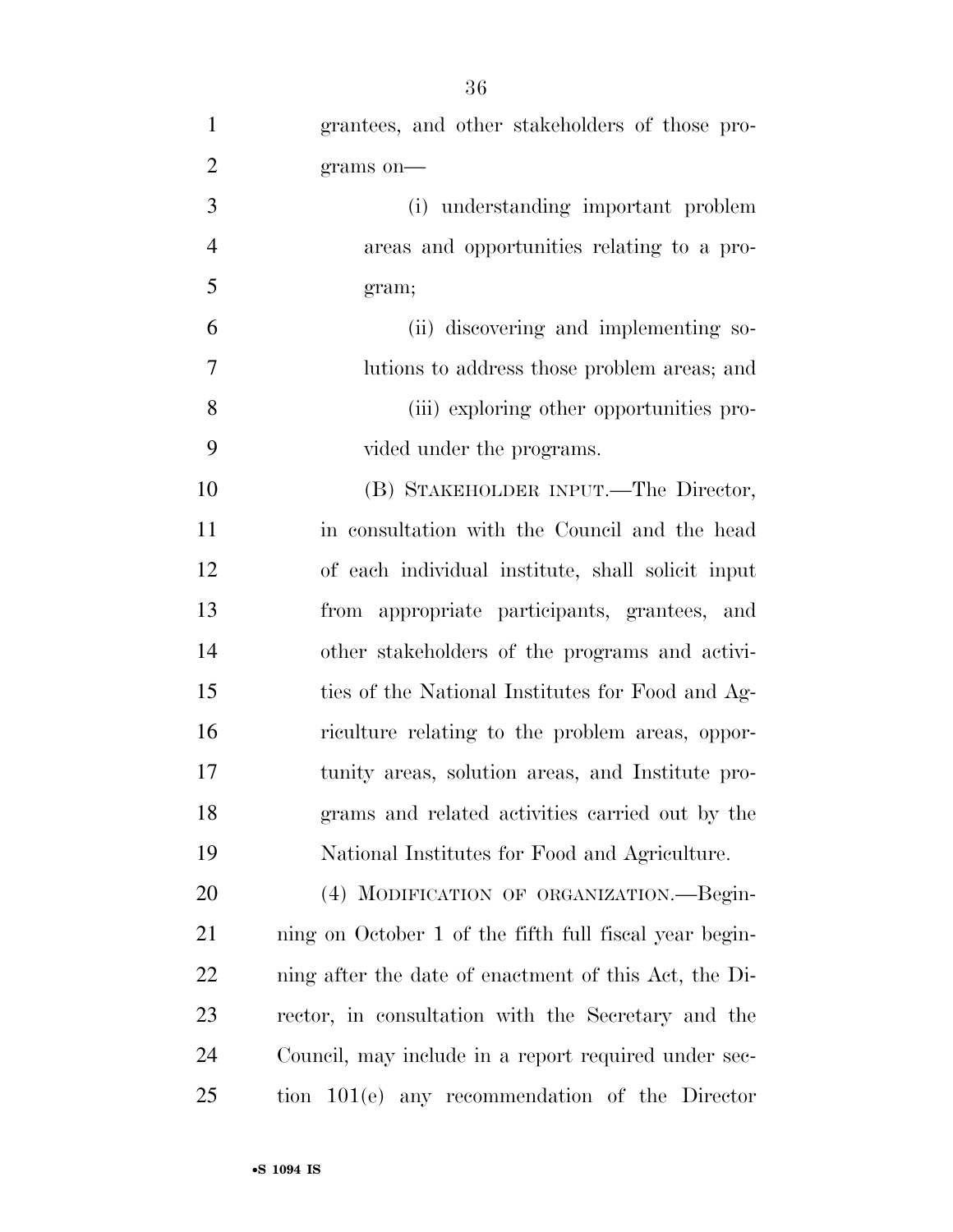grantees, and other stakeholders of those programs on—

(i) understanding important problem areas and opportunities relating to a program;

(ii) discovering and implementing solutions to address those problem areas; and

(iii) exploring other opportunities provided under the programs.

(B) STAKEHOLDER INPUT.—The Director, in consultation with the Council and the head of each individual institute, shall solicit input from appropriate participants, grantees, and other stakeholders of the programs and activities of the National Institutes for Food and Agriculture relating to the problem areas, opportunity areas, solution areas, and Institute programs and related activities carried out by the National Institutes for Food and Agriculture.

(4) MODIFICATION OF ORGANIZATION.—Beginning on October 1 of the fifth full fiscal year beginning after the date of enactment of this Act, the Director, in consultation with the Secretary and the Council, may include in a report required under section 101(e) any recommendation of the Director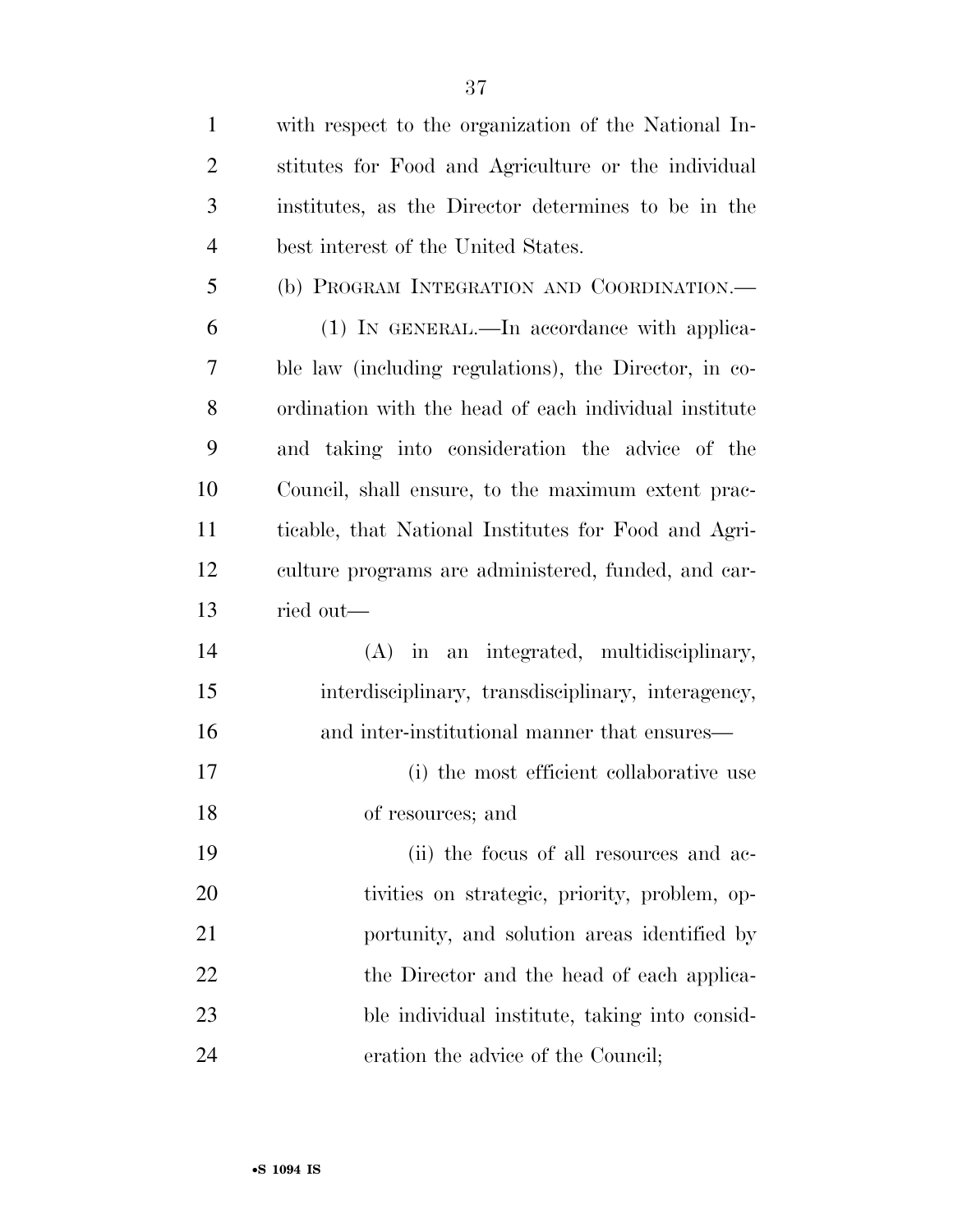with respect to the organization of the National Institutes for Food and Agriculture or the individual institutes, as the Director determines to be in the best interest of the United States.

(b) PROGRAM INTEGRATION AND COORDINATION.—

(1) IN GENERAL.—In accordance with applicable law (including regulations), the Director, in coordination with the head of each individual institute and taking into consideration the advice of the Council, shall ensure, to the maximum extent practicable, that National Institutes for Food and Agriculture programs are administered, funded, and carried out—

(A) in an integrated, multidisciplinary, interdisciplinary, transdisciplinary, interagency, and inter-institutional manner that ensures—

(i) the most efficient collaborative use of resources; and

(ii) the focus of all resources and activities on strategic, priority, problem, opportunity, and solution areas identified by the Director and the head of each applicable individual institute, taking into consideration the advice of the Council;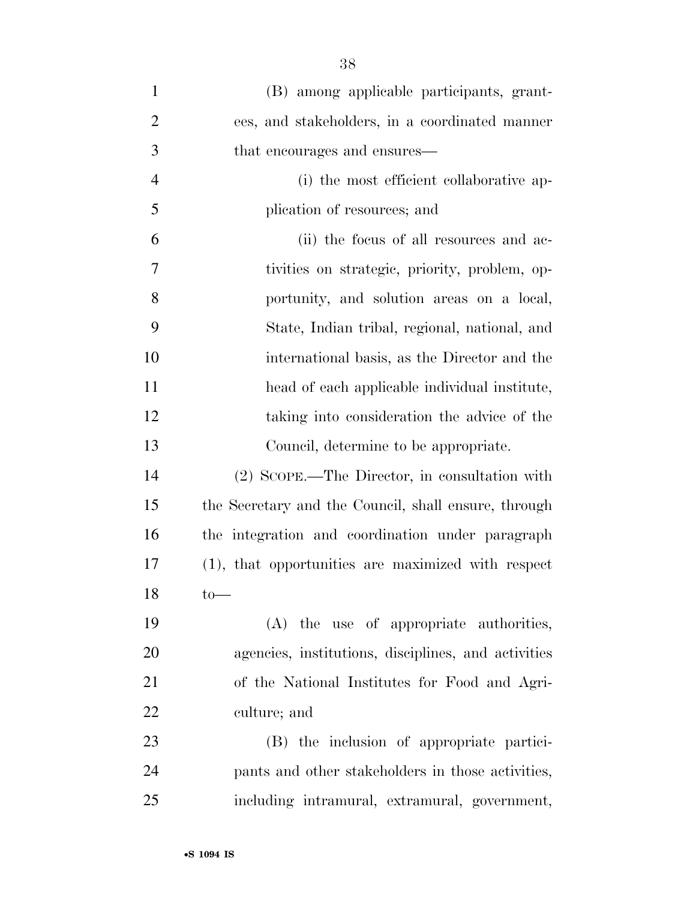(B) among applicable participants, grantees, and stakeholders, in a coordinated manner that encourages and ensures—

(i) the most efficient collaborative application of resources; and

(ii) the focus of all resources and activities on strategic, priority, problem, opportunity, and solution areas on a local, State, Indian tribal, regional, national, and international basis, as the Director and the head of each applicable individual institute, taking into consideration the advice of the Council, determine to be appropriate.

(2) SCOPE.—The Director, in consultation with the Secretary and the Council, shall ensure, through the integration and coordination under paragraph (1), that opportunities are maximized with respect to—

(A) the use of appropriate authorities, agencies, institutions, disciplines, and activities of the National Institutes for Food and Agriculture; and

(B) the inclusion of appropriate participants and other stakeholders in those activities, including intramural, extramural, government,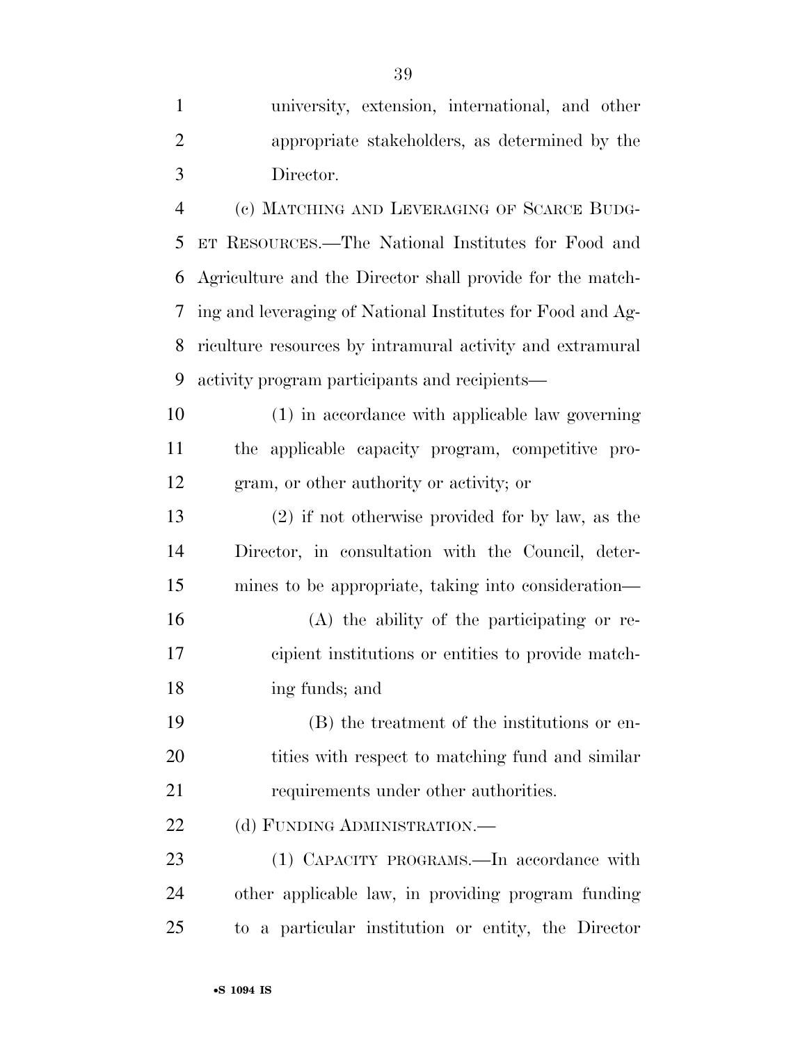university, extension, international, and other appropriate stakeholders, as determined by the Director.

(c) MATCHING AND LEVERAGING OF SCARCE BUDGET RESOURCES.—The National Institutes for Food and Agriculture and the Director shall provide for the matching and leveraging of National Institutes for Food and Agriculture resources by intramural activity and extramural activity program participants and recipients—

(1) in accordance with applicable law governing the applicable capacity program, competitive program, or other authority or activity; or

(2) if not otherwise provided for by law, as the Director, in consultation with the Council, determines to be appropriate, taking into consideration—

(A) the ability of the participating or recipient institutions or entities to provide matching funds; and

(B) the treatment of the institutions or entities with respect to matching fund and similar requirements under other authorities.

(d) FUNDING ADMINISTRATION.—

(1) CAPACITY PROGRAMS.—In accordance with other applicable law, in providing program funding to a particular institution or entity, the Director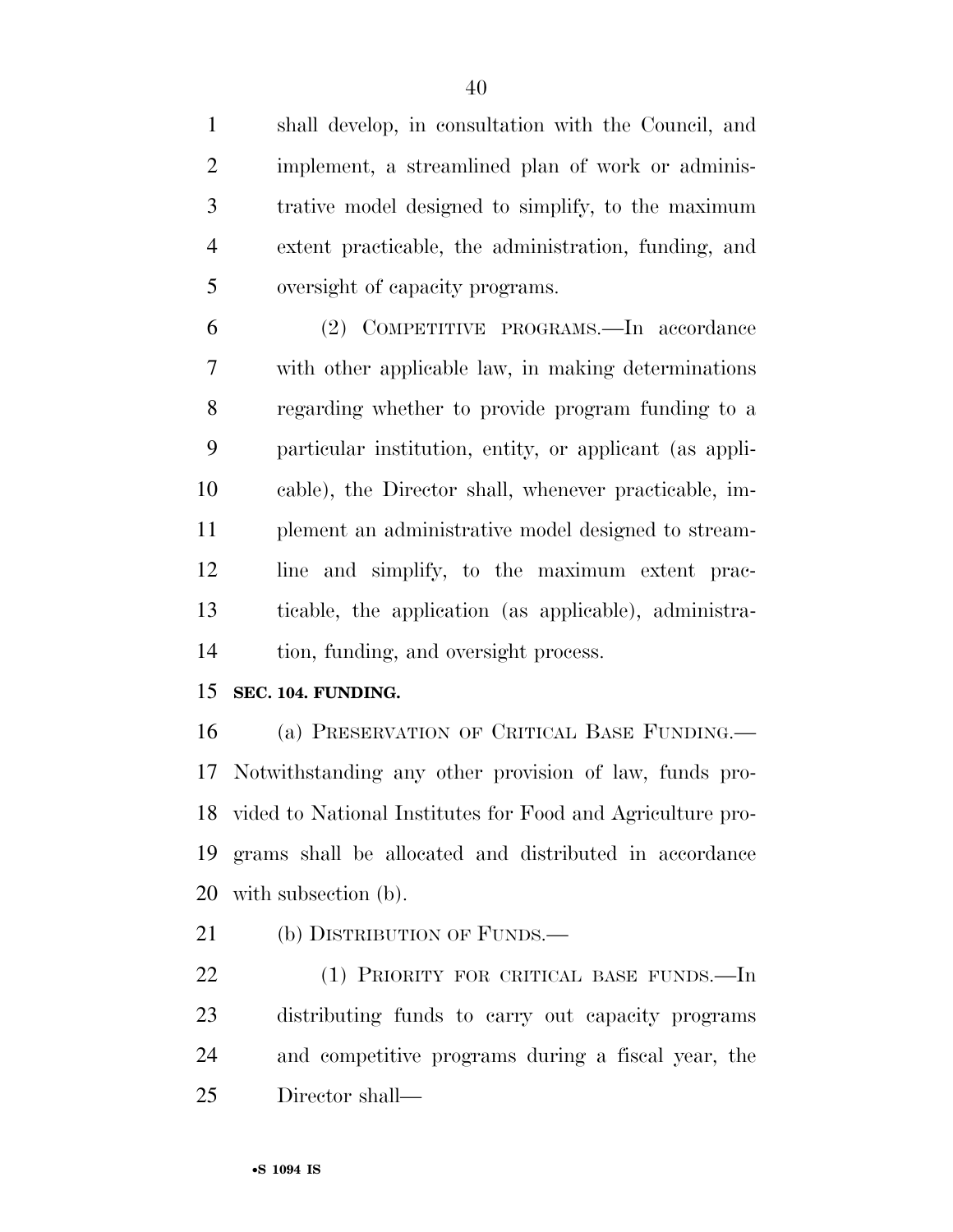shall develop, in consultation with the Council, and implement, a streamlined plan of work or administrative model designed to simplify, to the maximum extent practicable, the administration, funding, and oversight of capacity programs.

(2) COMPETITIVE PROGRAMS.—In accordance with other applicable law, in making determinations regarding whether to provide program funding to a particular institution, entity, or applicant (as applicable), the Director shall, whenever practicable, implement an administrative model designed to streamline and simplify, to the maximum extent practicable, the application (as applicable), administration, funding, and oversight process.

**SEC. 104. FUNDING.**

(a) PRESERVATION OF CRITICAL BASE FUNDING.—Notwithstanding any other provision of law, funds provided to National Institutes for Food and Agriculture programs shall be allocated and distributed in accordance with subsection (b).

(b) DISTRIBUTION OF FUNDS.—

(1) PRIORITY FOR CRITICAL BASE FUNDS.—In distributing funds to carry out capacity programs and competitive programs during a fiscal year, the Director shall—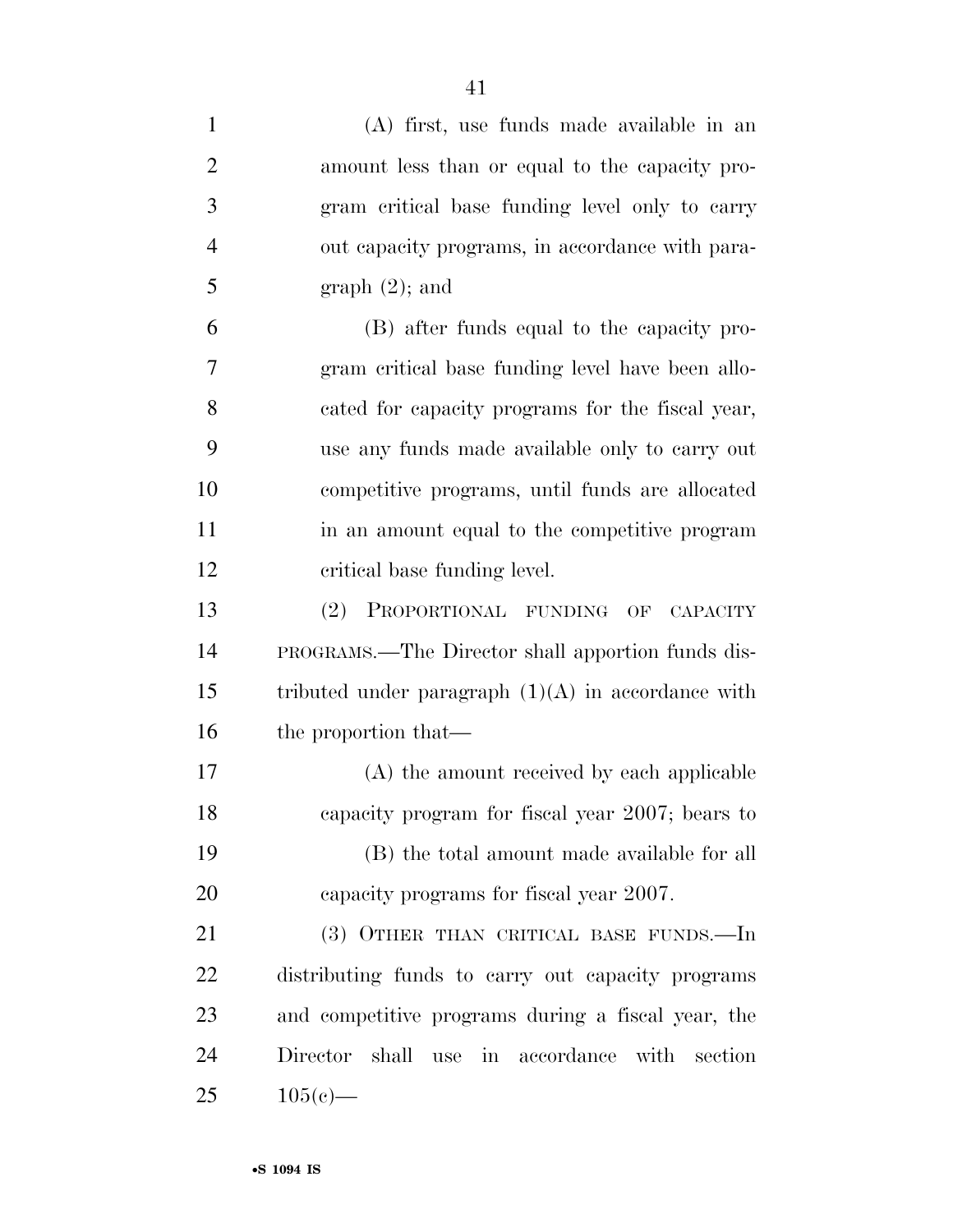(A) first, use funds made available in an amount less than or equal to the capacity program critical base funding level only to carry out capacity programs, in accordance with paragraph (2); and

(B) after funds equal to the capacity program critical base funding level have been allocated for capacity programs for the fiscal year, use any funds made available only to carry out competitive programs, until funds are allocated in an amount equal to the competitive program critical base funding level.

(2) PROPORTIONAL FUNDING OF CAPACITY PROGRAMS.—The Director shall apportion funds distributed under paragraph (1)(A) in accordance with the proportion that—

(A) the amount received by each applicable capacity program for fiscal year 2007; bears to

(B) the total amount made available for all capacity programs for fiscal year 2007.

(3) OTHER THAN CRITICAL BASE FUNDS.—In distributing funds to carry out capacity programs and competitive programs during a fiscal year, the Director shall use in accordance with section 105(c)—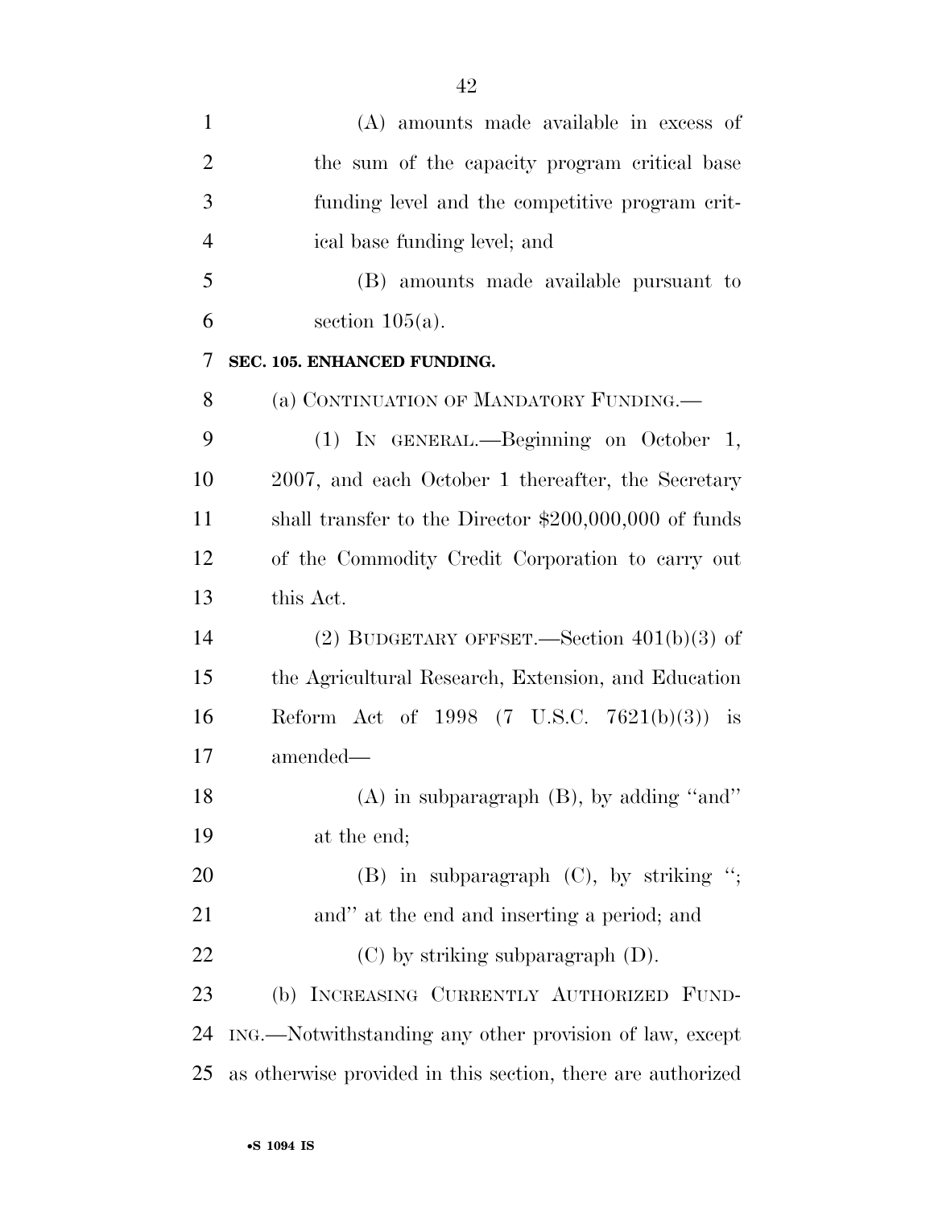(A) amounts made available in excess of the sum of the capacity program critical base funding level and the competitive program critical base funding level; and

(B) amounts made available pursuant to section 105(a).

**SEC. 105. ENHANCED FUNDING.**

(a) CONTINUATION OF MANDATORY FUNDING.—

(1) IN GENERAL.—Beginning on October 1, 2007, and each October 1 thereafter, the Secretary shall transfer to the Director $200,000,000 of funds of the Commodity Credit Corporation to carry out this Act.

(2) BUDGETARY OFFSET.—Section 401(b)(3) of the Agricultural Research, Extension, and Education Reform Act of 1998 (7 U.S.C. 7621(b)(3)) is amended—

(A) in subparagraph (B), by adding ''and'' at the end;

(B) in subparagraph (C), by striking ''; and'' at the end and inserting a period; and

(C) by striking subparagraph (D).

(b) INCREASING CURRENTLY AUTHORIZED FUNDING.—Notwithstanding any other provision of law, except as otherwise provided in this section, there are authorized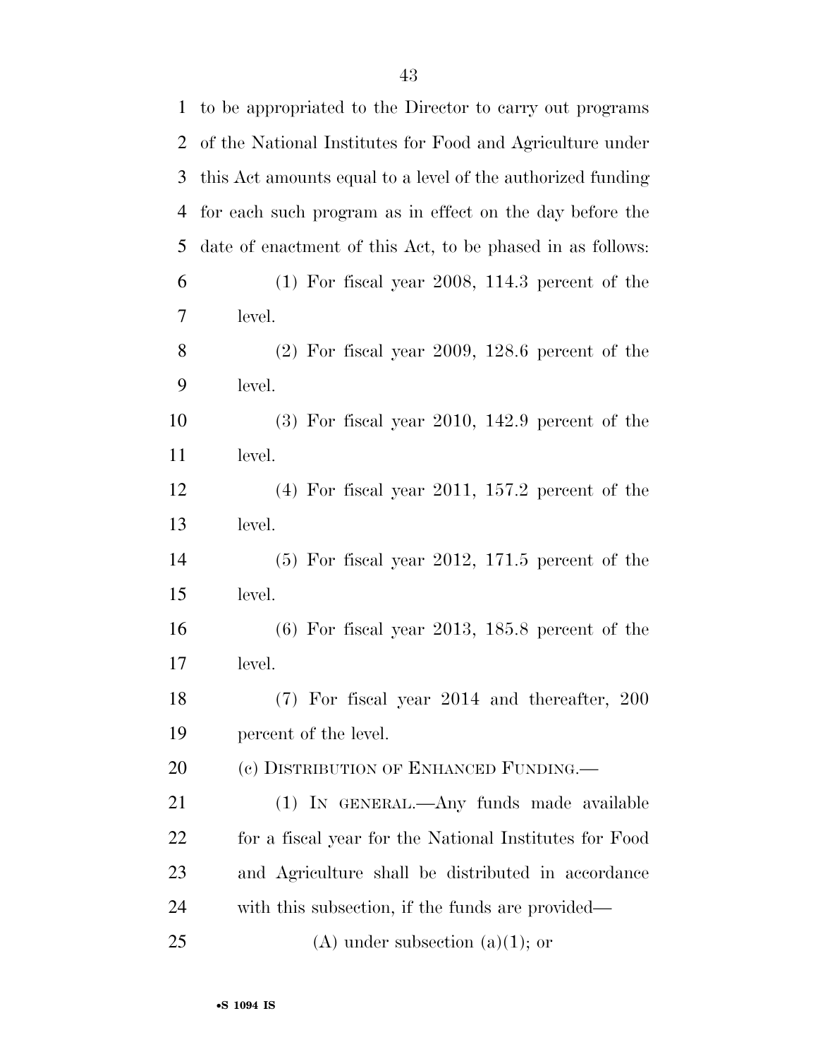to be appropriated to the Director to carry out programs of the National Institutes for Food and Agriculture under this Act amounts equal to a level of the authorized funding for each such program as in effect on the day before the date of enactment of this Act, to be phased in as follows:

(1) For fiscal year 2008, 114.3 percent of the level.

(2) For fiscal year 2009, 128.6 percent of the level.

(3) For fiscal year 2010, 142.9 percent of the level.

(4) For fiscal year 2011, 157.2 percent of the level.

(5) For fiscal year 2012, 171.5 percent of the level.

(6) For fiscal year 2013, 185.8 percent of the level.

(7) For fiscal year 2014 and thereafter, 200 percent of the level.

(c) DISTRIBUTION OF ENHANCED FUNDING.—

(1) IN GENERAL.—Any funds made available for a fiscal year for the National Institutes for Food and Agriculture shall be distributed in accordance with this subsection, if the funds are provided—

(A) under subsection (a)(1); or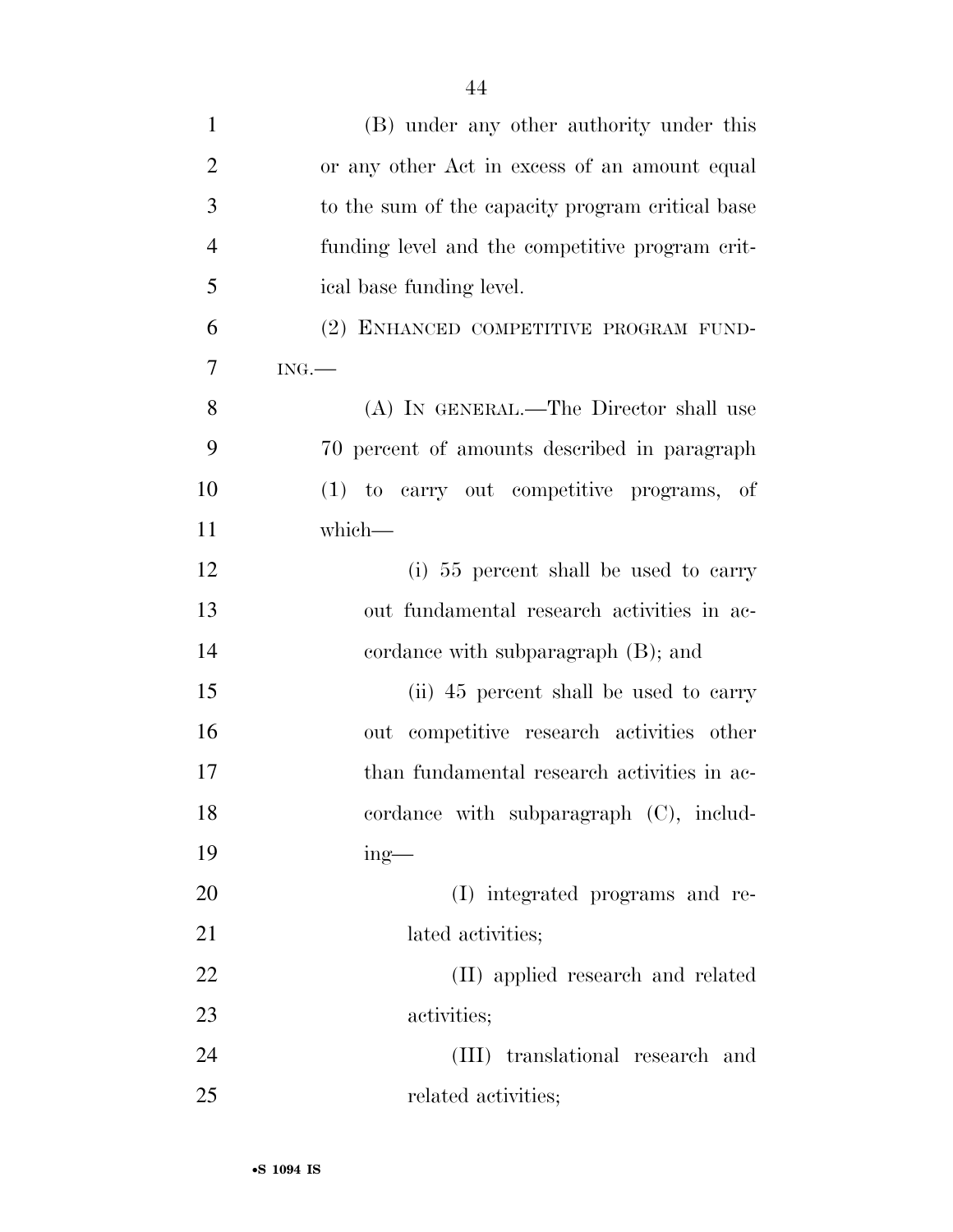(B) under any other authority under this or any other Act in excess of an amount equal to the sum of the capacity program critical base funding level and the competitive program critical base funding level.

(2) ENHANCED COMPETITIVE PROGRAM FUNDING.—

(A) IN GENERAL.—The Director shall use 70 percent of amounts described in paragraph (1) to carry out competitive programs, of which—

(i) 55 percent shall be used to carry out fundamental research activities in accordance with subparagraph (B); and

(ii) 45 percent shall be used to carry out competitive research activities other than fundamental research activities in accordance with subparagraph (C), including—

(I) integrated programs and related activities;

(II) applied research and related activities;

(III) translational research and related activities;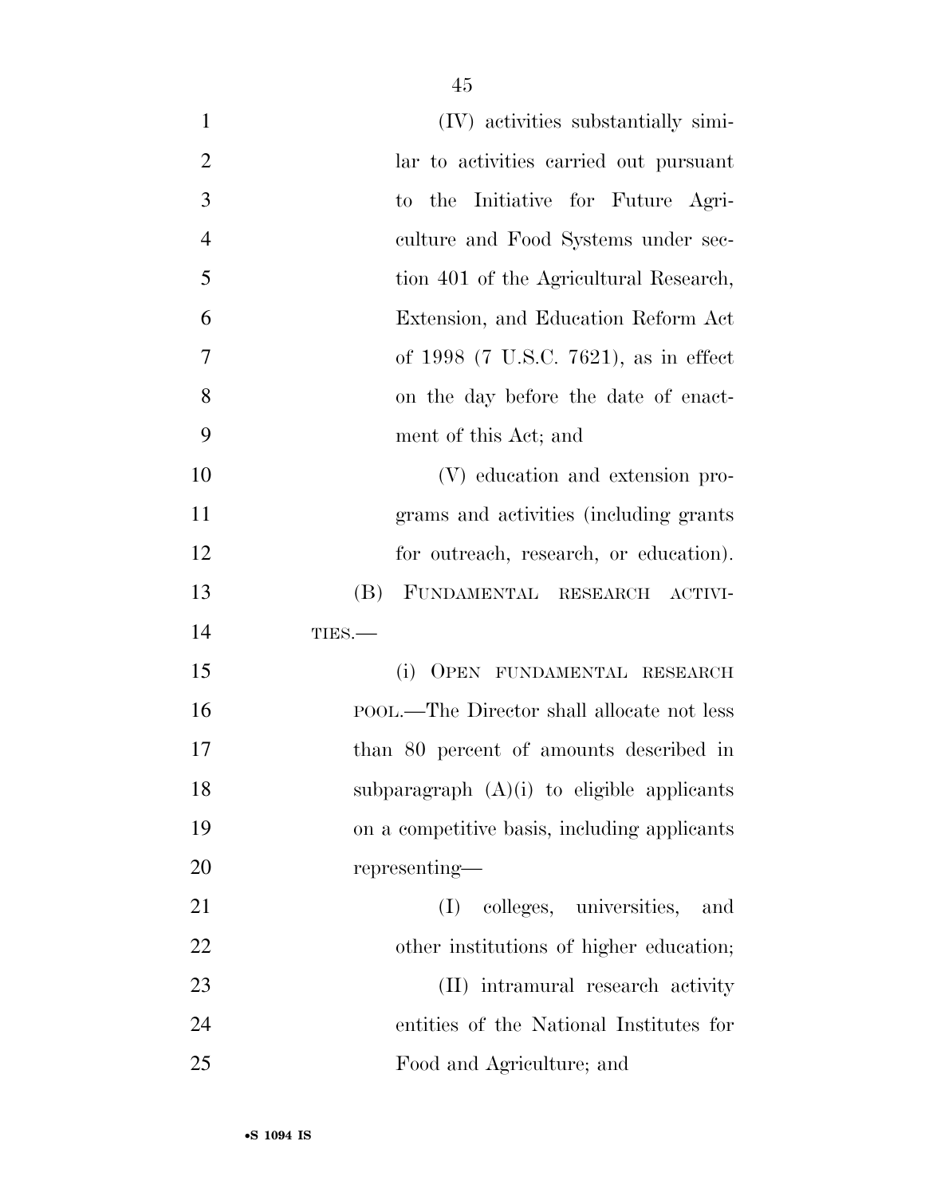(IV) activities substantially similar to activities carried out pursuant to the Initiative for Future Agriculture and Food Systems under section 401 of the Agricultural Research, Extension, and Education Reform Act of 1998 (7 U.S.C. 7621), as in effect on the day before the date of enactment of this Act; and

(V) education and extension programs and activities (including grants for outreach, research, or education).

(B) FUNDAMENTAL RESEARCH ACTIVITIES.—

(i) OPEN FUNDAMENTAL RESEARCH POOL.—The Director shall allocate not less than 80 percent of amounts described in subparagraph (A)(i) to eligible applicants on a competitive basis, including applicants representing—

(I) colleges, universities, and other institutions of higher education;

(II) intramural research activity entities of the National Institutes for Food and Agriculture; and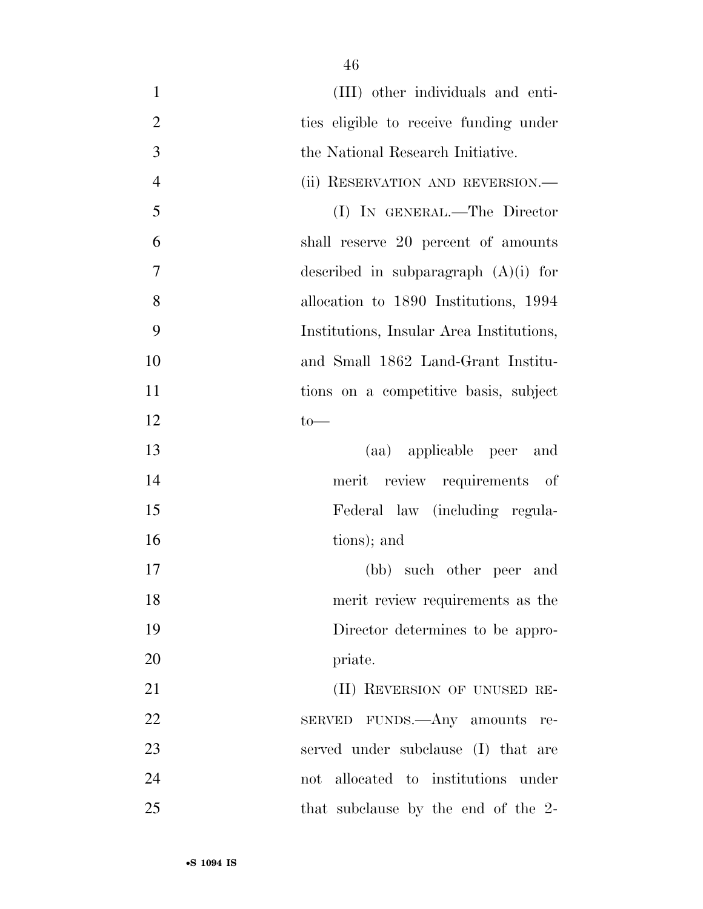(III) other individuals and entities eligible to receive funding under the National Research Initiative.

(ii) RESERVATION AND REVERSION.—

(I) IN GENERAL.—The Director shall reserve 20 percent of amounts described in subparagraph (A)(i) for allocation to 1890 Institutions, 1994 Institutions, Insular Area Institutions, and Small 1862 Land-Grant Institutions on a competitive basis, subject to—

(aa) applicable peer and merit review requirements of Federal law (including regulations); and

(bb) such other peer and merit review requirements as the Director determines to be appropriate.

(II) REVERSION OF UNUSED RESERVED FUNDS.—Any amounts reserved under subclause (I) that are not allocated to institutions under that subclause by the end of the 2-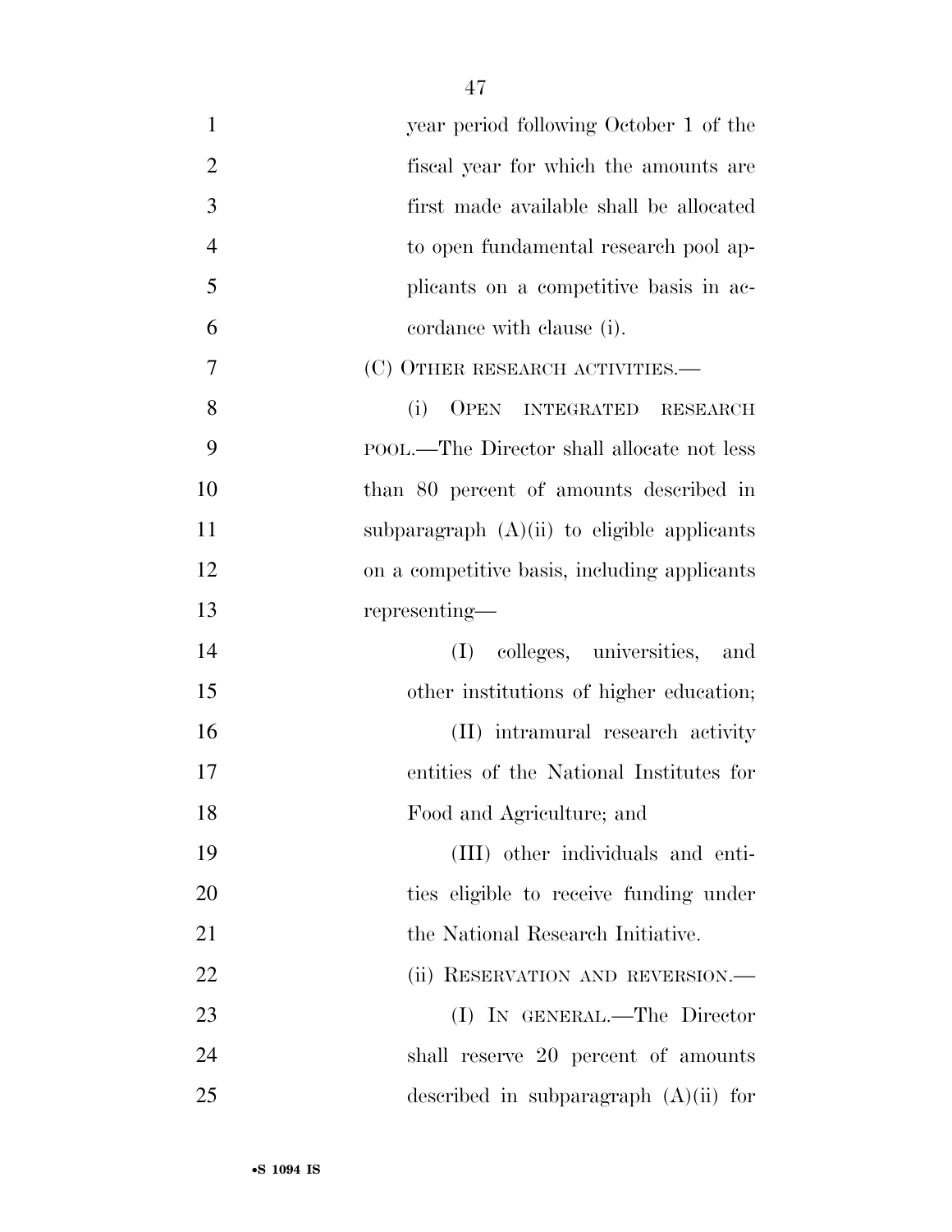year period following October 1 of the fiscal year for which the amounts are first made available shall be allocated to open fundamental research pool applicants on a competitive basis in accordance with clause (i).

(C) OTHER RESEARCH ACTIVITIES.—

(i) OPEN INTEGRATED RESEARCH POOL.—The Director shall allocate not less than 80 percent of amounts described in subparagraph (A)(ii) to eligible applicants on a competitive basis, including applicants representing—

(I) colleges, universities, and other institutions of higher education;

(II) intramural research activity entities of the National Institutes for Food and Agriculture; and

(III) other individuals and entities eligible to receive funding under the National Research Initiative.

(ii) RESERVATION AND REVERSION.—

(I) IN GENERAL.—The Director shall reserve 20 percent of amounts described in subparagraph (A)(ii) for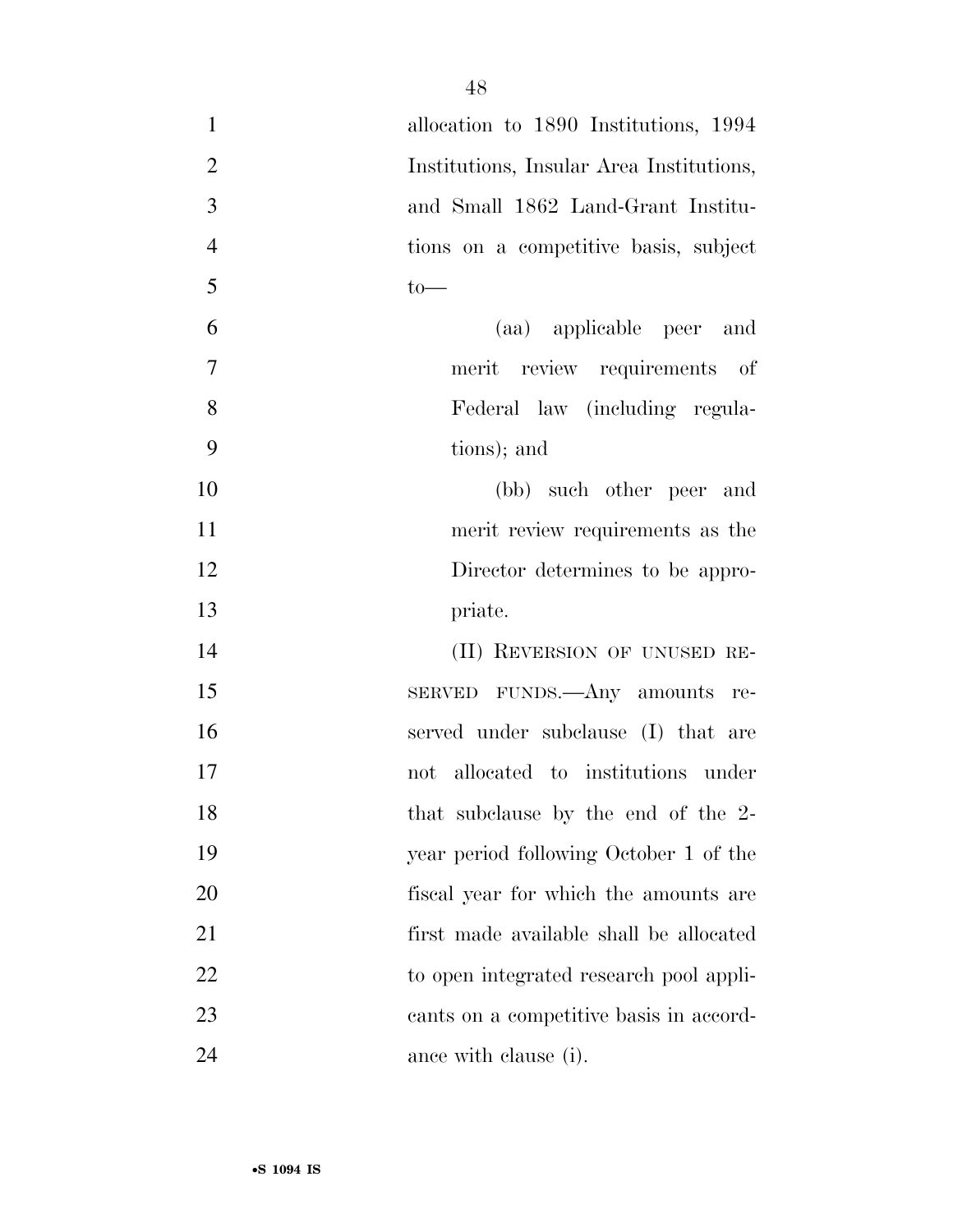allocation to 1890 Institutions, 1994 Institutions, Insular Area Institutions, and Small 1862 Land-Grant Institutions on a competitive basis, subject to—

(aa) applicable peer and merit review requirements of Federal law (including regulations); and

(bb) such other peer and merit review requirements as the Director determines to be appropriate.

(II) REVERSION OF UNUSED RESERVED FUNDS.—Any amounts reserved under subclause (I) that are not allocated to institutions under that subclause by the end of the 2-year period following October 1 of the fiscal year for which the amounts are first made available shall be allocated to open integrated research pool applicants on a competitive basis in accordance with clause (i).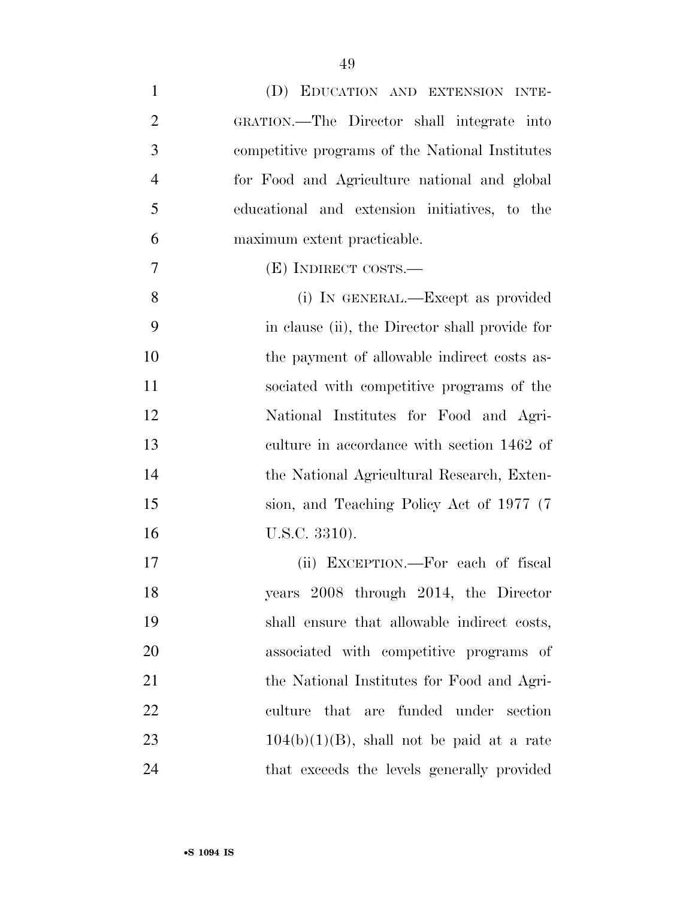(D) EDUCATION AND EXTENSION INTEGRATION.—The Director shall integrate into competitive programs of the National Institutes for Food and Agriculture national and global educational and extension initiatives, to the maximum extent practicable.

(E) INDIRECT COSTS.—

(i) IN GENERAL.—Except as provided in clause (ii), the Director shall provide for the payment of allowable indirect costs associated with competitive programs of the National Institutes for Food and Agriculture in accordance with section 1462 of the National Agricultural Research, Extension, and Teaching Policy Act of 1977 (7 U.S.C. 3310).

(ii) EXCEPTION.—For each of fiscal years 2008 through 2014, the Director shall ensure that allowable indirect costs, associated with competitive programs of the National Institutes for Food and Agriculture that are funded under section 104(b)(1)(B), shall not be paid at a rate that exceeds the levels generally provided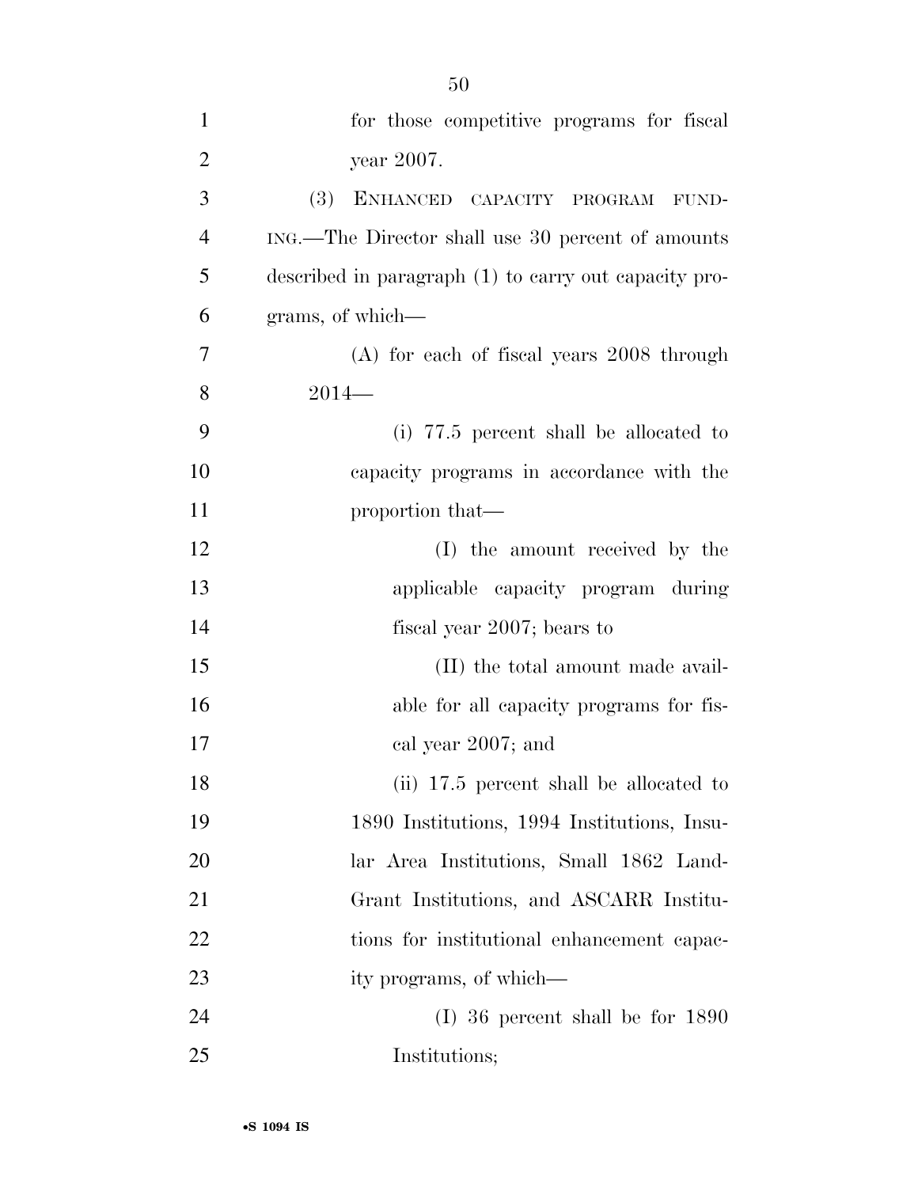for those competitive programs for fiscal year 2007.

(3) ENHANCED CAPACITY PROGRAM FUNDING.—The Director shall use 30 percent of amounts described in paragraph (1) to carry out capacity programs, of which—

(A) for each of fiscal years 2008 through 2014—

(i) 77.5 percent shall be allocated to capacity programs in accordance with the proportion that—

(I) the amount received by the applicable capacity program during fiscal year 2007; bears to

(II) the total amount made available for all capacity programs for fiscal year 2007; and

(ii) 17.5 percent shall be allocated to 1890 Institutions, 1994 Institutions, Insular Area Institutions, Small 1862 Land-Grant Institutions, and ASCARR Institutions for institutional enhancement capacity programs, of which—

(I) 36 percent shall be for 1890 Institutions;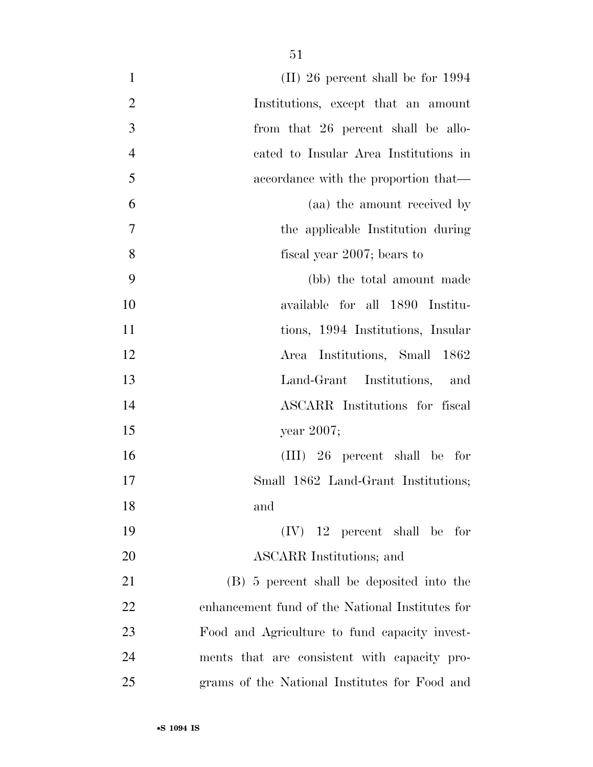(II) 26 percent shall be for 1994 Institutions, except that an amount from that 26 percent shall be allocated to Insular Area Institutions in accordance with the proportion that—

(aa) the amount received by the applicable Institution during fiscal year 2007; bears to

(bb) the total amount made available for all 1890 Institutions, 1994 Institutions, Insular Area Institutions, Small 1862 Land-Grant Institutions, and ASCARR Institutions for fiscal year 2007;

(III) 26 percent shall be for Small 1862 Land-Grant Institutions; and

(IV) 12 percent shall be for ASCARR Institutions; and

(B) 5 percent shall be deposited into the enhancement fund of the National Institutes for Food and Agriculture to fund capacity investments that are consistent with capacity programs of the National Institutes for Food and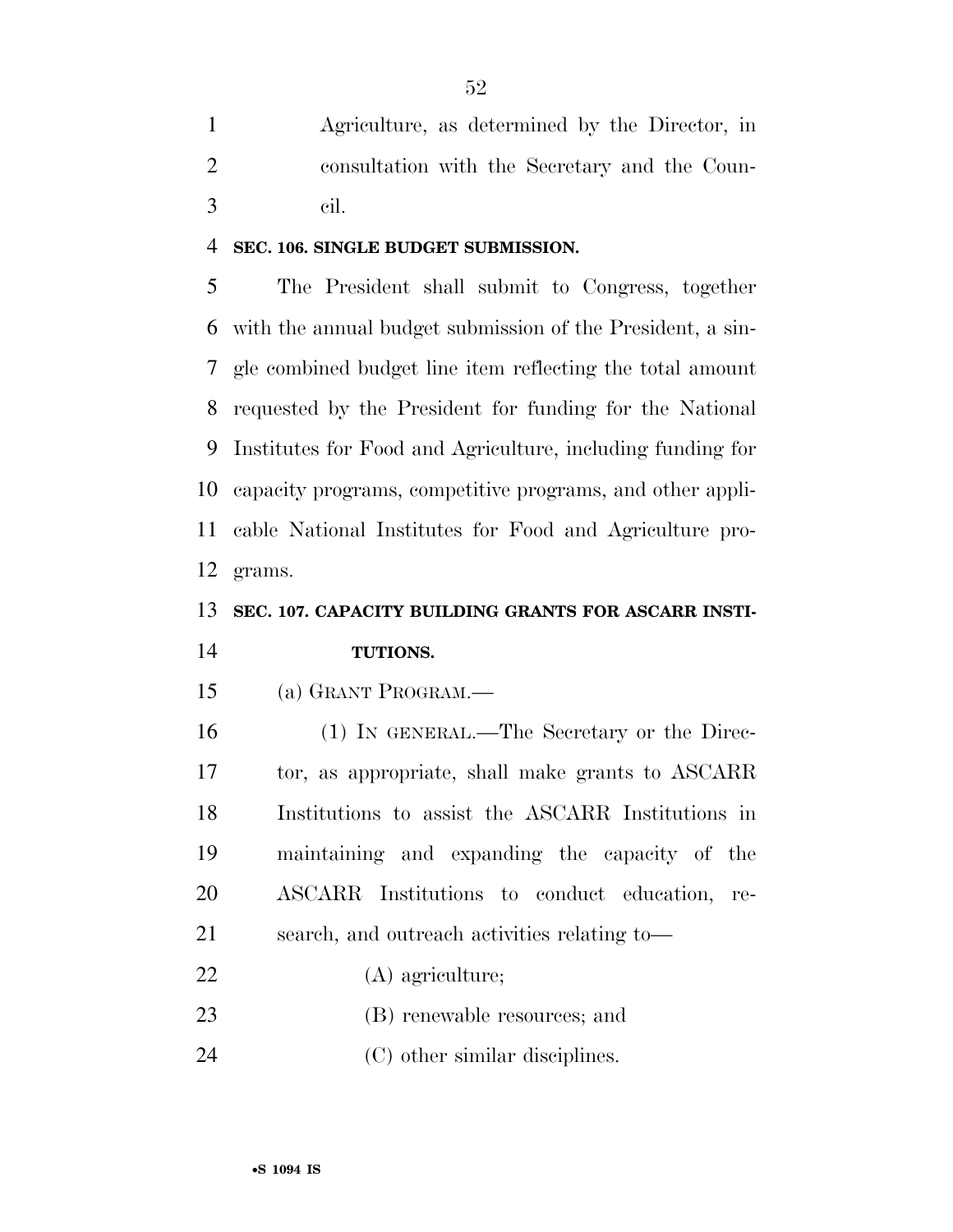Agriculture, as determined by the Director, in consultation with the Secretary and the Council.

**SEC. 106. SINGLE BUDGET SUBMISSION.**

The President shall submit to Congress, together with the annual budget submission of the President, a single combined budget line item reflecting the total amount requested by the President for funding for the National Institutes for Food and Agriculture, including funding for capacity programs, competitive programs, and other applicable National Institutes for Food and Agriculture programs.

**SEC. 107. CAPACITY BUILDING GRANTS FOR ASCARR INSTITUTIONS.**

(a) GRANT PROGRAM.—

(1) IN GENERAL.—The Secretary or the Director, as appropriate, shall make grants to ASCARR Institutions to assist the ASCARR Institutions in maintaining and expanding the capacity of the ASCARR Institutions to conduct education, research, and outreach activities relating to—

(A) agriculture;

(B) renewable resources; and

(C) other similar disciplines.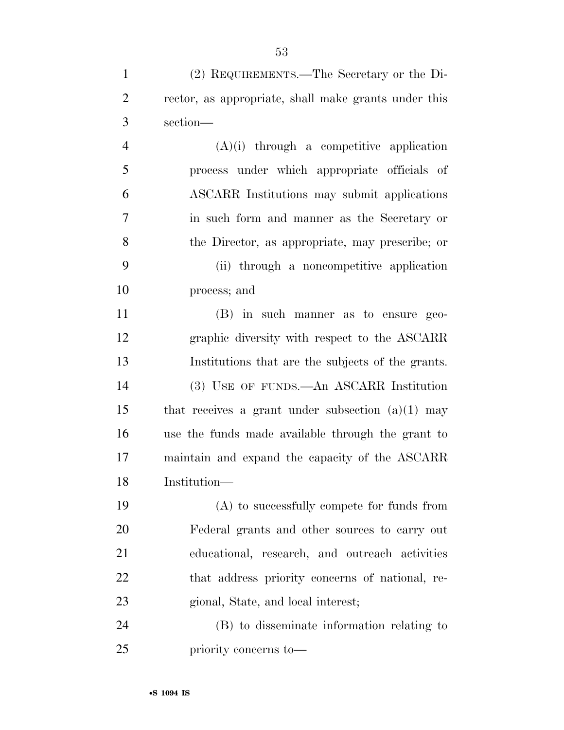(2) REQUIREMENTS.—The Secretary or the Director, as appropriate, shall make grants under this section—

(A)(i) through a competitive application process under which appropriate officials of ASCARR Institutions may submit applications in such form and manner as the Secretary or the Director, as appropriate, may prescribe; or

(ii) through a noncompetitive application process; and

(B) in such manner as to ensure geographic diversity with respect to the ASCARR Institutions that are the subjects of the grants.

(3) USE OF FUNDS.—An ASCARR Institution that receives a grant under subsection (a)(1) may use the funds made available through the grant to maintain and expand the capacity of the ASCARR Institution—

(A) to successfully compete for funds from Federal grants and other sources to carry out educational, research, and outreach activities that address priority concerns of national, regional, State, and local interest;

(B) to disseminate information relating to priority concerns to—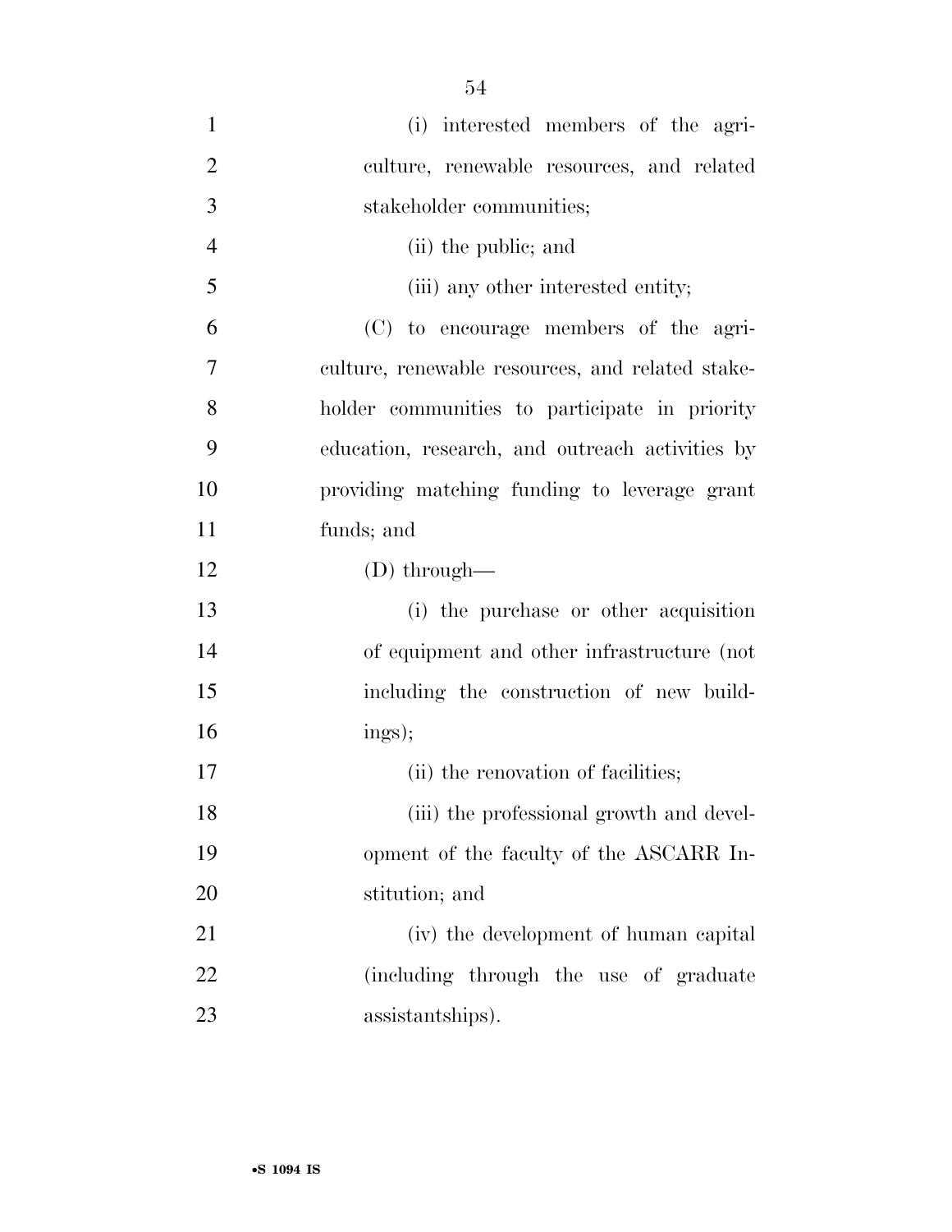(i) interested members of the agriculture, renewable resources, and related stakeholder communities;

(ii) the public; and

(iii) any other interested entity;

(C) to encourage members of the agriculture, renewable resources, and related stakeholder communities to participate in priority education, research, and outreach activities by providing matching funding to leverage grant funds; and

(D) through—

(i) the purchase or other acquisition of equipment and other infrastructure (not including the construction of new buildings);

(ii) the renovation of facilities;

(iii) the professional growth and development of the faculty of the ASCARR Institution; and

(iv) the development of human capital (including through the use of graduate assistantships).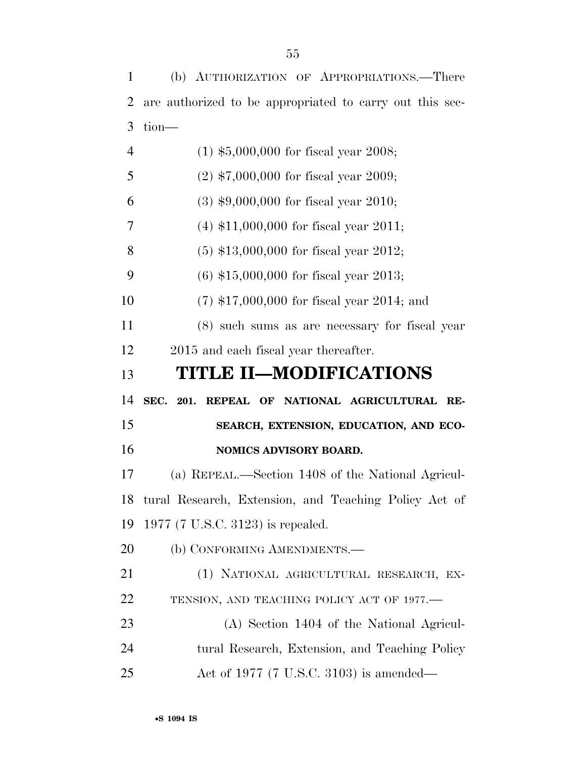(b) AUTHORIZATION OF APPROPRIATIONS.—There are authorized to be appropriated to carry out this section—

(1) $5,000,000 for fiscal year 2008;

(2) $7,000,000 for fiscal year 2009;

(3) $9,000,000 for fiscal year 2010;

(4) $11,000,000 for fiscal year 2011;

(5) $13,000,000 for fiscal year 2012;

(6) $15,000,000 for fiscal year 2013;

(7) $17,000,000 for fiscal year 2014; and

(8) such sums as are necessary for fiscal year 2015 and each fiscal year thereafter.

# TITLE II—MODIFICATIONS

## SEC. 201. REPEAL OF NATIONAL AGRICULTURAL RESEARCH, EXTENSION, EDUCATION, AND ECONOMICS ADVISORY BOARD.

(a) REPEAL.—Section 1408 of the National Agricultural Research, Extension, and Teaching Policy Act of 1977 (7 U.S.C. 3123) is repealed.

(b) CONFORMING AMENDMENTS.—

(1) NATIONAL AGRICULTURAL RESEARCH, EXTENSION, AND TEACHING POLICY ACT OF 1977.—

(A) Section 1404 of the National Agricultural Research, Extension, and Teaching Policy Act of 1977 (7 U.S.C. 3103) is amended—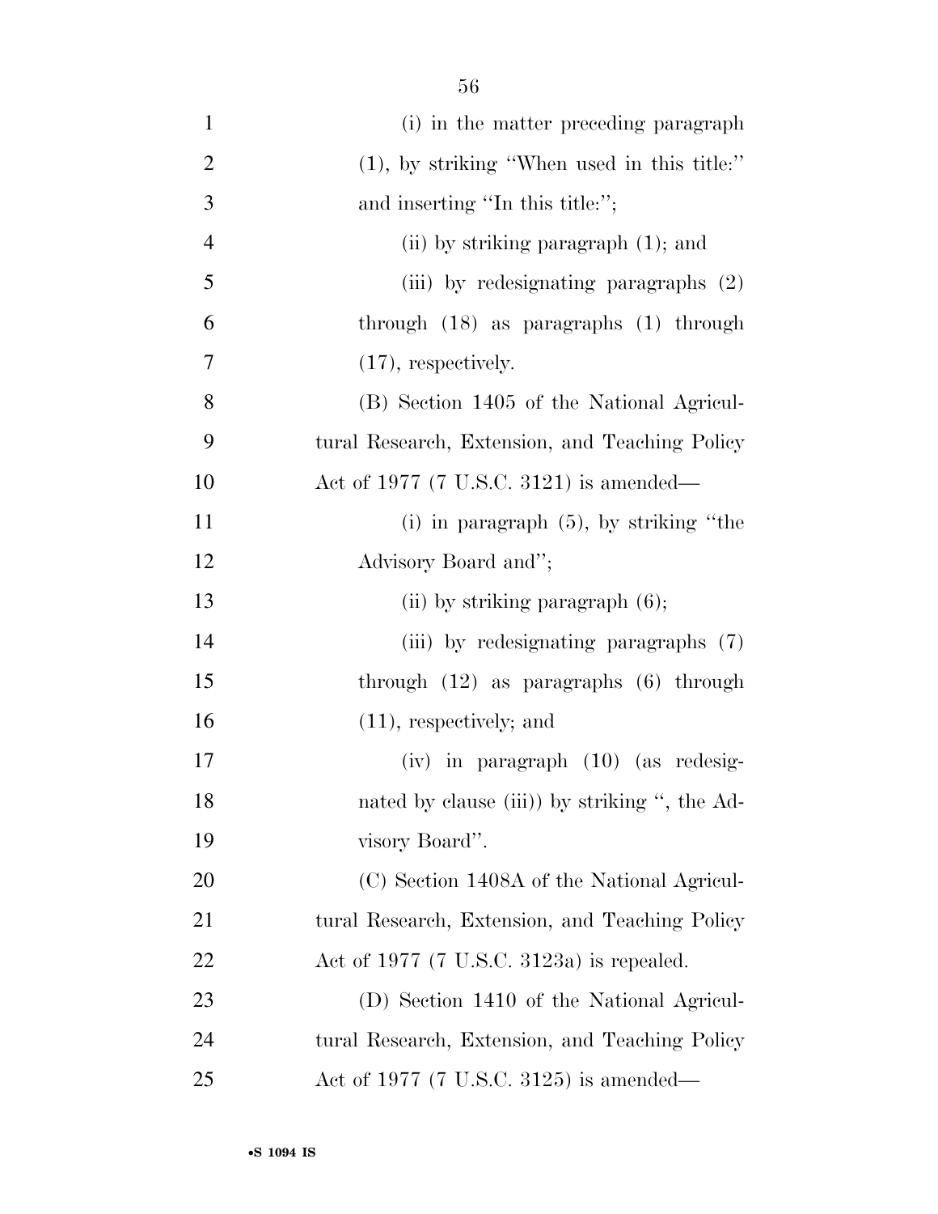(i) in the matter preceding paragraph (1), by striking ''When used in this title:'' and inserting ''In this title:'';

(ii) by striking paragraph (1); and

(iii) by redesignating paragraphs (2) through (18) as paragraphs (1) through (17), respectively.

(B) Section 1405 of the National Agricultural Research, Extension, and Teaching Policy Act of 1977 (7 U.S.C. 3121) is amended—

(i) in paragraph (5), by striking ''the Advisory Board and'';

(ii) by striking paragraph (6);

(iii) by redesignating paragraphs (7) through (12) as paragraphs (6) through (11), respectively; and

(iv) in paragraph (10) (as redesignated by clause (iii)) by striking '', the Advisory Board''.

(C) Section 1408A of the National Agricultural Research, Extension, and Teaching Policy Act of 1977 (7 U.S.C. 3123a) is repealed.

(D) Section 1410 of the National Agricultural Research, Extension, and Teaching Policy Act of 1977 (7 U.S.C. 3125) is amended—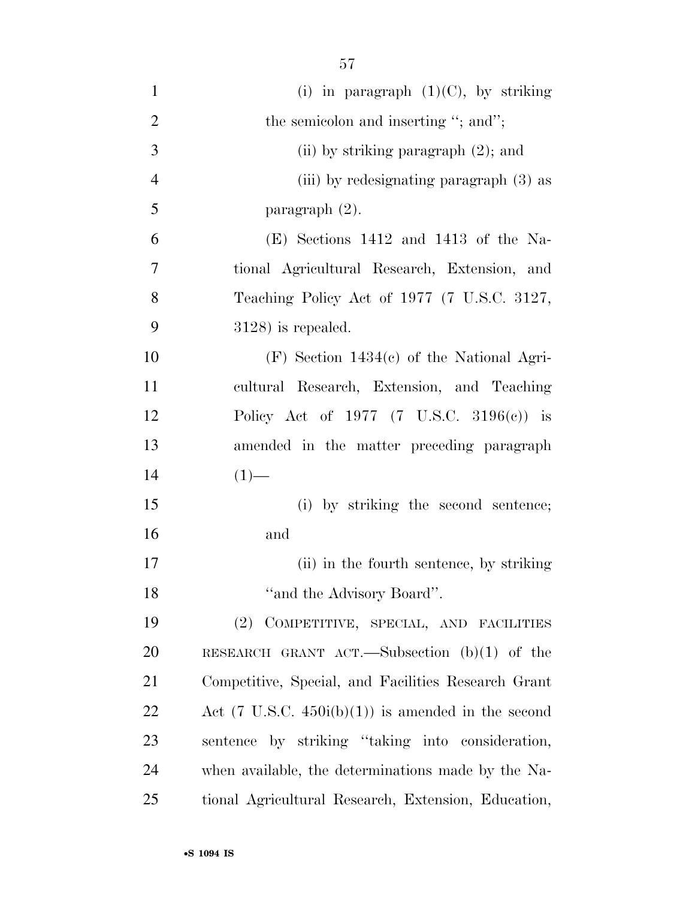(i) in paragraph (1)(C), by striking the semicolon and inserting ''; and'';

(ii) by striking paragraph (2); and

(iii) by redesignating paragraph (3) as paragraph (2).

(E) Sections 1412 and 1413 of the National Agricultural Research, Extension, and Teaching Policy Act of 1977 (7 U.S.C. 3127, 3128) is repealed.

(F) Section 1434(c) of the National Agricultural Research, Extension, and Teaching Policy Act of 1977 (7 U.S.C. 3196(c)) is amended in the matter preceding paragraph (1)—

(i) by striking the second sentence; and

(ii) in the fourth sentence, by striking ''and the Advisory Board''.

(2) COMPETITIVE, SPECIAL, AND FACILITIES RESEARCH GRANT ACT.—Subsection (b)(1) of the Competitive, Special, and Facilities Research Grant Act (7 U.S.C. 450i(b)(1)) is amended in the second sentence by striking ''taking into consideration, when available, the determinations made by the National Agricultural Research, Extension, Education,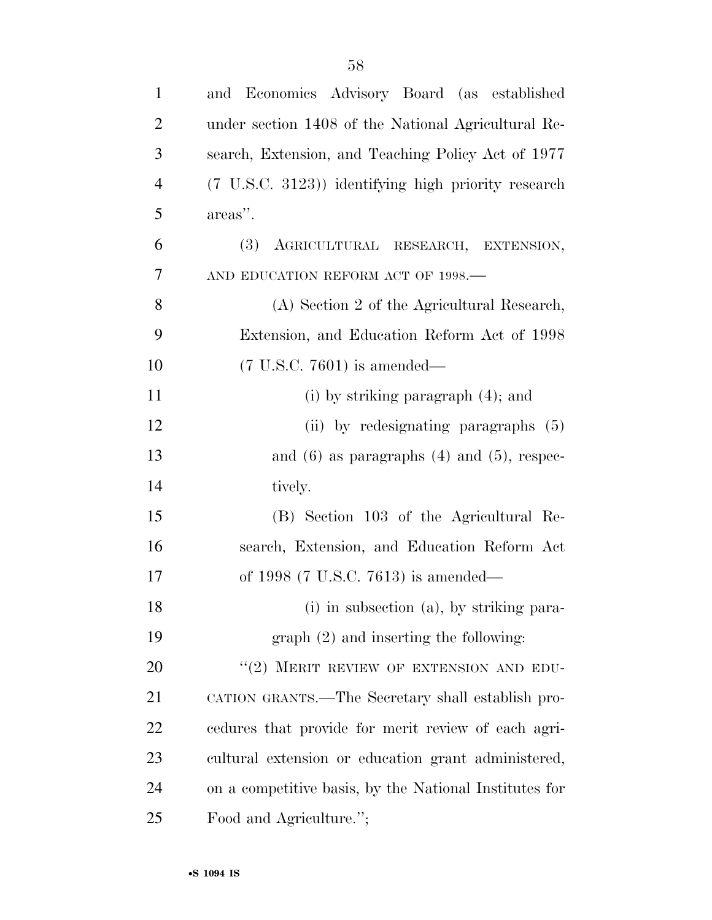and Economics Advisory Board (as established under section 1408 of the National Agricultural Research, Extension, and Teaching Policy Act of 1977 (7 U.S.C. 3123)) identifying high priority research areas''.

(3) AGRICULTURAL RESEARCH, EXTENSION, AND EDUCATION REFORM ACT OF 1998.—

(A) Section 2 of the Agricultural Research, Extension, and Education Reform Act of 1998 (7 U.S.C. 7601) is amended—

(i) by striking paragraph (4); and

(ii) by redesignating paragraphs (5) and (6) as paragraphs (4) and (5), respectively.

(B) Section 103 of the Agricultural Research, Extension, and Education Reform Act of 1998 (7 U.S.C. 7613) is amended—

(i) in subsection (a), by striking paragraph (2) and inserting the following:

''(2) MERIT REVIEW OF EXTENSION AND EDUCATION GRANTS.—The Secretary shall establish procedures that provide for merit review of each agricultural extension or education grant administered, on a competitive basis, by the National Institutes for Food and Agriculture.'';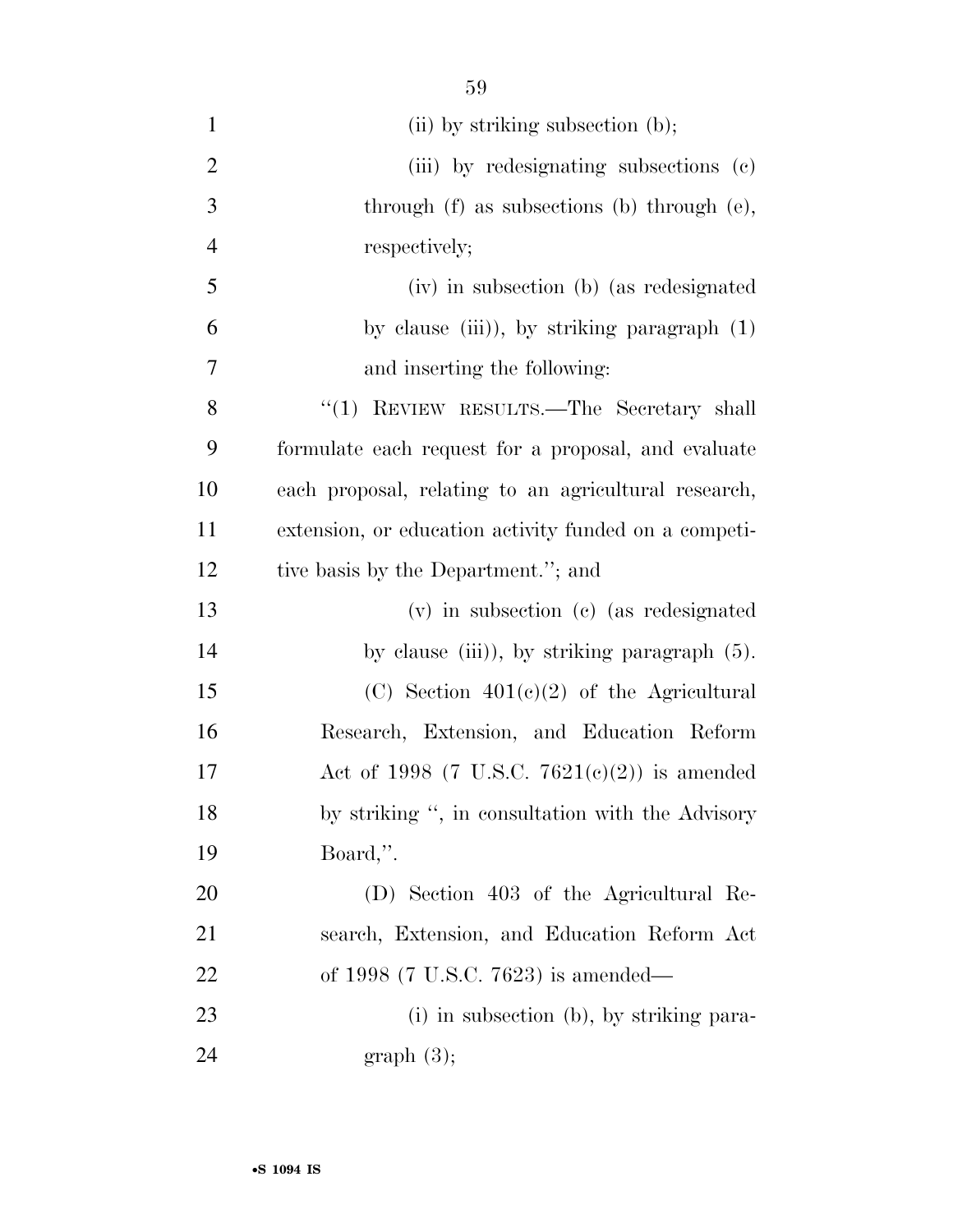(ii) by striking subsection (b);

(iii) by redesignating subsections (c) through (f) as subsections (b) through (e), respectively;

(iv) in subsection (b) (as redesignated by clause (iii)), by striking paragraph (1) and inserting the following:

"(1) REVIEW RESULTS.—The Secretary shall formulate each request for a proposal, and evaluate each proposal, relating to an agricultural research, extension, or education activity funded on a competitive basis by the Department."; and

(v) in subsection (c) (as redesignated by clause (iii)), by striking paragraph (5).

(C) Section 401(c)(2) of the Agricultural Research, Extension, and Education Reform Act of 1998 (7 U.S.C. 7621(c)(2)) is amended by striking ", in consultation with the Advisory Board,".

(D) Section 403 of the Agricultural Research, Extension, and Education Reform Act of 1998 (7 U.S.C. 7623) is amended—

(i) in subsection (b), by striking paragraph (3);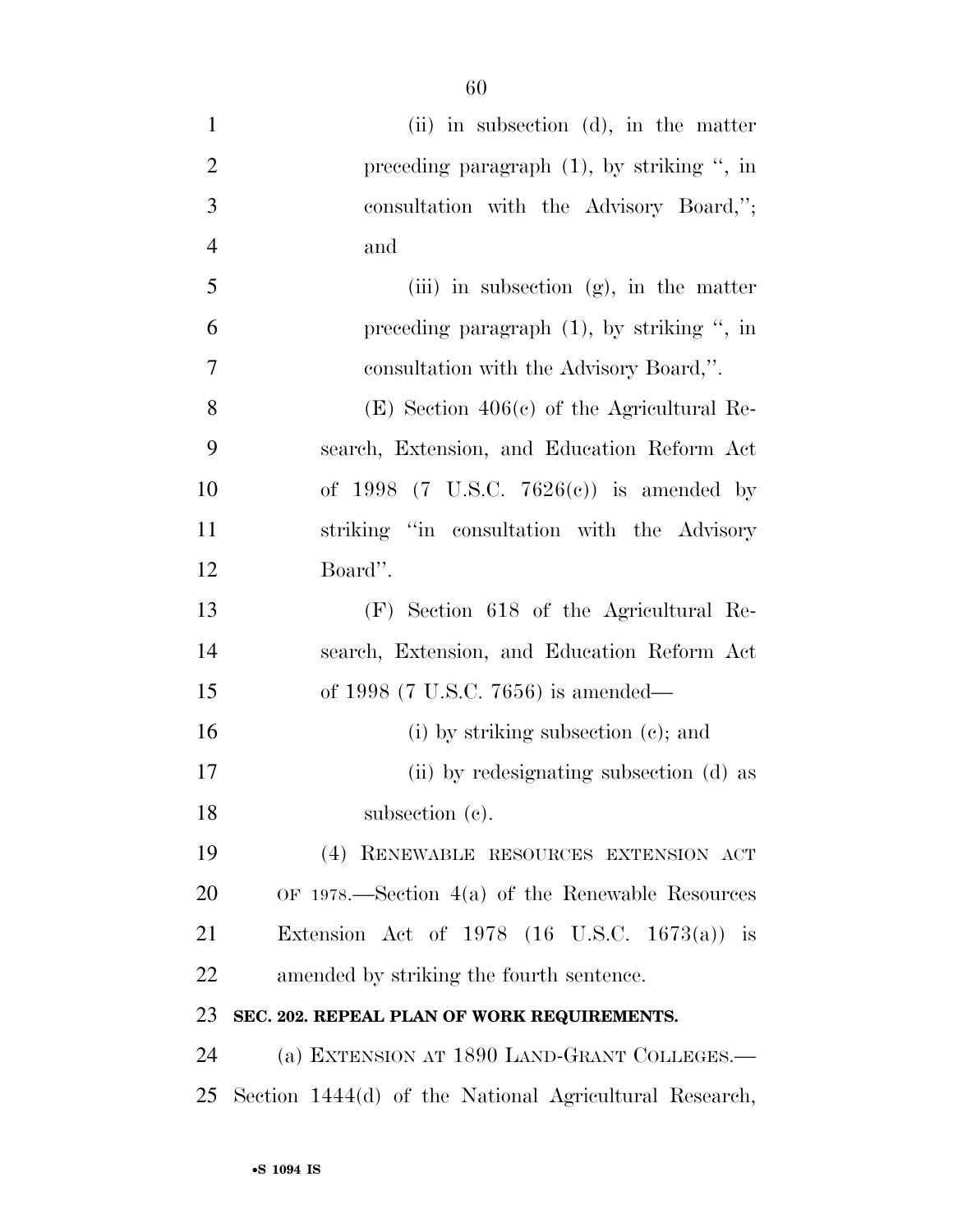(ii) in subsection (d), in the matter preceding paragraph (1), by striking ", in consultation with the Advisory Board,"; and

(iii) in subsection (g), in the matter preceding paragraph (1), by striking ", in consultation with the Advisory Board,".

(E) Section 406(c) of the Agricultural Research, Extension, and Education Reform Act of 1998 (7 U.S.C. 7626(c)) is amended by striking "in consultation with the Advisory Board".

(F) Section 618 of the Agricultural Research, Extension, and Education Reform Act of 1998 (7 U.S.C. 7656) is amended—

(i) by striking subsection (c); and

(ii) by redesignating subsection (d) as subsection (c).

(4) RENEWABLE RESOURCES EXTENSION ACT OF 1978.—Section 4(a) of the Renewable Resources Extension Act of 1978 (16 U.S.C. 1673(a)) is amended by striking the fourth sentence.

**SEC. 202. REPEAL PLAN OF WORK REQUIREMENTS.**

(a) EXTENSION AT 1890 LAND-GRANT COLLEGES.—Section 1444(d) of the National Agricultural Research,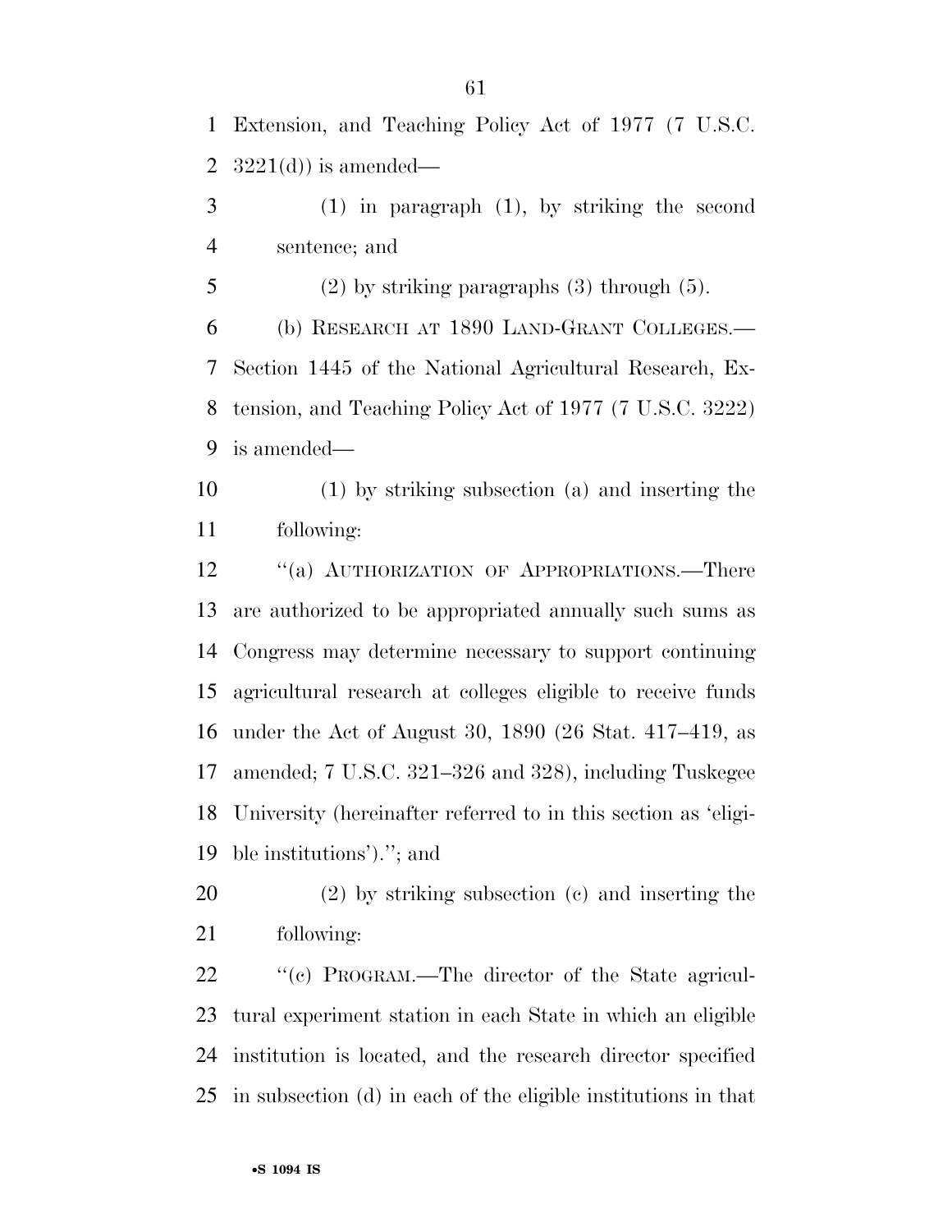Extension, and Teaching Policy Act of 1977 (7 U.S.C. 3221(d)) is amended—

(1) in paragraph (1), by striking the second sentence; and

(2) by striking paragraphs (3) through (5).

(b) RESEARCH AT 1890 LAND-GRANT COLLEGES.—Section 1445 of the National Agricultural Research, Extension, and Teaching Policy Act of 1977 (7 U.S.C. 3222) is amended—

(1) by striking subsection (a) and inserting the following:

"(a) AUTHORIZATION OF APPROPRIATIONS.—There are authorized to be appropriated annually such sums as Congress may determine necessary to support continuing agricultural research at colleges eligible to receive funds under the Act of August 30, 1890 (26 Stat. 417–419, as amended; 7 U.S.C. 321–326 and 328), including Tuskegee University (hereinafter referred to in this section as 'eligible institutions')."; and

(2) by striking subsection (c) and inserting the following:

"(c) PROGRAM.—The director of the State agricultural experiment station in each State in which an eligible institution is located, and the research director specified in subsection (d) in each of the eligible institutions in that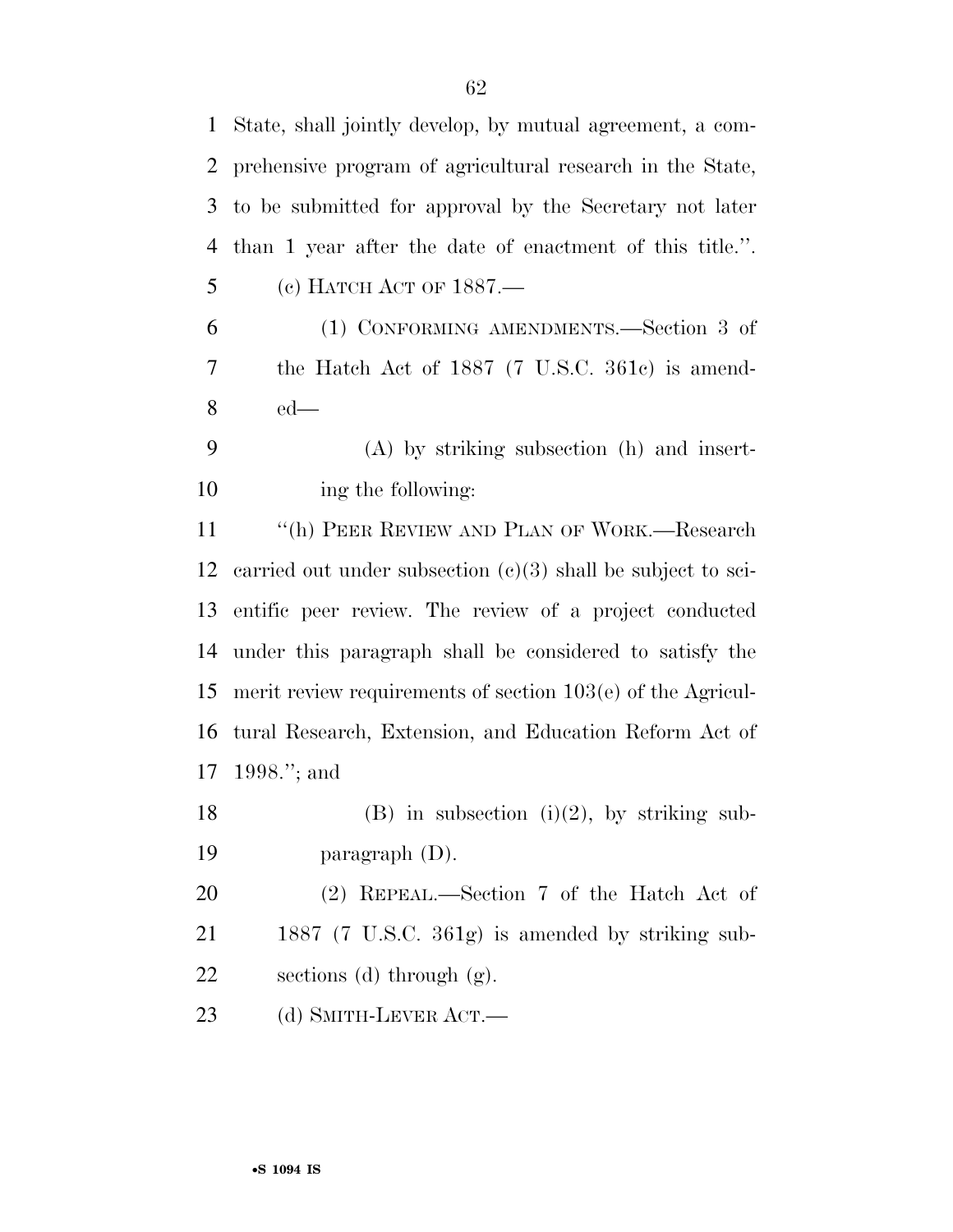State, shall jointly develop, by mutual agreement, a comprehensive program of agricultural research in the State, to be submitted for approval by the Secretary not later than 1 year after the date of enactment of this title.''.

(c) HATCH ACT OF 1887.—

(1) CONFORMING AMENDMENTS.—Section 3 of the Hatch Act of 1887 (7 U.S.C. 361c) is amended—

(A) by striking subsection (h) and inserting the following:

''(h) PEER REVIEW AND PLAN OF WORK.—Research carried out under subsection (c)(3) shall be subject to scientific peer review. The review of a project conducted under this paragraph shall be considered to satisfy the merit review requirements of section 103(e) of the Agricultural Research, Extension, and Education Reform Act of 1998.''; and

(B) in subsection (i)(2), by striking subparagraph (D).

(2) REPEAL.—Section 7 of the Hatch Act of 1887 (7 U.S.C. 361g) is amended by striking subsections (d) through (g).

(d) SMITH-LEVER ACT.—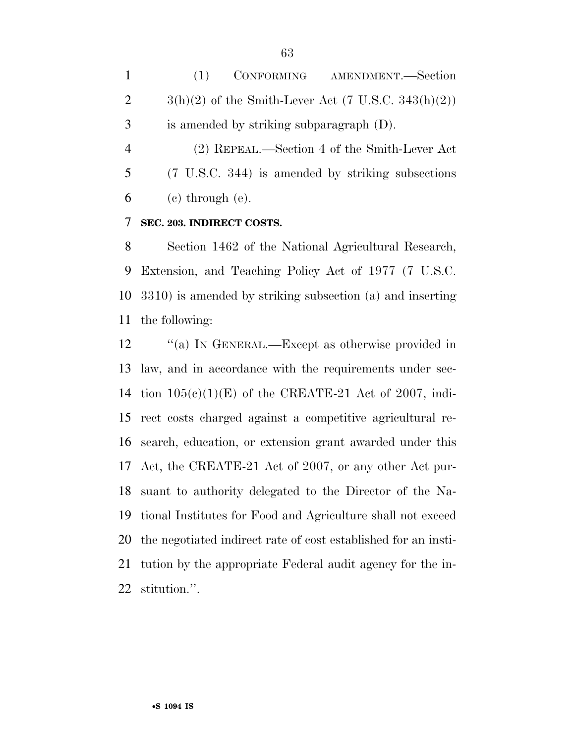(1) CONFORMING AMENDMENT.—Section 3(h)(2) of the Smith-Lever Act (7 U.S.C. 343(h)(2)) is amended by striking subparagraph (D).

(2) REPEAL.—Section 4 of the Smith-Lever Act (7 U.S.C. 344) is amended by striking subsections (c) through (e).

**SEC. 203. INDIRECT COSTS.**

Section 1462 of the National Agricultural Research, Extension, and Teaching Policy Act of 1977 (7 U.S.C. 3310) is amended by striking subsection (a) and inserting the following:

''(a) IN GENERAL.—Except as otherwise provided in law, and in accordance with the requirements under section 105(c)(1)(E) of the CREATE-21 Act of 2007, indirect costs charged against a competitive agricultural research, education, or extension grant awarded under this Act, the CREATE-21 Act of 2007, or any other Act pursuant to authority delegated to the Director of the National Institutes for Food and Agriculture shall not exceed the negotiated indirect rate of cost established for an institution by the appropriate Federal audit agency for the institution.''.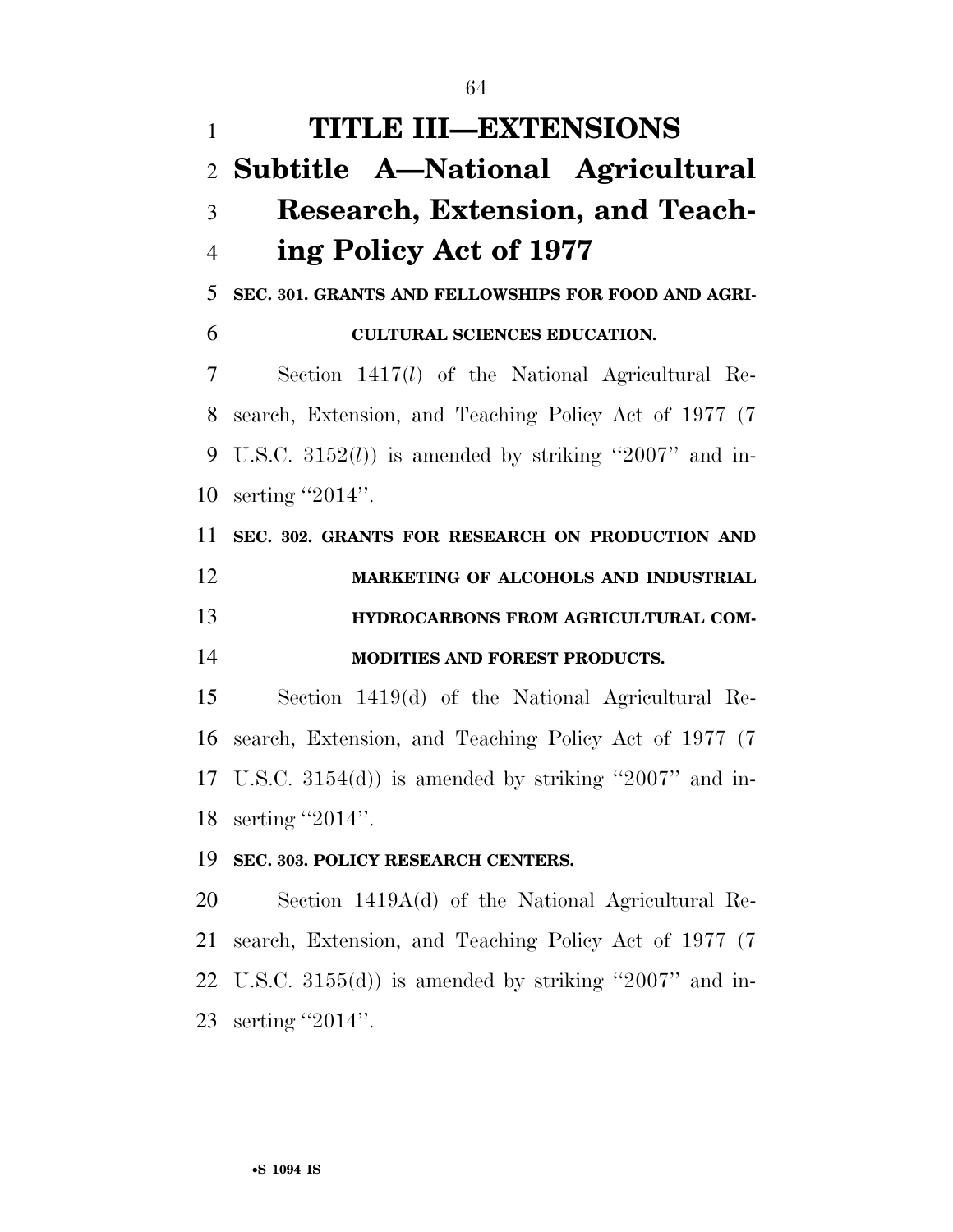# TITLE III—EXTENSIONS

## Subtitle A—National Agricultural Research, Extension, and Teaching Policy Act of 1977

### SEC. 301. GRANTS AND FELLOWSHIPS FOR FOOD AND AGRICULTURAL SCIENCES EDUCATION.

Section 1417(*l*) of the National Agricultural Research, Extension, and Teaching Policy Act of 1977 (7 U.S.C. 3152(*l*)) is amended by striking ''2007'' and inserting ''2014''.

### SEC. 302. GRANTS FOR RESEARCH ON PRODUCTION AND MARKETING OF ALCOHOLS AND INDUSTRIAL HYDROCARBONS FROM AGRICULTURAL COMMODITIES AND FOREST PRODUCTS.

Section 1419(d) of the National Agricultural Research, Extension, and Teaching Policy Act of 1977 (7 U.S.C. 3154(d)) is amended by striking ''2007'' and inserting ''2014''.

### SEC. 303. POLICY RESEARCH CENTERS.

Section 1419A(d) of the National Agricultural Research, Extension, and Teaching Policy Act of 1977 (7 U.S.C. 3155(d)) is amended by striking ''2007'' and inserting ''2014''.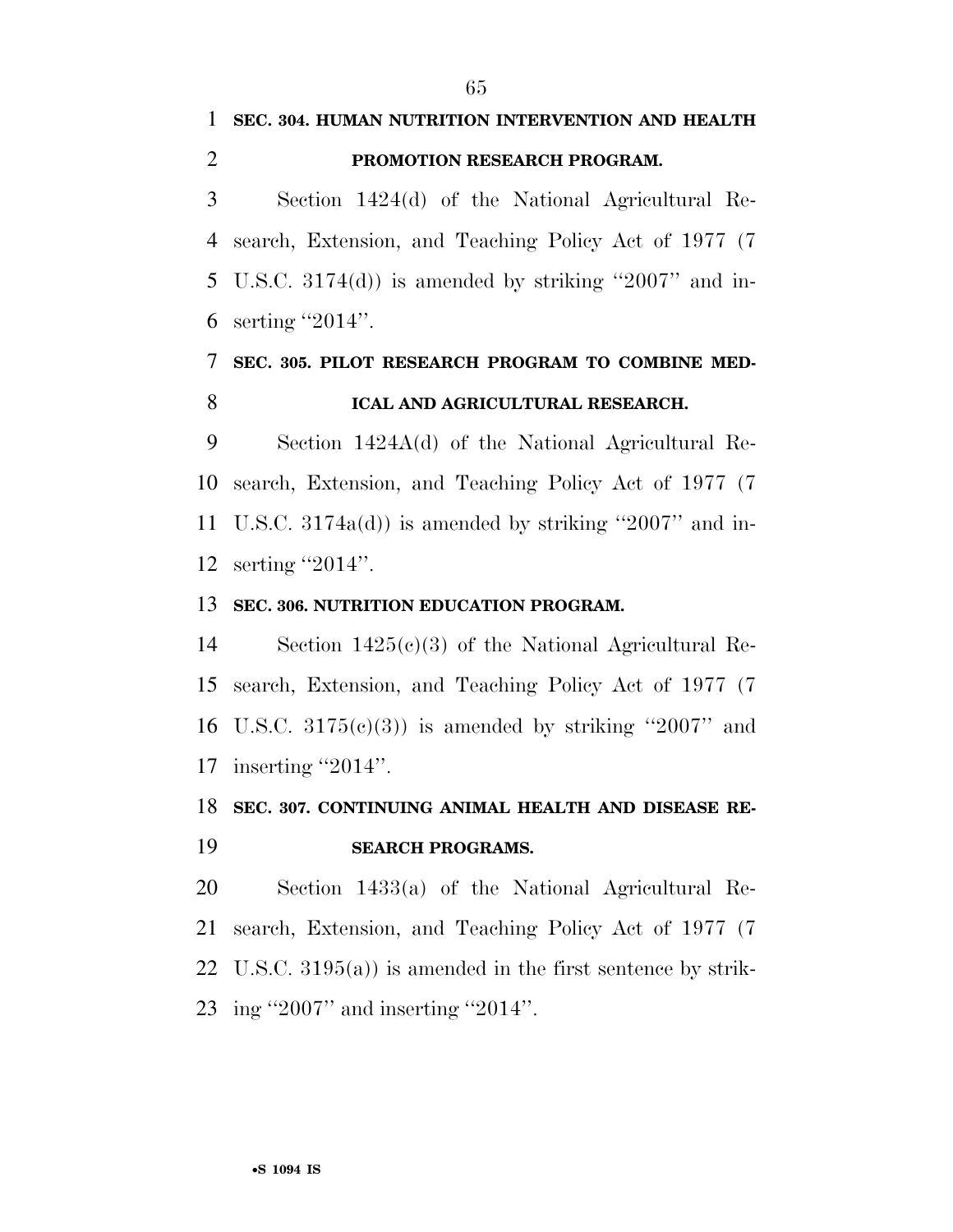**SEC. 304. HUMAN NUTRITION INTERVENTION AND HEALTH PROMOTION RESEARCH PROGRAM.**

Section 1424(d) of the National Agricultural Research, Extension, and Teaching Policy Act of 1977 (7 U.S.C. 3174(d)) is amended by striking ''2007'' and inserting ''2014''.

**SEC. 305. PILOT RESEARCH PROGRAM TO COMBINE MEDICAL AND AGRICULTURAL RESEARCH.**

Section 1424A(d) of the National Agricultural Research, Extension, and Teaching Policy Act of 1977 (7 U.S.C. 3174a(d)) is amended by striking ''2007'' and inserting ''2014''.

**SEC. 306. NUTRITION EDUCATION PROGRAM.**

Section 1425(c)(3) of the National Agricultural Research, Extension, and Teaching Policy Act of 1977 (7 U.S.C. 3175(c)(3)) is amended by striking ''2007'' and inserting ''2014''.

**SEC. 307. CONTINUING ANIMAL HEALTH AND DISEASE RESEARCH PROGRAMS.**

Section 1433(a) of the National Agricultural Research, Extension, and Teaching Policy Act of 1977 (7 U.S.C. 3195(a)) is amended in the first sentence by striking ''2007'' and inserting ''2014''.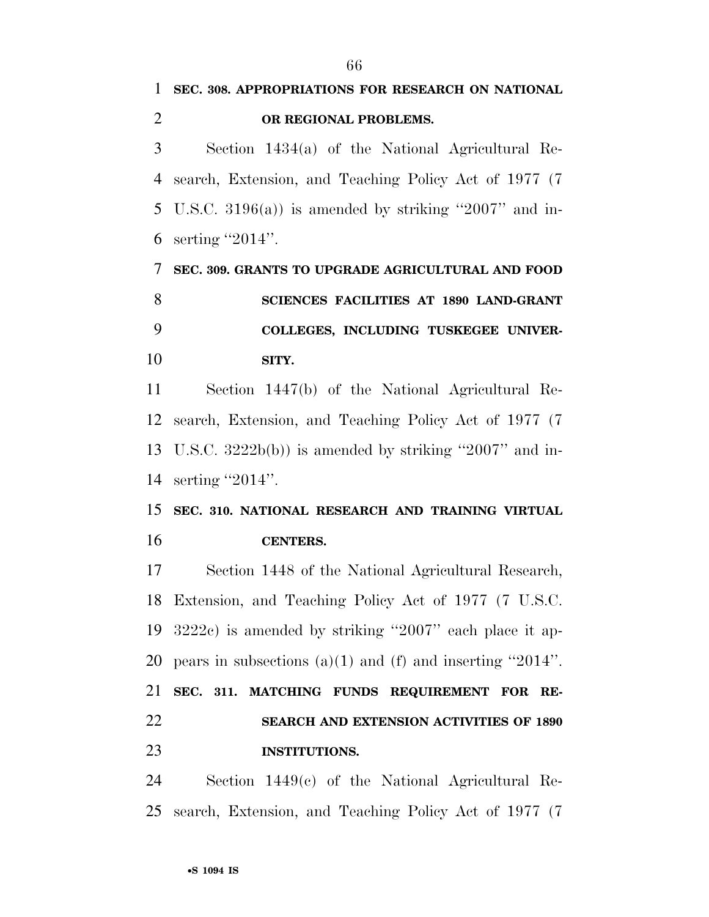**SEC. 308. APPROPRIATIONS FOR RESEARCH ON NATIONAL OR REGIONAL PROBLEMS.**

Section 1434(a) of the National Agricultural Research, Extension, and Teaching Policy Act of 1977 (7 U.S.C. 3196(a)) is amended by striking ''2007'' and inserting ''2014''.

**SEC. 309. GRANTS TO UPGRADE AGRICULTURAL AND FOOD SCIENCES FACILITIES AT 1890 LAND-GRANT COLLEGES, INCLUDING TUSKEGEE UNIVERSITY.**

Section 1447(b) of the National Agricultural Research, Extension, and Teaching Policy Act of 1977 (7 U.S.C. 3222b(b)) is amended by striking ''2007'' and inserting ''2014''.

**SEC. 310. NATIONAL RESEARCH AND TRAINING VIRTUAL CENTERS.**

Section 1448 of the National Agricultural Research, Extension, and Teaching Policy Act of 1977 (7 U.S.C. 3222c) is amended by striking ''2007'' each place it appears in subsections (a)(1) and (f) and inserting ''2014''.

**SEC. 311. MATCHING FUNDS REQUIREMENT FOR RESEARCH AND EXTENSION ACTIVITIES OF 1890 INSTITUTIONS.**

Section 1449(c) of the National Agricultural Research, Extension, and Teaching Policy Act of 1977 (7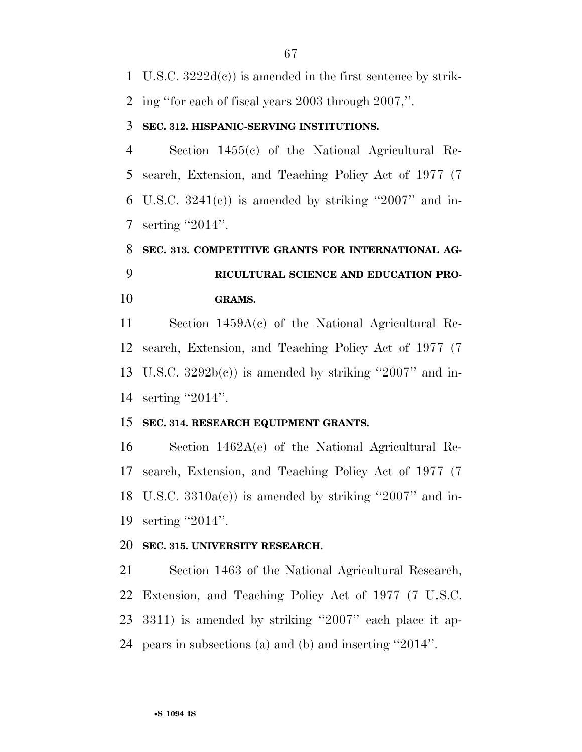U.S.C. 3222d(c)) is amended in the first sentence by striking ''for each of fiscal years 2003 through 2007,''.

### SEC. 312. HISPANIC-SERVING INSTITUTIONS.

Section 1455(c) of the National Agricultural Research, Extension, and Teaching Policy Act of 1977 (7 U.S.C. 3241(c)) is amended by striking ''2007'' and inserting ''2014''.

### SEC. 313. COMPETITIVE GRANTS FOR INTERNATIONAL AGRICULTURAL SCIENCE AND EDUCATION PROGRAMS.

Section 1459A(c) of the National Agricultural Research, Extension, and Teaching Policy Act of 1977 (7 U.S.C. 3292b(c)) is amended by striking ''2007'' and inserting ''2014''.

### SEC. 314. RESEARCH EQUIPMENT GRANTS.

Section 1462A(e) of the National Agricultural Research, Extension, and Teaching Policy Act of 1977 (7 U.S.C. 3310a(e)) is amended by striking ''2007'' and inserting ''2014''.

### SEC. 315. UNIVERSITY RESEARCH.

Section 1463 of the National Agricultural Research, Extension, and Teaching Policy Act of 1977 (7 U.S.C. 3311) is amended by striking ''2007'' each place it appears in subsections (a) and (b) and inserting ''2014''.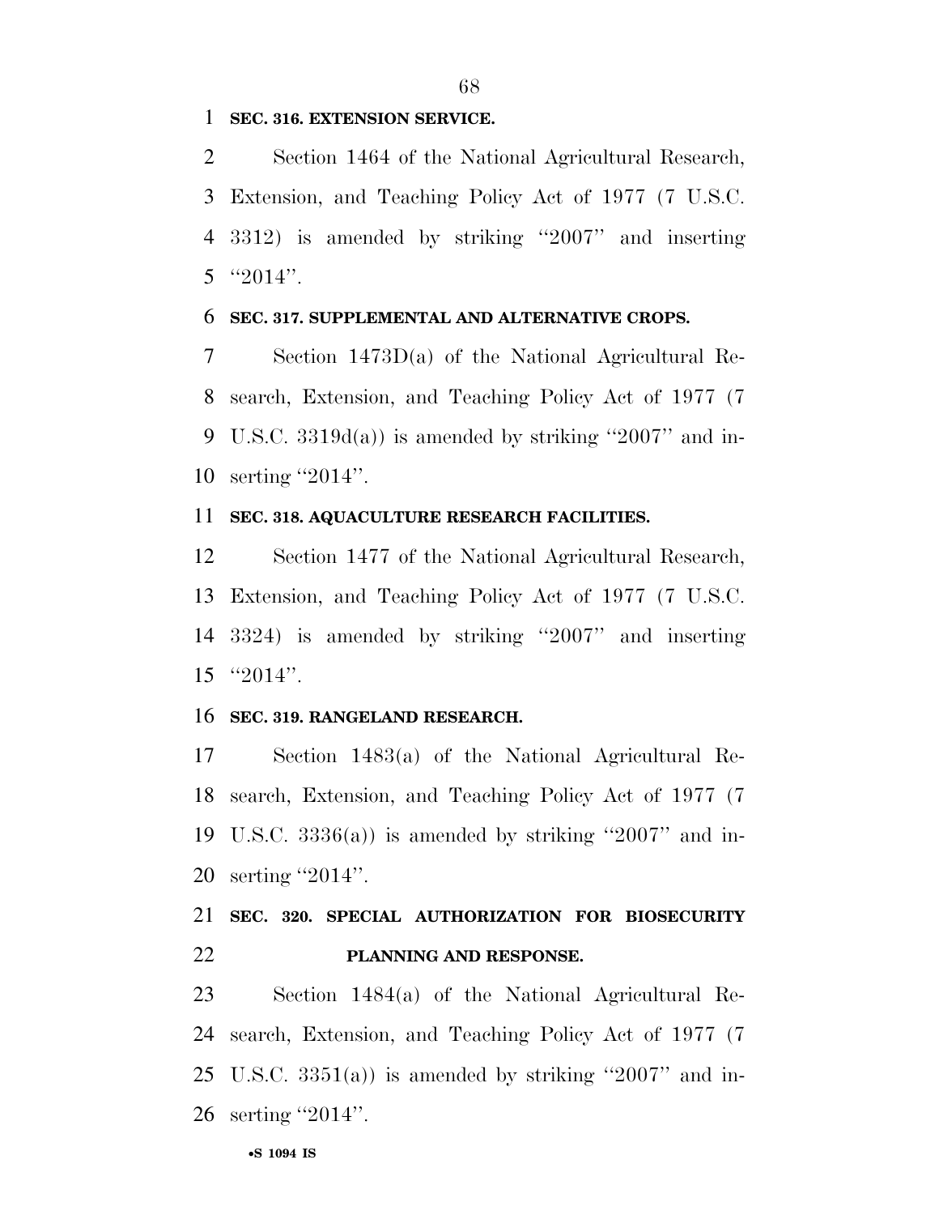**SEC. 316. EXTENSION SERVICE.**

Section 1464 of the National Agricultural Research, Extension, and Teaching Policy Act of 1977 (7 U.S.C. 3312) is amended by striking ''2007'' and inserting ''2014''.

**SEC. 317. SUPPLEMENTAL AND ALTERNATIVE CROPS.**

Section 1473D(a) of the National Agricultural Research, Extension, and Teaching Policy Act of 1977 (7 U.S.C. 3319d(a)) is amended by striking ''2007'' and inserting ''2014''.

**SEC. 318. AQUACULTURE RESEARCH FACILITIES.**

Section 1477 of the National Agricultural Research, Extension, and Teaching Policy Act of 1977 (7 U.S.C. 3324) is amended by striking ''2007'' and inserting ''2014''.

**SEC. 319. RANGELAND RESEARCH.**

Section 1483(a) of the National Agricultural Research, Extension, and Teaching Policy Act of 1977 (7 U.S.C. 3336(a)) is amended by striking ''2007'' and inserting ''2014''.

**SEC. 320. SPECIAL AUTHORIZATION FOR BIOSECURITY PLANNING AND RESPONSE.**

Section 1484(a) of the National Agricultural Research, Extension, and Teaching Policy Act of 1977 (7 U.S.C. 3351(a)) is amended by striking ''2007'' and inserting ''2014''.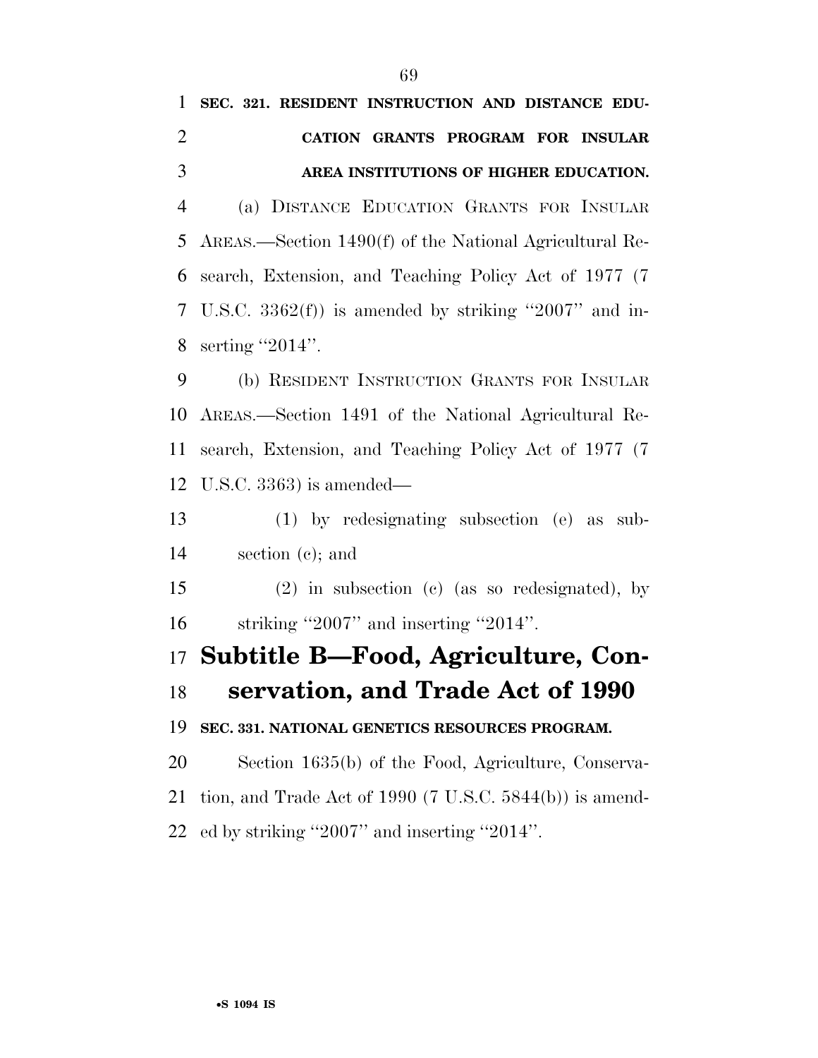**SEC. 321. RESIDENT INSTRUCTION AND DISTANCE EDUCATION GRANTS PROGRAM FOR INSULAR AREA INSTITUTIONS OF HIGHER EDUCATION.**

(a) DISTANCE EDUCATION GRANTS FOR INSULAR AREAS.—Section 1490(f) of the National Agricultural Research, Extension, and Teaching Policy Act of 1977 (7 U.S.C. 3362(f)) is amended by striking ''2007'' and inserting ''2014''.

(b) RESIDENT INSTRUCTION GRANTS FOR INSULAR AREAS.—Section 1491 of the National Agricultural Research, Extension, and Teaching Policy Act of 1977 (7 U.S.C. 3363) is amended—

(1) by redesignating subsection (e) as subsection (c); and

(2) in subsection (c) (as so redesignated), by striking ''2007'' and inserting ''2014''.

# Subtitle B—Food, Agriculture, Conservation, and Trade Act of 1990

**SEC. 331. NATIONAL GENETICS RESOURCES PROGRAM.**

Section 1635(b) of the Food, Agriculture, Conservation, and Trade Act of 1990 (7 U.S.C. 5844(b)) is amended by striking ''2007'' and inserting ''2014''.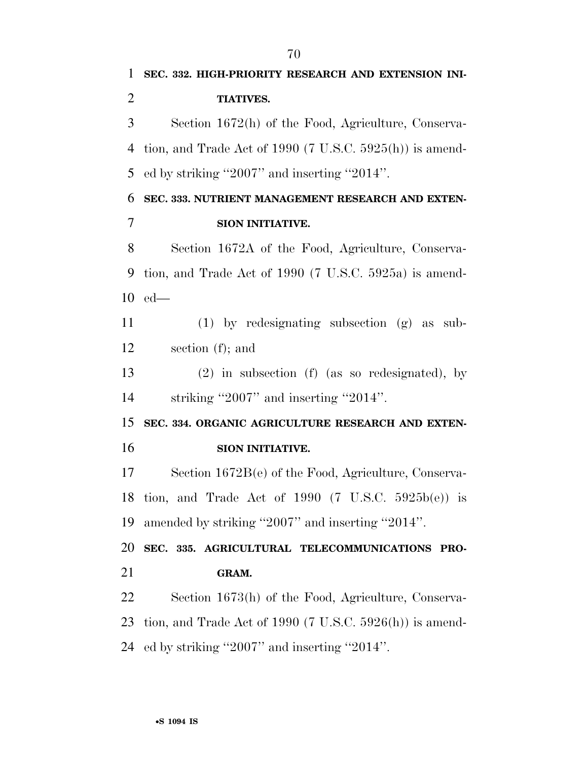**SEC. 332. HIGH-PRIORITY RESEARCH AND EXTENSION INITIATIVES.**

Section 1672(h) of the Food, Agriculture, Conservation, and Trade Act of 1990 (7 U.S.C. 5925(h)) is amended by striking ''2007'' and inserting ''2014''.

**SEC. 333. NUTRIENT MANAGEMENT RESEARCH AND EXTENSION INITIATIVE.**

Section 1672A of the Food, Agriculture, Conservation, and Trade Act of 1990 (7 U.S.C. 5925a) is amended—

(1) by redesignating subsection (g) as subsection (f); and

(2) in subsection (f) (as so redesignated), by striking ''2007'' and inserting ''2014''.

**SEC. 334. ORGANIC AGRICULTURE RESEARCH AND EXTENSION INITIATIVE.**

Section 1672B(e) of the Food, Agriculture, Conservation, and Trade Act of 1990 (7 U.S.C. 5925b(e)) is amended by striking ''2007'' and inserting ''2014''.

**SEC. 335. AGRICULTURAL TELECOMMUNICATIONS PROGRAM.**

Section 1673(h) of the Food, Agriculture, Conservation, and Trade Act of 1990 (7 U.S.C. 5926(h)) is amended by striking ''2007'' and inserting ''2014''.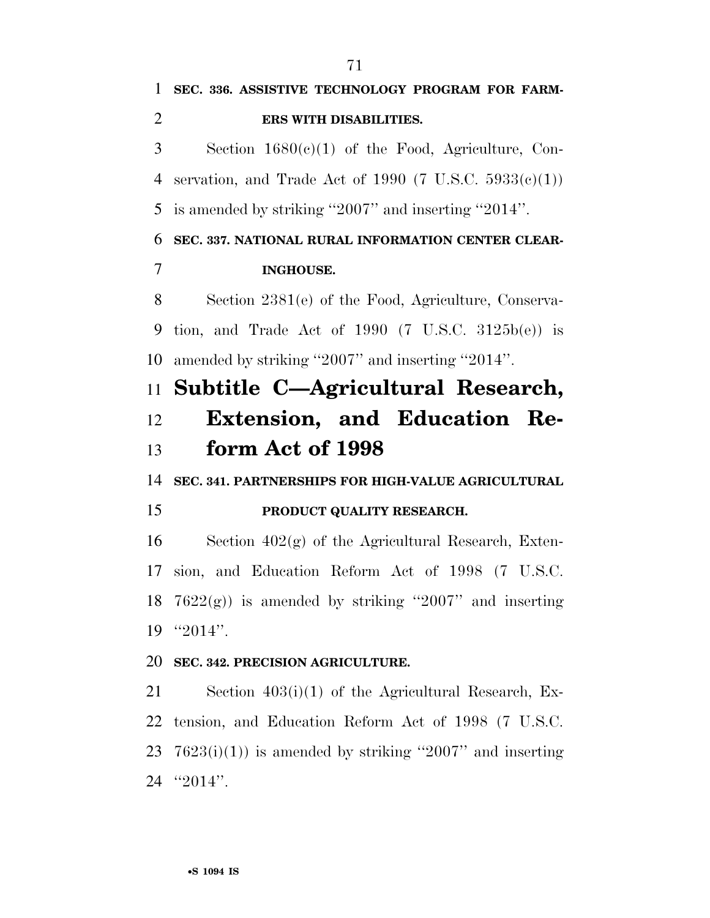**SEC. 336. ASSISTIVE TECHNOLOGY PROGRAM FOR FARMERS WITH DISABILITIES.**

Section 1680(c)(1) of the Food, Agriculture, Conservation, and Trade Act of 1990 (7 U.S.C. 5933(c)(1)) is amended by striking ''2007'' and inserting ''2014''.

**SEC. 337. NATIONAL RURAL INFORMATION CENTER CLEARINGHOUSE.**

Section 2381(e) of the Food, Agriculture, Conservation, and Trade Act of 1990 (7 U.S.C. 3125b(e)) is amended by striking ''2007'' and inserting ''2014''.

## Subtitle C—Agricultural Research, Extension, and Education Reform Act of 1998

**SEC. 341. PARTNERSHIPS FOR HIGH-VALUE AGRICULTURAL PRODUCT QUALITY RESEARCH.**

Section 402(g) of the Agricultural Research, Extension, and Education Reform Act of 1998 (7 U.S.C. 7622(g)) is amended by striking ''2007'' and inserting ''2014''.

**SEC. 342. PRECISION AGRICULTURE.**

Section 403(i)(1) of the Agricultural Research, Extension, and Education Reform Act of 1998 (7 U.S.C. 7623(i)(1)) is amended by striking ''2007'' and inserting ''2014''.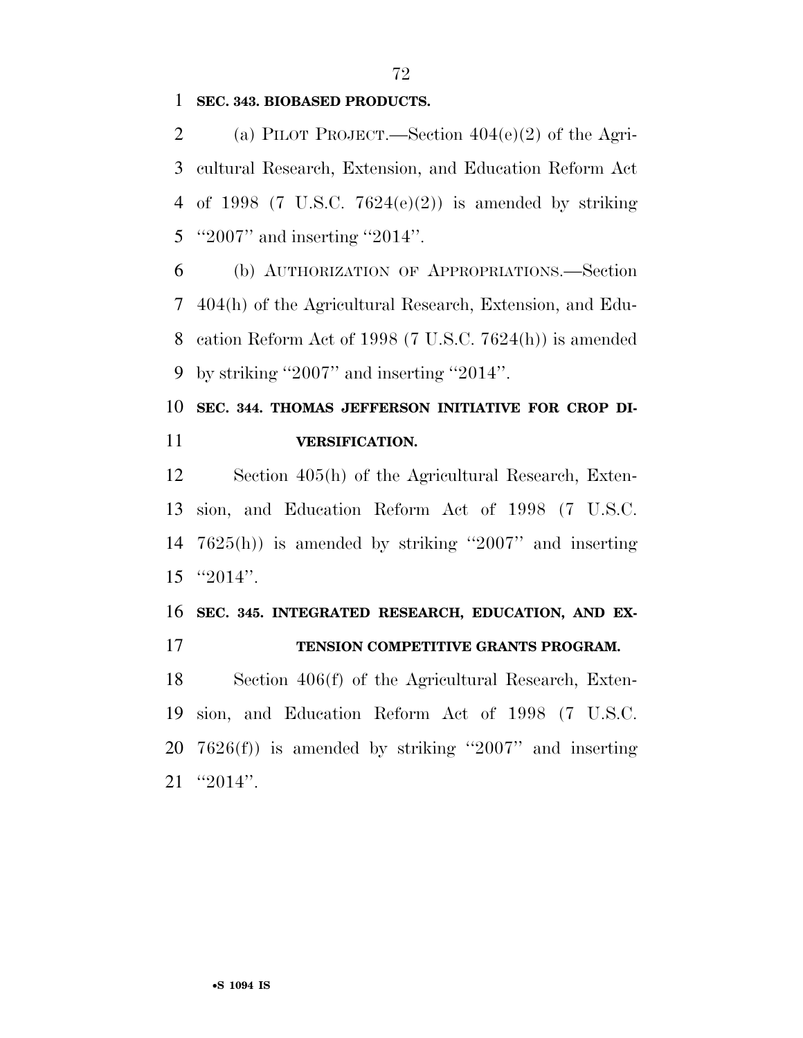**SEC. 343. BIOBASED PRODUCTS.**

(a) PILOT PROJECT.—Section 404(e)(2) of the Agricultural Research, Extension, and Education Reform Act of 1998 (7 U.S.C. 7624(e)(2)) is amended by striking ''2007'' and inserting ''2014''.

(b) AUTHORIZATION OF APPROPRIATIONS.—Section 404(h) of the Agricultural Research, Extension, and Education Reform Act of 1998 (7 U.S.C. 7624(h)) is amended by striking ''2007'' and inserting ''2014''.

**SEC. 344. THOMAS JEFFERSON INITIATIVE FOR CROP DIVERSIFICATION.**

Section 405(h) of the Agricultural Research, Extension, and Education Reform Act of 1998 (7 U.S.C. 7625(h)) is amended by striking ''2007'' and inserting ''2014''.

**SEC. 345. INTEGRATED RESEARCH, EDUCATION, AND EXTENSION COMPETITIVE GRANTS PROGRAM.**

Section 406(f) of the Agricultural Research, Extension, and Education Reform Act of 1998 (7 U.S.C. 7626(f)) is amended by striking ''2007'' and inserting ''2014''.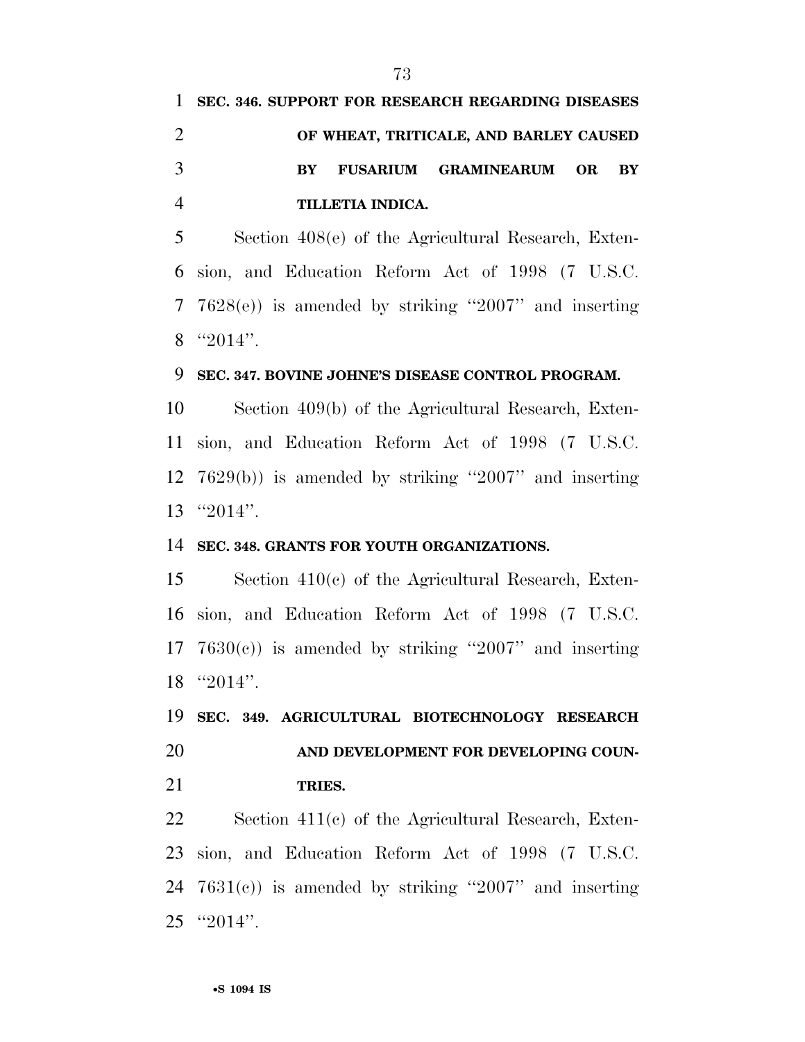**SEC. 346. SUPPORT FOR RESEARCH REGARDING DISEASES OF WHEAT, TRITICALE, AND BARLEY CAUSED BY FUSARIUM GRAMINEARUM OR BY TILLETIA INDICA.**

Section 408(e) of the Agricultural Research, Extension, and Education Reform Act of 1998 (7 U.S.C. 7628(e)) is amended by striking ''2007'' and inserting ''2014''.

**SEC. 347. BOVINE JOHNE'S DISEASE CONTROL PROGRAM.**

Section 409(b) of the Agricultural Research, Extension, and Education Reform Act of 1998 (7 U.S.C. 7629(b)) is amended by striking ''2007'' and inserting ''2014''.

**SEC. 348. GRANTS FOR YOUTH ORGANIZATIONS.**

Section 410(c) of the Agricultural Research, Extension, and Education Reform Act of 1998 (7 U.S.C. 7630(c)) is amended by striking ''2007'' and inserting ''2014''.

**SEC. 349. AGRICULTURAL BIOTECHNOLOGY RESEARCH AND DEVELOPMENT FOR DEVELOPING COUNTRIES.**

Section 411(c) of the Agricultural Research, Extension, and Education Reform Act of 1998 (7 U.S.C. 7631(c)) is amended by striking ''2007'' and inserting ''2014''.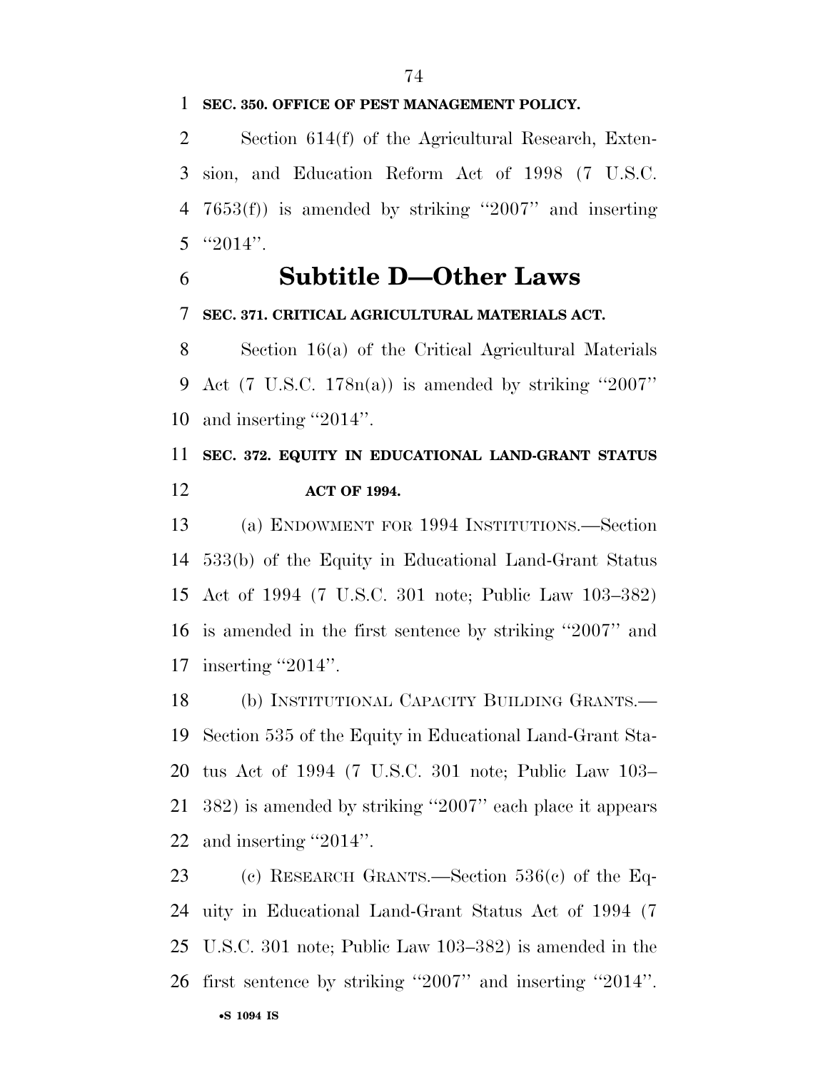**SEC. 350. OFFICE OF PEST MANAGEMENT POLICY.**

Section 614(f) of the Agricultural Research, Extension, and Education Reform Act of 1998 (7 U.S.C. 7653(f)) is amended by striking "2007" and inserting "2014".

# Subtitle D—Other Laws

**SEC. 371. CRITICAL AGRICULTURAL MATERIALS ACT.**

Section 16(a) of the Critical Agricultural Materials Act (7 U.S.C. 178n(a)) is amended by striking "2007" and inserting "2014".

**SEC. 372. EQUITY IN EDUCATIONAL LAND-GRANT STATUS ACT OF 1994.**

(a) ENDOWMENT FOR 1994 INSTITUTIONS.—Section 533(b) of the Equity in Educational Land-Grant Status Act of 1994 (7 U.S.C. 301 note; Public Law 103–382) is amended in the first sentence by striking "2007" and inserting "2014".

(b) INSTITUTIONAL CAPACITY BUILDING GRANTS.—Section 535 of the Equity in Educational Land-Grant Status Act of 1994 (7 U.S.C. 301 note; Public Law 103–382) is amended by striking "2007" each place it appears and inserting "2014".

(c) RESEARCH GRANTS.—Section 536(c) of the Equity in Educational Land-Grant Status Act of 1994 (7 U.S.C. 301 note; Public Law 103–382) is amended in the first sentence by striking "2007" and inserting "2014".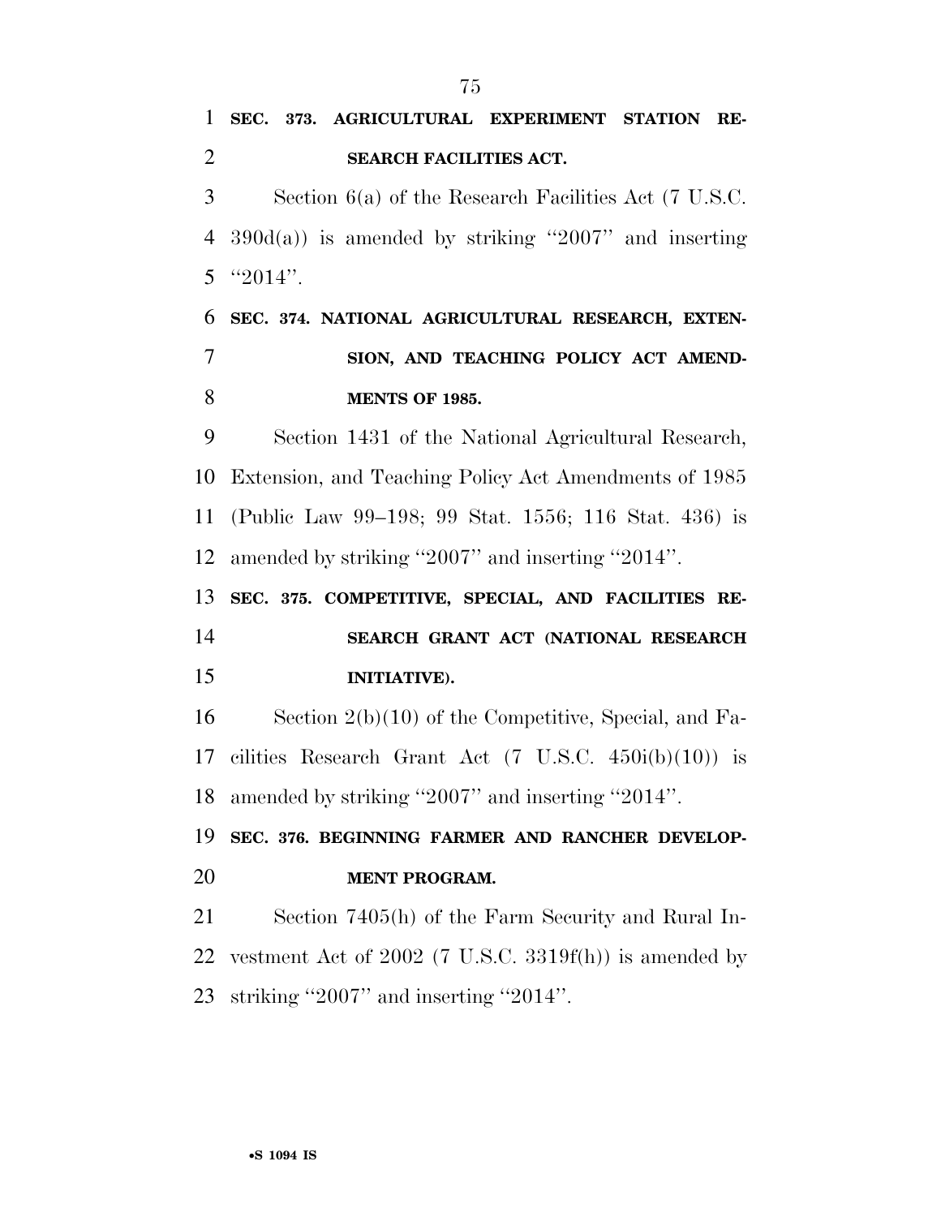**SEC. 373. AGRICULTURAL EXPERIMENT STATION RESEARCH FACILITIES ACT.**

Section 6(a) of the Research Facilities Act (7 U.S.C. 390d(a)) is amended by striking ''2007'' and inserting ''2014''.

**SEC. 374. NATIONAL AGRICULTURAL RESEARCH, EXTENSION, AND TEACHING POLICY ACT AMENDMENTS OF 1985.**

Section 1431 of the National Agricultural Research, Extension, and Teaching Policy Act Amendments of 1985 (Public Law 99–198; 99 Stat. 1556; 116 Stat. 436) is amended by striking ''2007'' and inserting ''2014''.

**SEC. 375. COMPETITIVE, SPECIAL, AND FACILITIES RESEARCH GRANT ACT (NATIONAL RESEARCH INITIATIVE).**

Section 2(b)(10) of the Competitive, Special, and Facilities Research Grant Act (7 U.S.C. 450i(b)(10)) is amended by striking ''2007'' and inserting ''2014''.

**SEC. 376. BEGINNING FARMER AND RANCHER DEVELOPMENT PROGRAM.**

Section 7405(h) of the Farm Security and Rural Investment Act of 2002 (7 U.S.C. 3319f(h)) is amended by striking ''2007'' and inserting ''2014''.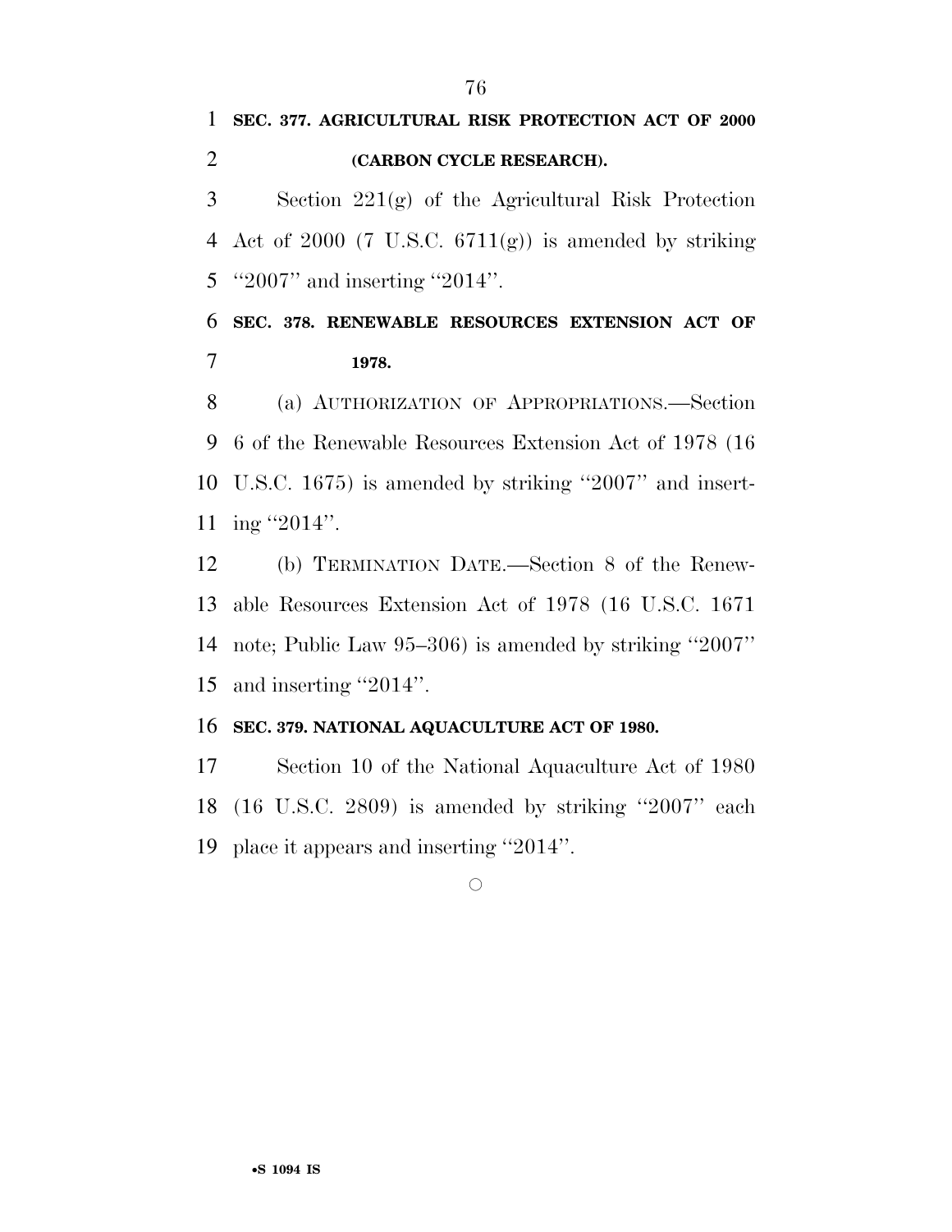**SEC. 377. AGRICULTURAL RISK PROTECTION ACT OF 2000 (CARBON CYCLE RESEARCH).**

Section 221(g) of the Agricultural Risk Protection Act of 2000 (7 U.S.C. 6711(g)) is amended by striking ''2007'' and inserting ''2014''.

**SEC. 378. RENEWABLE RESOURCES EXTENSION ACT OF 1978.**

(a) AUTHORIZATION OF APPROPRIATIONS.—Section 6 of the Renewable Resources Extension Act of 1978 (16 U.S.C. 1675) is amended by striking ''2007'' and inserting ''2014''.

(b) TERMINATION DATE.—Section 8 of the Renewable Resources Extension Act of 1978 (16 U.S.C. 1671 note; Public Law 95–306) is amended by striking ''2007'' and inserting ''2014''.

**SEC. 379. NATIONAL AQUACULTURE ACT OF 1980.**

Section 10 of the National Aquaculture Act of 1980 (16 U.S.C. 2809) is amended by striking ''2007'' each place it appears and inserting ''2014''.

○